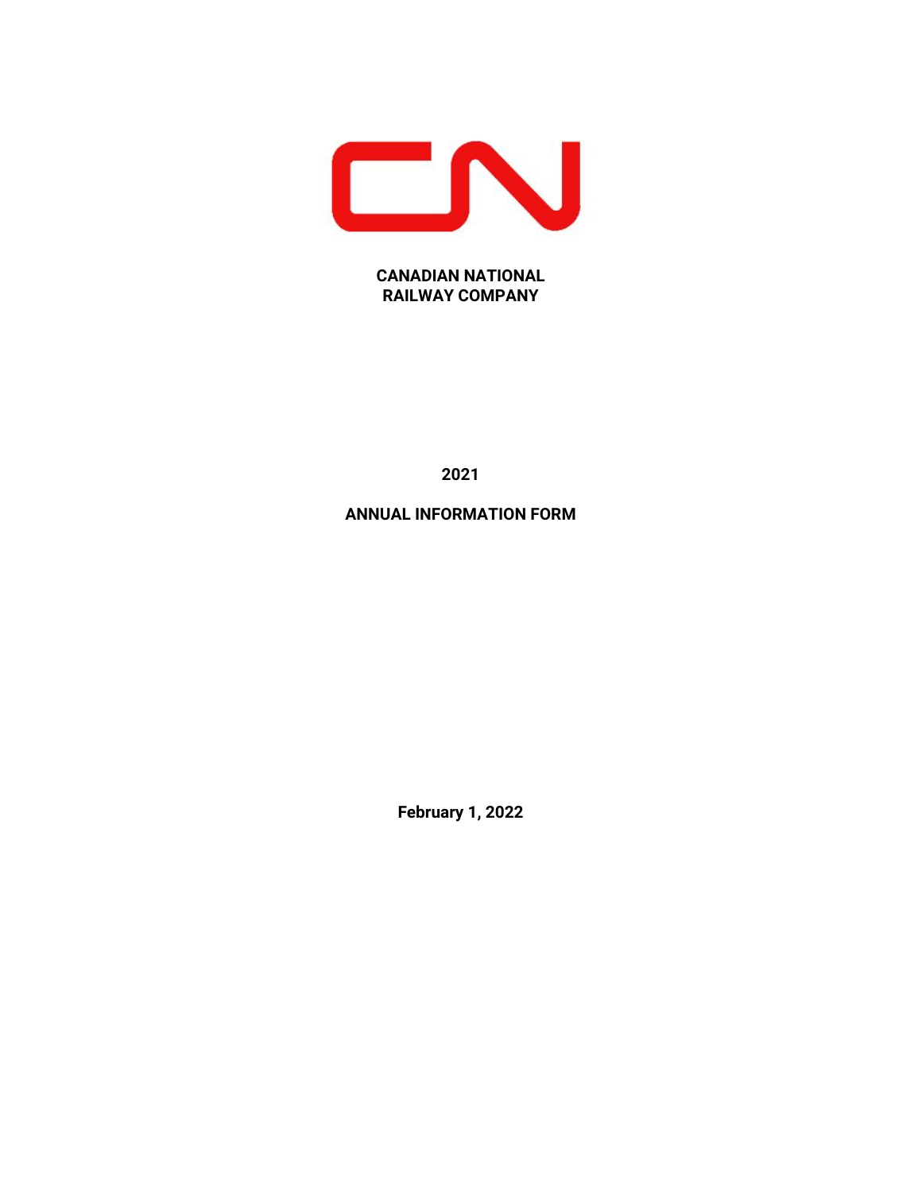**CANADIAN NATIONAL**
**RAILWAY COMPANY**

**2021**

**ANNUAL INFORMATION FORM**

**February 1, 2022**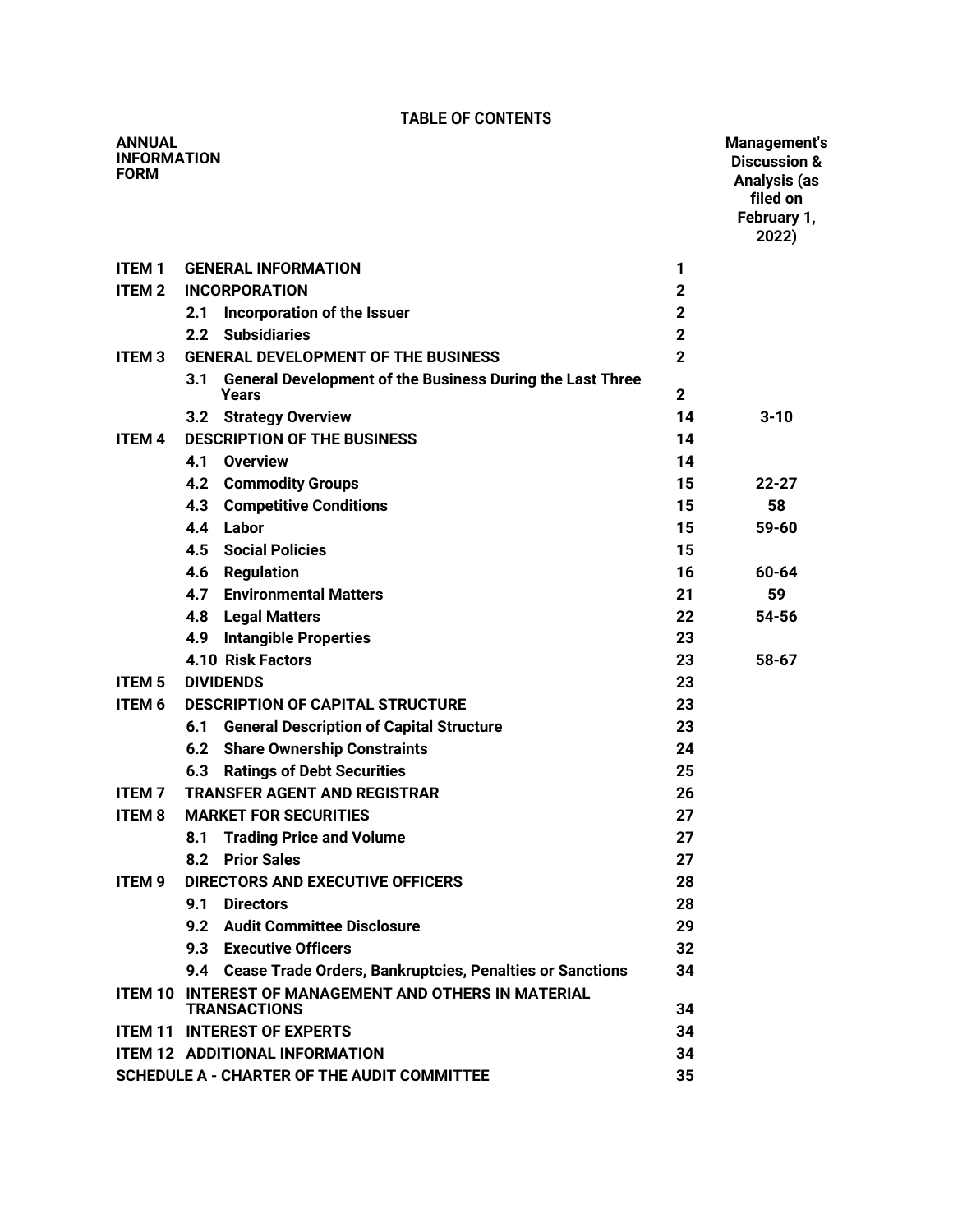# TABLE OF CONTENTS

| ANNUAL INFORMATION FORM | | | Management's Discussion & Analysis (as filed on February 1, 2022) |
|---|---|---|---|
| **ITEM 1** | **GENERAL INFORMATION** | **1** | |
| **ITEM 2** | **INCORPORATION** | **2** | |
| | **2.1 Incorporation of the Issuer** | **2** | |
| | **2.2 Subsidiaries** | **2** | |
| **ITEM 3** | **GENERAL DEVELOPMENT OF THE BUSINESS** | **2** | |
| | **3.1 General Development of the Business During the Last Three Years** | **2** | |
| | **3.2 Strategy Overview** | **14** | **3-10** |
| **ITEM 4** | **DESCRIPTION OF THE BUSINESS** | **14** | |
| | **4.1 Overview** | **14** | |
| | **4.2 Commodity Groups** | **15** | **22-27** |
| | **4.3 Competitive Conditions** | **15** | **58** |
| | **4.4 Labor** | **15** | **59-60** |
| | **4.5 Social Policies** | **15** | |
| | **4.6 Regulation** | **16** | **60-64** |
| | **4.7 Environmental Matters** | **21** | **59** |
| | **4.8 Legal Matters** | **22** | **54-56** |
| | **4.9 Intangible Properties** | **23** | |
| | **4.10 Risk Factors** | **23** | **58-67** |
| **ITEM 5** | **DIVIDENDS** | **23** | |
| **ITEM 6** | **DESCRIPTION OF CAPITAL STRUCTURE** | **23** | |
| | **6.1 General Description of Capital Structure** | **23** | |
| | **6.2 Share Ownership Constraints** | **24** | |
| | **6.3 Ratings of Debt Securities** | **25** | |
| **ITEM 7** | **TRANSFER AGENT AND REGISTRAR** | **26** | |
| **ITEM 8** | **MARKET FOR SECURITIES** | **27** | |
| | **8.1 Trading Price and Volume** | **27** | |
| | **8.2 Prior Sales** | **27** | |
| **ITEM 9** | **DIRECTORS AND EXECUTIVE OFFICERS** | **28** | |
| | **9.1 Directors** | **28** | |
| | **9.2 Audit Committee Disclosure** | **29** | |
| | **9.3 Executive Officers** | **32** | |
| | **9.4 Cease Trade Orders, Bankruptcies, Penalties or Sanctions** | **34** | |
| **ITEM 10** | **INTEREST OF MANAGEMENT AND OTHERS IN MATERIAL TRANSACTIONS** | **34** | |
| **ITEM 11** | **INTEREST OF EXPERTS** | **34** | |
| **ITEM 12** | **ADDITIONAL INFORMATION** | **34** | |
| **SCHEDULE A - CHARTER OF THE AUDIT COMMITTEE** | | **35** | |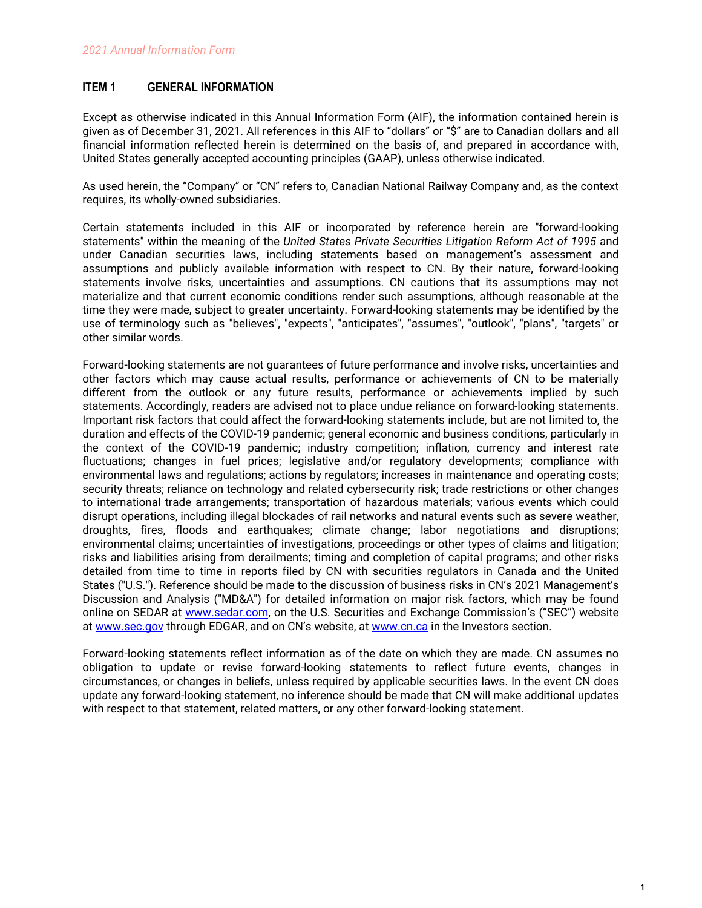## ITEM 1 GENERAL INFORMATION

Except as otherwise indicated in this Annual Information Form (AIF), the information contained herein is given as of December 31, 2021. All references in this AIF to "dollars" or "$" are to Canadian dollars and all financial information reflected herein is determined on the basis of, and prepared in accordance with, United States generally accepted accounting principles (GAAP), unless otherwise indicated.

As used herein, the "Company" or "CN" refers to, Canadian National Railway Company and, as the context requires, its wholly-owned subsidiaries.

Certain statements included in this AIF or incorporated by reference herein are "forward-looking statements" within the meaning of the *United States Private Securities Litigation Reform Act of 1995* and under Canadian securities laws, including statements based on management's assessment and assumptions and publicly available information with respect to CN. By their nature, forward-looking statements involve risks, uncertainties and assumptions. CN cautions that its assumptions may not materialize and that current economic conditions render such assumptions, although reasonable at the time they were made, subject to greater uncertainty. Forward-looking statements may be identified by the use of terminology such as "believes", "expects", "anticipates", "assumes", "outlook", "plans", "targets" or other similar words.

Forward-looking statements are not guarantees of future performance and involve risks, uncertainties and other factors which may cause actual results, performance or achievements of CN to be materially different from the outlook or any future results, performance or achievements implied by such statements. Accordingly, readers are advised not to place undue reliance on forward-looking statements. Important risk factors that could affect the forward-looking statements include, but are not limited to, the duration and effects of the COVID-19 pandemic; general economic and business conditions, particularly in the context of the COVID-19 pandemic; industry competition; inflation, currency and interest rate fluctuations; changes in fuel prices; legislative and/or regulatory developments; compliance with environmental laws and regulations; actions by regulators; increases in maintenance and operating costs; security threats; reliance on technology and related cybersecurity risk; trade restrictions or other changes to international trade arrangements; transportation of hazardous materials; various events which could disrupt operations, including illegal blockades of rail networks and natural events such as severe weather, droughts, fires, floods and earthquakes; climate change; labor negotiations and disruptions; environmental claims; uncertainties of investigations, proceedings or other types of claims and litigation; risks and liabilities arising from derailments; timing and completion of capital programs; and other risks detailed from time to time in reports filed by CN with securities regulators in Canada and the United States ("U.S."). Reference should be made to the discussion of business risks in CN's 2021 Management's Discussion and Analysis ("MD&A") for detailed information on major risk factors, which may be found online on SEDAR at www.sedar.com, on the U.S. Securities and Exchange Commission's ("SEC") website at www.sec.gov through EDGAR, and on CN's website, at www.cn.ca in the Investors section.

Forward-looking statements reflect information as of the date on which they are made. CN assumes no obligation to update or revise forward-looking statements to reflect future events, changes in circumstances, or changes in beliefs, unless required by applicable securities laws. In the event CN does update any forward-looking statement, no inference should be made that CN will make additional updates with respect to that statement, related matters, or any other forward-looking statement.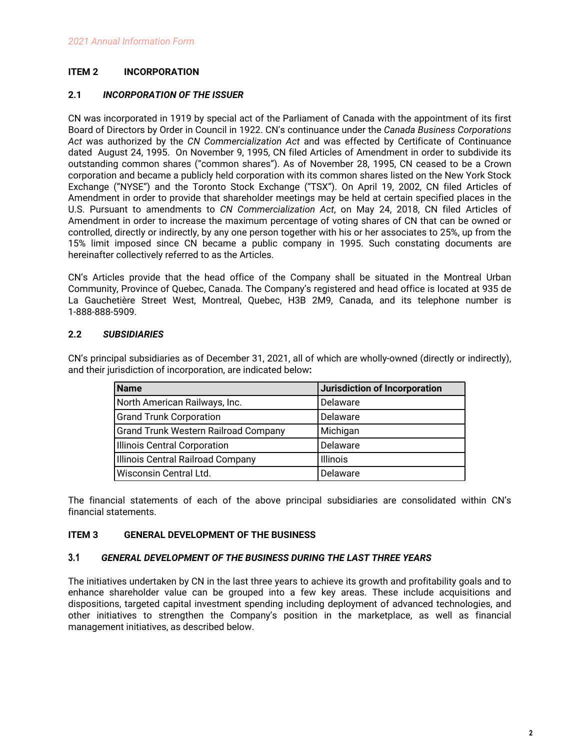## ITEM 2 INCORPORATION

### 2.1 *INCORPORATION OF THE ISSUER*

CN was incorporated in 1919 by special act of the Parliament of Canada with the appointment of its first Board of Directors by Order in Council in 1922. CN's continuance under the *Canada Business Corporations Act* was authorized by the *CN Commercialization Act* and was effected by Certificate of Continuance dated August 24, 1995. On November 9, 1995, CN filed Articles of Amendment in order to subdivide its outstanding common shares ("common shares"). As of November 28, 1995, CN ceased to be a Crown corporation and became a publicly held corporation with its common shares listed on the New York Stock Exchange ("NYSE") and the Toronto Stock Exchange ("TSX"). On April 19, 2002, CN filed Articles of Amendment in order to provide that shareholder meetings may be held at certain specified places in the U.S. Pursuant to amendments to *CN Commercialization Act*, on May 24, 2018, CN filed Articles of Amendment in order to increase the maximum percentage of voting shares of CN that can be owned or controlled, directly or indirectly, by any one person together with his or her associates to 25%, up from the 15% limit imposed since CN became a public company in 1995. Such constating documents are hereinafter collectively referred to as the Articles.

CN's Articles provide that the head office of the Company shall be situated in the Montreal Urban Community, Province of Quebec, Canada. The Company's registered and head office is located at 935 de La Gauchetière Street West, Montreal, Quebec, H3B 2M9, Canada, and its telephone number is 1-888-888-5909.

### 2.2 *SUBSIDIARIES*

CN's principal subsidiaries as of December 31, 2021, all of which are wholly-owned (directly or indirectly), and their jurisdiction of incorporation, are indicated below**:**

| Name | Jurisdiction of Incorporation |
|---|---|
| North American Railways, Inc. | Delaware |
| Grand Trunk Corporation | Delaware |
| Grand Trunk Western Railroad Company | Michigan |
| Illinois Central Corporation | Delaware |
| Illinois Central Railroad Company | Illinois |
| Wisconsin Central Ltd. | Delaware |

The financial statements of each of the above principal subsidiaries are consolidated within CN's financial statements.

## ITEM 3 GENERAL DEVELOPMENT OF THE BUSINESS

### 3.1 *GENERAL DEVELOPMENT OF THE BUSINESS DURING THE LAST THREE YEARS*

The initiatives undertaken by CN in the last three years to achieve its growth and profitability goals and to enhance shareholder value can be grouped into a few key areas. These include acquisitions and dispositions, targeted capital investment spending including deployment of advanced technologies, and other initiatives to strengthen the Company's position in the marketplace, as well as financial management initiatives, as described below.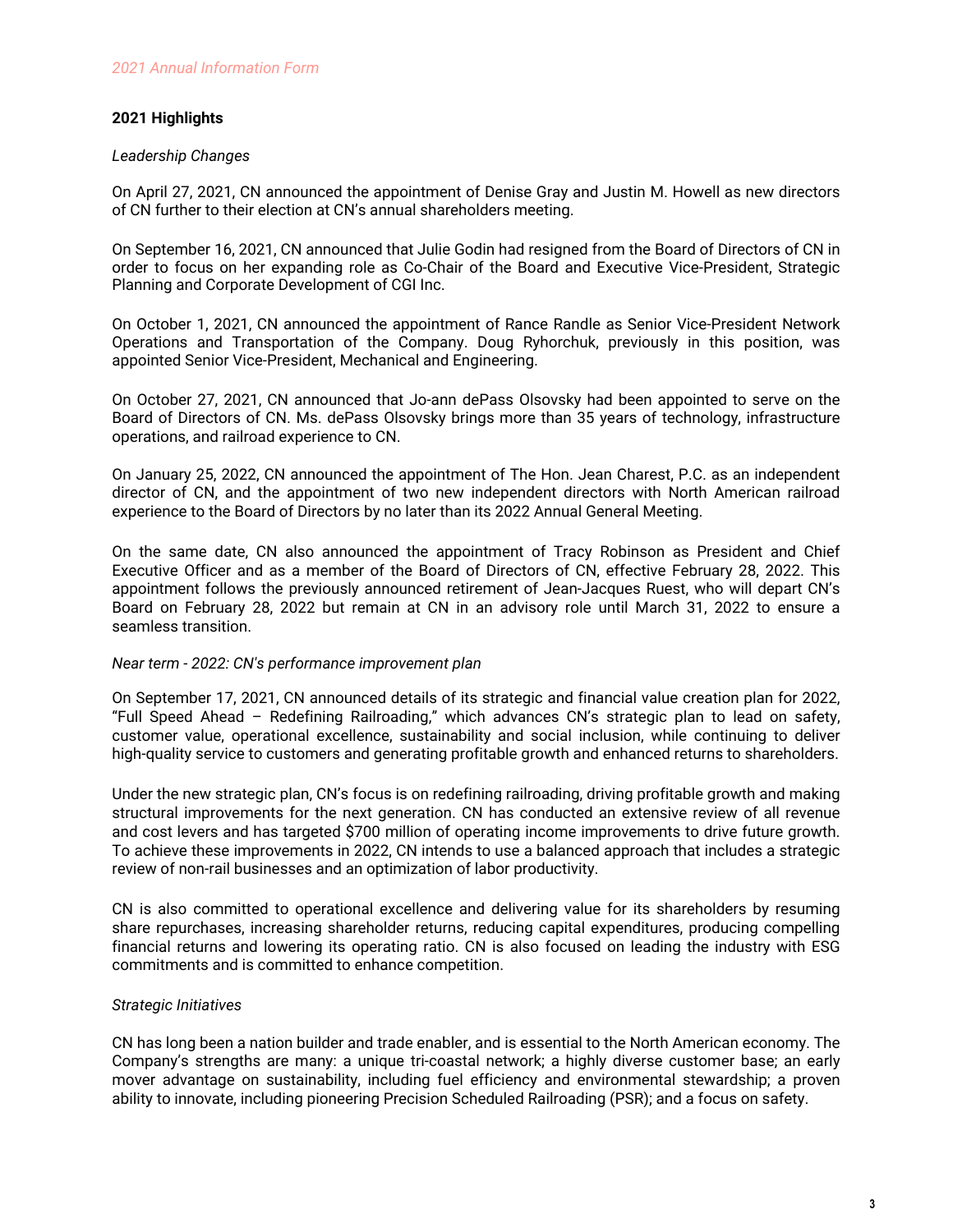## 2021 Highlights

*Leadership Changes*

On April 27, 2021, CN announced the appointment of Denise Gray and Justin M. Howell as new directors of CN further to their election at CN's annual shareholders meeting.

On September 16, 2021, CN announced that Julie Godin had resigned from the Board of Directors of CN in order to focus on her expanding role as Co-Chair of the Board and Executive Vice-President, Strategic Planning and Corporate Development of CGI Inc.

On October 1, 2021, CN announced the appointment of Rance Randle as Senior Vice-President Network Operations and Transportation of the Company. Doug Ryhorchuk, previously in this position, was appointed Senior Vice-President, Mechanical and Engineering.

On October 27, 2021, CN announced that Jo-ann dePass Olsovsky had been appointed to serve on the Board of Directors of CN. Ms. dePass Olsovsky brings more than 35 years of technology, infrastructure operations, and railroad experience to CN.

On January 25, 2022, CN announced the appointment of The Hon. Jean Charest, P.C. as an independent director of CN, and the appointment of two new independent directors with North American railroad experience to the Board of Directors by no later than its 2022 Annual General Meeting.

On the same date, CN also announced the appointment of Tracy Robinson as President and Chief Executive Officer and as a member of the Board of Directors of CN, effective February 28, 2022. This appointment follows the previously announced retirement of Jean-Jacques Ruest, who will depart CN's Board on February 28, 2022 but remain at CN in an advisory role until March 31, 2022 to ensure a seamless transition.

*Near term - 2022: CN's performance improvement plan*

On September 17, 2021, CN announced details of its strategic and financial value creation plan for 2022, "Full Speed Ahead – Redefining Railroading," which advances CN's strategic plan to lead on safety, customer value, operational excellence, sustainability and social inclusion, while continuing to deliver high-quality service to customers and generating profitable growth and enhanced returns to shareholders.

Under the new strategic plan, CN's focus is on redefining railroading, driving profitable growth and making structural improvements for the next generation. CN has conducted an extensive review of all revenue and cost levers and has targeted $700 million of operating income improvements to drive future growth. To achieve these improvements in 2022, CN intends to use a balanced approach that includes a strategic review of non-rail businesses and an optimization of labor productivity.

CN is also committed to operational excellence and delivering value for its shareholders by resuming share repurchases, increasing shareholder returns, reducing capital expenditures, producing compelling financial returns and lowering its operating ratio. CN is also focused on leading the industry with ESG commitments and is committed to enhance competition.

*Strategic Initiatives*

CN has long been a nation builder and trade enabler, and is essential to the North American economy. The Company's strengths are many: a unique tri-coastal network; a highly diverse customer base; an early mover advantage on sustainability, including fuel efficiency and environmental stewardship; a proven ability to innovate, including pioneering Precision Scheduled Railroading (PSR); and a focus on safety.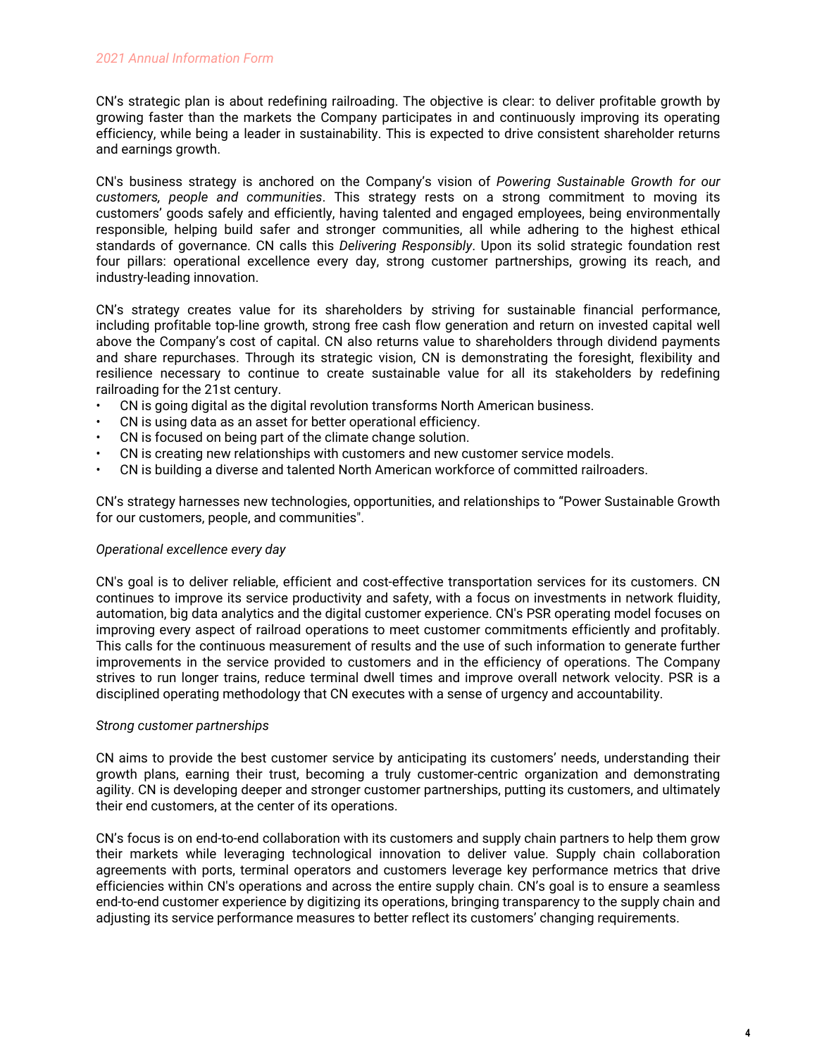CN's strategic plan is about redefining railroading. The objective is clear: to deliver profitable growth by growing faster than the markets the Company participates in and continuously improving its operating efficiency, while being a leader in sustainability. This is expected to drive consistent shareholder returns and earnings growth.

CN's business strategy is anchored on the Company's vision of *Powering Sustainable Growth for our customers, people and communities*. This strategy rests on a strong commitment to moving its customers' goods safely and efficiently, having talented and engaged employees, being environmentally responsible, helping build safer and stronger communities, all while adhering to the highest ethical standards of governance. CN calls this *Delivering Responsibly*. Upon its solid strategic foundation rest four pillars: operational excellence every day, strong customer partnerships, growing its reach, and industry-leading innovation.

CN's strategy creates value for its shareholders by striving for sustainable financial performance, including profitable top-line growth, strong free cash flow generation and return on invested capital well above the Company's cost of capital. CN also returns value to shareholders through dividend payments and share repurchases. Through its strategic vision, CN is demonstrating the foresight, flexibility and resilience necessary to continue to create sustainable value for all its stakeholders by redefining railroading for the 21st century.

- CN is going digital as the digital revolution transforms North American business.
- CN is using data as an asset for better operational efficiency.
- CN is focused on being part of the climate change solution.
- CN is creating new relationships with customers and new customer service models.
- CN is building a diverse and talented North American workforce of committed railroaders.

CN's strategy harnesses new technologies, opportunities, and relationships to "Power Sustainable Growth for our customers, people, and communities".

*Operational excellence every day*

CN's goal is to deliver reliable, efficient and cost-effective transportation services for its customers. CN continues to improve its service productivity and safety, with a focus on investments in network fluidity, automation, big data analytics and the digital customer experience. CN's PSR operating model focuses on improving every aspect of railroad operations to meet customer commitments efficiently and profitably. This calls for the continuous measurement of results and the use of such information to generate further improvements in the service provided to customers and in the efficiency of operations. The Company strives to run longer trains, reduce terminal dwell times and improve overall network velocity. PSR is a disciplined operating methodology that CN executes with a sense of urgency and accountability.

*Strong customer partnerships*

CN aims to provide the best customer service by anticipating its customers' needs, understanding their growth plans, earning their trust, becoming a truly customer-centric organization and demonstrating agility. CN is developing deeper and stronger customer partnerships, putting its customers, and ultimately their end customers, at the center of its operations.

CN's focus is on end-to-end collaboration with its customers and supply chain partners to help them grow their markets while leveraging technological innovation to deliver value. Supply chain collaboration agreements with ports, terminal operators and customers leverage key performance metrics that drive efficiencies within CN's operations and across the entire supply chain. CN's goal is to ensure a seamless end-to-end customer experience by digitizing its operations, bringing transparency to the supply chain and adjusting its service performance measures to better reflect its customers' changing requirements.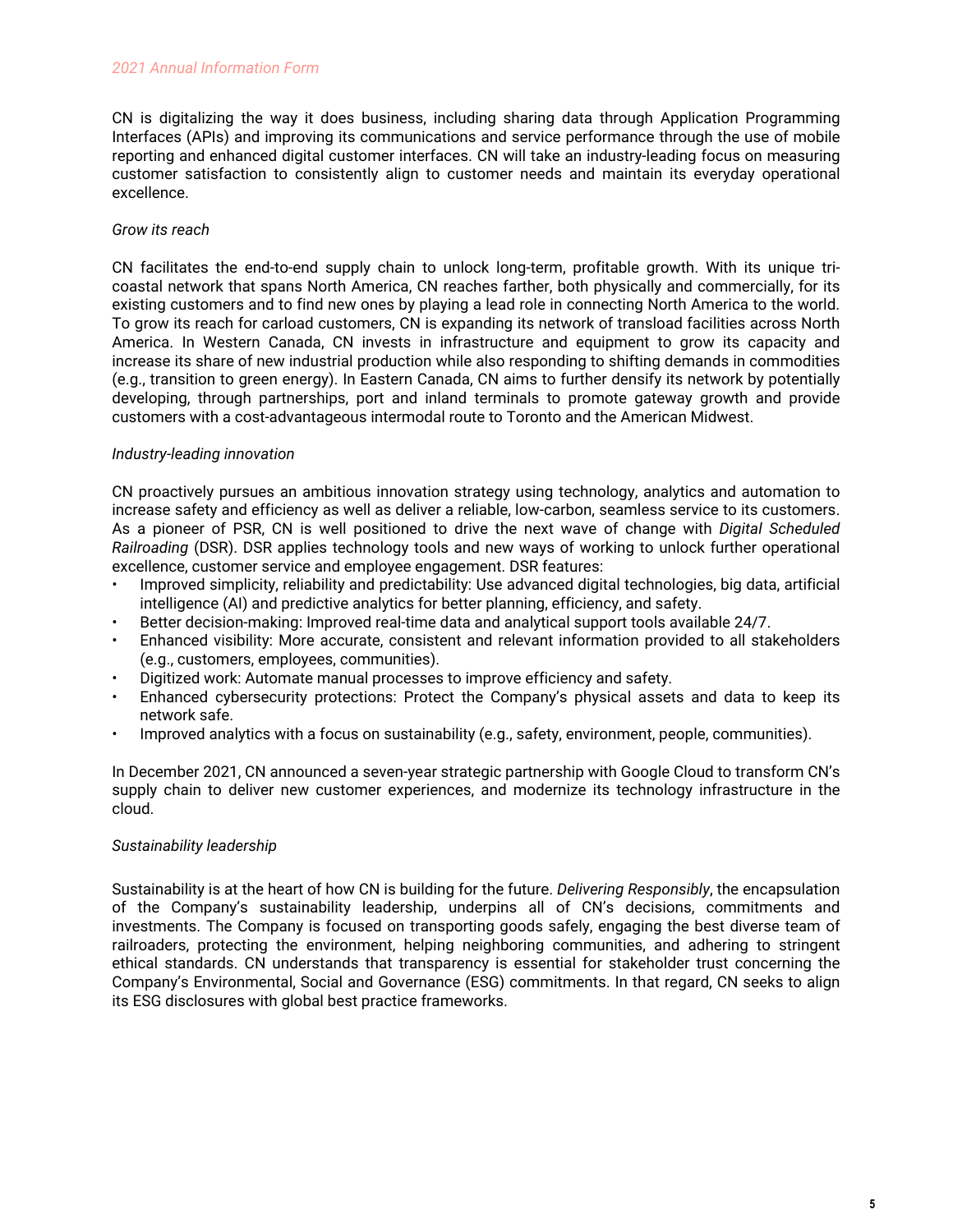CN is digitalizing the way it does business, including sharing data through Application Programming Interfaces (APIs) and improving its communications and service performance through the use of mobile reporting and enhanced digital customer interfaces. CN will take an industry-leading focus on measuring customer satisfaction to consistently align to customer needs and maintain its everyday operational excellence.

*Grow its reach*

CN facilitates the end-to-end supply chain to unlock long-term, profitable growth. With its unique tri-coastal network that spans North America, CN reaches farther, both physically and commercially, for its existing customers and to find new ones by playing a lead role in connecting North America to the world. To grow its reach for carload customers, CN is expanding its network of transload facilities across North America. In Western Canada, CN invests in infrastructure and equipment to grow its capacity and increase its share of new industrial production while also responding to shifting demands in commodities (e.g., transition to green energy). In Eastern Canada, CN aims to further densify its network by potentially developing, through partnerships, port and inland terminals to promote gateway growth and provide customers with a cost-advantageous intermodal route to Toronto and the American Midwest.

*Industry-leading innovation*

CN proactively pursues an ambitious innovation strategy using technology, analytics and automation to increase safety and efficiency as well as deliver a reliable, low-carbon, seamless service to its customers. As a pioneer of PSR, CN is well positioned to drive the next wave of change with *Digital Scheduled Railroading* (DSR). DSR applies technology tools and new ways of working to unlock further operational excellence, customer service and employee engagement. DSR features:

- Improved simplicity, reliability and predictability: Use advanced digital technologies, big data, artificial intelligence (AI) and predictive analytics for better planning, efficiency, and safety.
- Better decision-making: Improved real-time data and analytical support tools available 24/7.
- Enhanced visibility: More accurate, consistent and relevant information provided to all stakeholders (e.g., customers, employees, communities).
- Digitized work: Automate manual processes to improve efficiency and safety.
- Enhanced cybersecurity protections: Protect the Company's physical assets and data to keep its network safe.
- Improved analytics with a focus on sustainability (e.g., safety, environment, people, communities).

In December 2021, CN announced a seven-year strategic partnership with Google Cloud to transform CN's supply chain to deliver new customer experiences, and modernize its technology infrastructure in the cloud.

*Sustainability leadership*

Sustainability is at the heart of how CN is building for the future. *Delivering Responsibly*, the encapsulation of the Company's sustainability leadership, underpins all of CN's decisions, commitments and investments. The Company is focused on transporting goods safely, engaging the best diverse team of railroaders, protecting the environment, helping neighboring communities, and adhering to stringent ethical standards. CN understands that transparency is essential for stakeholder trust concerning the Company's Environmental, Social and Governance (ESG) commitments. In that regard, CN seeks to align its ESG disclosures with global best practice frameworks.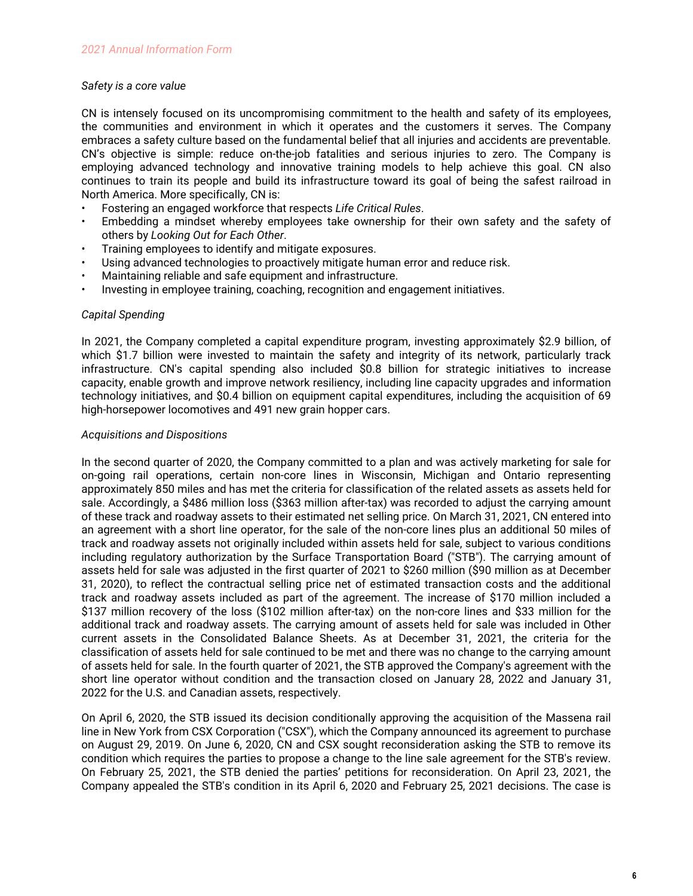*Safety is a core value*

CN is intensely focused on its uncompromising commitment to the health and safety of its employees, the communities and environment in which it operates and the customers it serves. The Company embraces a safety culture based on the fundamental belief that all injuries and accidents are preventable. CN's objective is simple: reduce on-the-job fatalities and serious injuries to zero. The Company is employing advanced technology and innovative training models to help achieve this goal. CN also continues to train its people and build its infrastructure toward its goal of being the safest railroad in North America. More specifically, CN is:

- Fostering an engaged workforce that respects *Life Critical Rules*.
- Embedding a mindset whereby employees take ownership for their own safety and the safety of others by *Looking Out for Each Other*.
- Training employees to identify and mitigate exposures.
- Using advanced technologies to proactively mitigate human error and reduce risk.
- Maintaining reliable and safe equipment and infrastructure.
- Investing in employee training, coaching, recognition and engagement initiatives.

*Capital Spending*

In 2021, the Company completed a capital expenditure program, investing approximately $2.9 billion, of which $1.7 billion were invested to maintain the safety and integrity of its network, particularly track infrastructure. CN's capital spending also included $0.8 billion for strategic initiatives to increase capacity, enable growth and improve network resiliency, including line capacity upgrades and information technology initiatives, and $0.4 billion on equipment capital expenditures, including the acquisition of 69 high-horsepower locomotives and 491 new grain hopper cars.

*Acquisitions and Dispositions*

In the second quarter of 2020, the Company committed to a plan and was actively marketing for sale for on-going rail operations, certain non-core lines in Wisconsin, Michigan and Ontario representing approximately 850 miles and has met the criteria for classification of the related assets as assets held for sale. Accordingly, a $486 million loss ($363 million after-tax) was recorded to adjust the carrying amount of these track and roadway assets to their estimated net selling price. On March 31, 2021, CN entered into an agreement with a short line operator, for the sale of the non-core lines plus an additional 50 miles of track and roadway assets not originally included within assets held for sale, subject to various conditions including regulatory authorization by the Surface Transportation Board ("STB"). The carrying amount of assets held for sale was adjusted in the first quarter of 2021 to $260 million ($90 million as at December 31, 2020), to reflect the contractual selling price net of estimated transaction costs and the additional track and roadway assets included as part of the agreement. The increase of $170 million included a $137 million recovery of the loss ($102 million after-tax) on the non-core lines and $33 million for the additional track and roadway assets. The carrying amount of assets held for sale was included in Other current assets in the Consolidated Balance Sheets. As at December 31, 2021, the criteria for the classification of assets held for sale continued to be met and there was no change to the carrying amount of assets held for sale. In the fourth quarter of 2021, the STB approved the Company's agreement with the short line operator without condition and the transaction closed on January 28, 2022 and January 31, 2022 for the U.S. and Canadian assets, respectively.

On April 6, 2020, the STB issued its decision conditionally approving the acquisition of the Massena rail line in New York from CSX Corporation ("CSX"), which the Company announced its agreement to purchase on August 29, 2019. On June 6, 2020, CN and CSX sought reconsideration asking the STB to remove its condition which requires the parties to propose a change to the line sale agreement for the STB's review. On February 25, 2021, the STB denied the parties' petitions for reconsideration. On April 23, 2021, the Company appealed the STB's condition in its April 6, 2020 and February 25, 2021 decisions. The case is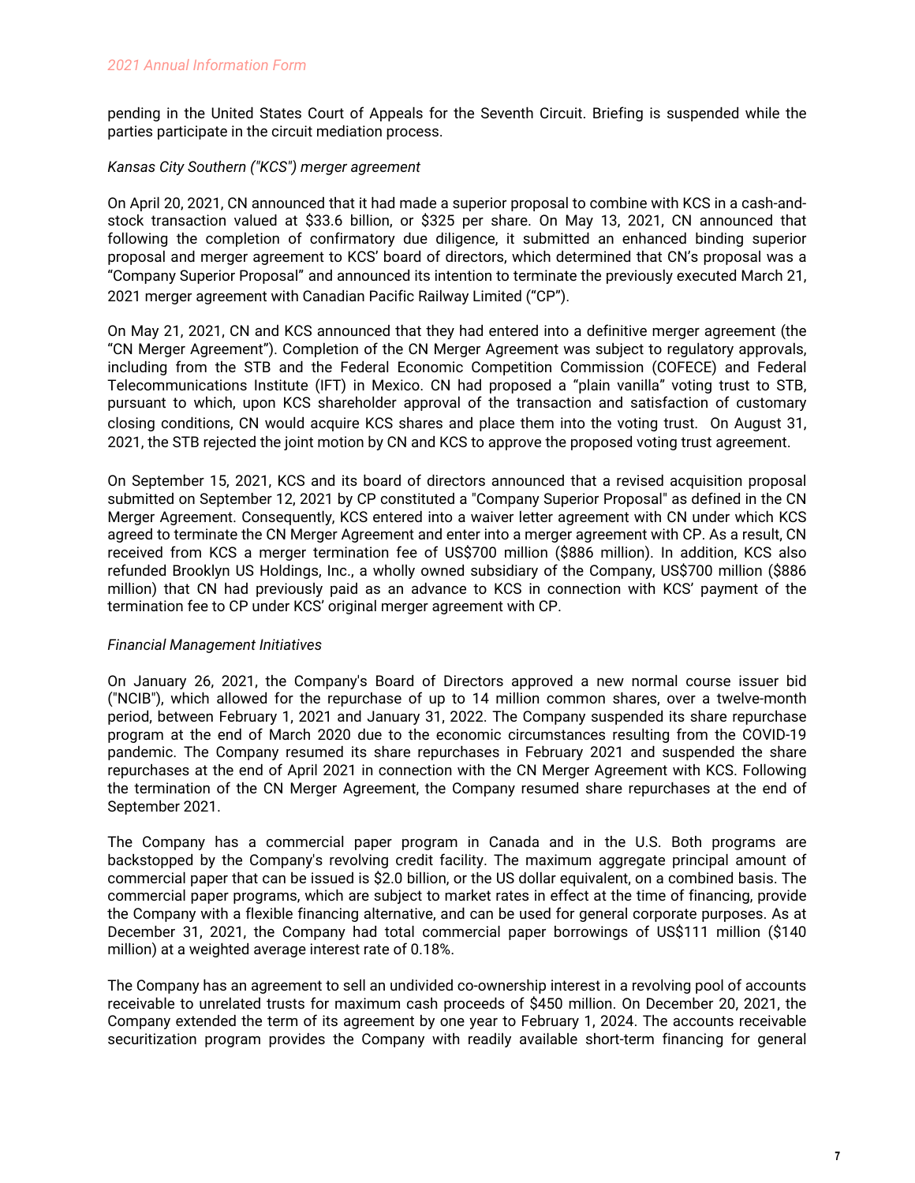pending in the United States Court of Appeals for the Seventh Circuit. Briefing is suspended while the parties participate in the circuit mediation process.

*Kansas City Southern ("KCS") merger agreement*

On April 20, 2021, CN announced that it had made a superior proposal to combine with KCS in a cash-and-stock transaction valued at $33.6 billion, or $325 per share. On May 13, 2021, CN announced that following the completion of confirmatory due diligence, it submitted an enhanced binding superior proposal and merger agreement to KCS' board of directors, which determined that CN's proposal was a "Company Superior Proposal" and announced its intention to terminate the previously executed March 21, 2021 merger agreement with Canadian Pacific Railway Limited ("CP").

On May 21, 2021, CN and KCS announced that they had entered into a definitive merger agreement (the "CN Merger Agreement"). Completion of the CN Merger Agreement was subject to regulatory approvals, including from the STB and the Federal Economic Competition Commission (COFECE) and Federal Telecommunications Institute (IFT) in Mexico. CN had proposed a "plain vanilla" voting trust to STB, pursuant to which, upon KCS shareholder approval of the transaction and satisfaction of customary closing conditions, CN would acquire KCS shares and place them into the voting trust. On August 31, 2021, the STB rejected the joint motion by CN and KCS to approve the proposed voting trust agreement.

On September 15, 2021, KCS and its board of directors announced that a revised acquisition proposal submitted on September 12, 2021 by CP constituted a "Company Superior Proposal" as defined in the CN Merger Agreement. Consequently, KCS entered into a waiver letter agreement with CN under which KCS agreed to terminate the CN Merger Agreement and enter into a merger agreement with CP. As a result, CN received from KCS a merger termination fee of US$700 million ($886 million). In addition, KCS also refunded Brooklyn US Holdings, Inc., a wholly owned subsidiary of the Company, US$700 million ($886 million) that CN had previously paid as an advance to KCS in connection with KCS' payment of the termination fee to CP under KCS' original merger agreement with CP.

*Financial Management Initiatives*

On January 26, 2021, the Company's Board of Directors approved a new normal course issuer bid ("NCIB"), which allowed for the repurchase of up to 14 million common shares, over a twelve-month period, between February 1, 2021 and January 31, 2022. The Company suspended its share repurchase program at the end of March 2020 due to the economic circumstances resulting from the COVID-19 pandemic. The Company resumed its share repurchases in February 2021 and suspended the share repurchases at the end of April 2021 in connection with the CN Merger Agreement with KCS. Following the termination of the CN Merger Agreement, the Company resumed share repurchases at the end of September 2021.

The Company has a commercial paper program in Canada and in the U.S. Both programs are backstopped by the Company's revolving credit facility. The maximum aggregate principal amount of commercial paper that can be issued is $2.0 billion, or the US dollar equivalent, on a combined basis. The commercial paper programs, which are subject to market rates in effect at the time of financing, provide the Company with a flexible financing alternative, and can be used for general corporate purposes. As at December 31, 2021, the Company had total commercial paper borrowings of US$111 million ($140 million) at a weighted average interest rate of 0.18%.

The Company has an agreement to sell an undivided co-ownership interest in a revolving pool of accounts receivable to unrelated trusts for maximum cash proceeds of $450 million. On December 20, 2021, the Company extended the term of its agreement by one year to February 1, 2024. The accounts receivable securitization program provides the Company with readily available short-term financing for general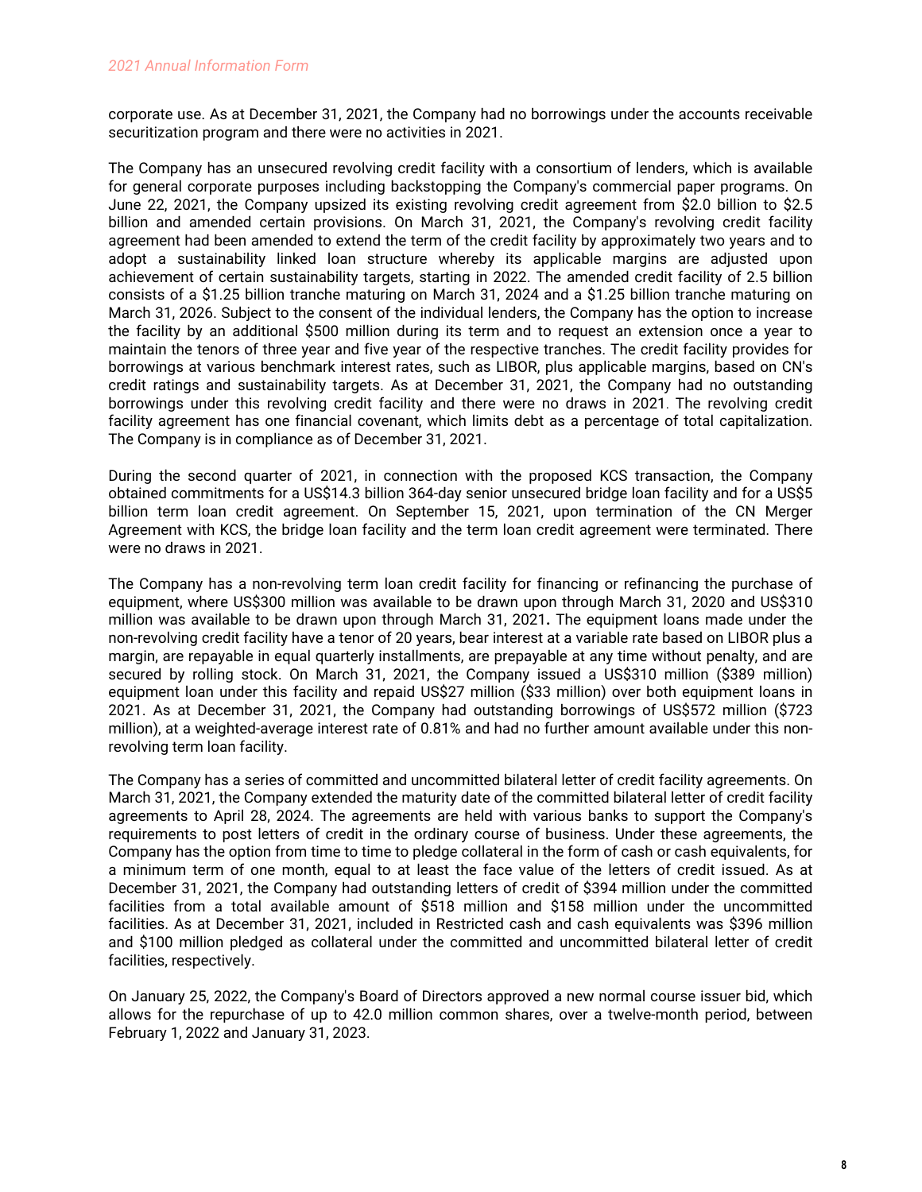corporate use. As at December 31, 2021, the Company had no borrowings under the accounts receivable securitization program and there were no activities in 2021.

The Company has an unsecured revolving credit facility with a consortium of lenders, which is available for general corporate purposes including backstopping the Company's commercial paper programs. On June 22, 2021, the Company upsized its existing revolving credit agreement from $2.0 billion to $2.5 billion and amended certain provisions. On March 31, 2021, the Company's revolving credit facility agreement had been amended to extend the term of the credit facility by approximately two years and to adopt a sustainability linked loan structure whereby its applicable margins are adjusted upon achievement of certain sustainability targets, starting in 2022. The amended credit facility of 2.5 billion consists of a $1.25 billion tranche maturing on March 31, 2024 and a $1.25 billion tranche maturing on March 31, 2026. Subject to the consent of the individual lenders, the Company has the option to increase the facility by an additional $500 million during its term and to request an extension once a year to maintain the tenors of three year and five year of the respective tranches. The credit facility provides for borrowings at various benchmark interest rates, such as LIBOR, plus applicable margins, based on CN's credit ratings and sustainability targets. As at December 31, 2021, the Company had no outstanding borrowings under this revolving credit facility and there were no draws in 2021. The revolving credit facility agreement has one financial covenant, which limits debt as a percentage of total capitalization. The Company is in compliance as of December 31, 2021.

During the second quarter of 2021, in connection with the proposed KCS transaction, the Company obtained commitments for a US$14.3 billion 364-day senior unsecured bridge loan facility and for a US$5 billion term loan credit agreement. On September 15, 2021, upon termination of the CN Merger Agreement with KCS, the bridge loan facility and the term loan credit agreement were terminated. There were no draws in 2021.

The Company has a non-revolving term loan credit facility for financing or refinancing the purchase of equipment, where US$300 million was available to be drawn upon through March 31, 2020 and US$310 million was available to be drawn upon through March 31, 2021**.** The equipment loans made under the non-revolving credit facility have a tenor of 20 years, bear interest at a variable rate based on LIBOR plus a margin, are repayable in equal quarterly installments, are prepayable at any time without penalty, and are secured by rolling stock. On March 31, 2021, the Company issued a US$310 million ($389 million) equipment loan under this facility and repaid US$27 million ($33 million) over both equipment loans in 2021. As at December 31, 2021, the Company had outstanding borrowings of US$572 million ($723 million), at a weighted-average interest rate of 0.81% and had no further amount available under this non-revolving term loan facility.

The Company has a series of committed and uncommitted bilateral letter of credit facility agreements. On March 31, 2021, the Company extended the maturity date of the committed bilateral letter of credit facility agreements to April 28, 2024. The agreements are held with various banks to support the Company's requirements to post letters of credit in the ordinary course of business. Under these agreements, the Company has the option from time to time to pledge collateral in the form of cash or cash equivalents, for a minimum term of one month, equal to at least the face value of the letters of credit issued. As at December 31, 2021, the Company had outstanding letters of credit of $394 million under the committed facilities from a total available amount of $518 million and $158 million under the uncommitted facilities. As at December 31, 2021, included in Restricted cash and cash equivalents was $396 million and $100 million pledged as collateral under the committed and uncommitted bilateral letter of credit facilities, respectively.

On January 25, 2022, the Company's Board of Directors approved a new normal course issuer bid, which allows for the repurchase of up to 42.0 million common shares, over a twelve-month period, between February 1, 2022 and January 31, 2023.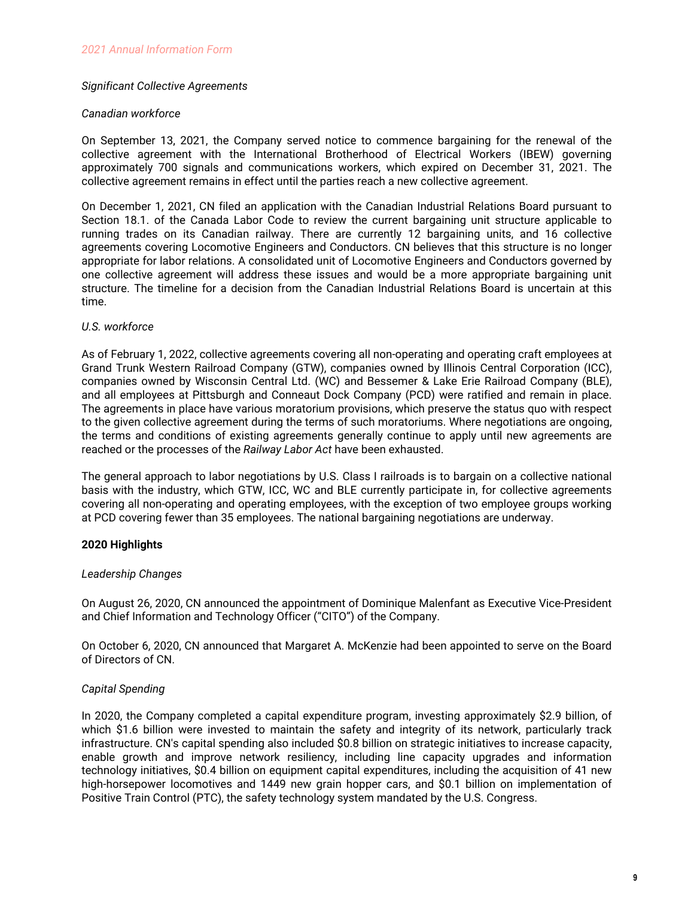*Significant Collective Agreements*

*Canadian workforce*

On September 13, 2021, the Company served notice to commence bargaining for the renewal of the collective agreement with the International Brotherhood of Electrical Workers (IBEW) governing approximately 700 signals and communications workers, which expired on December 31, 2021. The collective agreement remains in effect until the parties reach a new collective agreement.

On December 1, 2021, CN filed an application with the Canadian Industrial Relations Board pursuant to Section 18.1. of the Canada Labor Code to review the current bargaining unit structure applicable to running trades on its Canadian railway. There are currently 12 bargaining units, and 16 collective agreements covering Locomotive Engineers and Conductors. CN believes that this structure is no longer appropriate for labor relations. A consolidated unit of Locomotive Engineers and Conductors governed by one collective agreement will address these issues and would be a more appropriate bargaining unit structure. The timeline for a decision from the Canadian Industrial Relations Board is uncertain at this time.

*U.S. workforce*

As of February 1, 2022, collective agreements covering all non-operating and operating craft employees at Grand Trunk Western Railroad Company (GTW), companies owned by Illinois Central Corporation (ICC), companies owned by Wisconsin Central Ltd. (WC) and Bessemer & Lake Erie Railroad Company (BLE), and all employees at Pittsburgh and Conneaut Dock Company (PCD) were ratified and remain in place. The agreements in place have various moratorium provisions, which preserve the status quo with respect to the given collective agreement during the terms of such moratoriums. Where negotiations are ongoing, the terms and conditions of existing agreements generally continue to apply until new agreements are reached or the processes of the *Railway Labor Act* have been exhausted.

The general approach to labor negotiations by U.S. Class I railroads is to bargain on a collective national basis with the industry, which GTW, ICC, WC and BLE currently participate in, for collective agreements covering all non-operating and operating employees, with the exception of two employee groups working at PCD covering fewer than 35 employees. The national bargaining negotiations are underway.

## 2020 Highlights

*Leadership Changes*

On August 26, 2020, CN announced the appointment of Dominique Malenfant as Executive Vice-President and Chief Information and Technology Officer ("CITO") of the Company.

On October 6, 2020, CN announced that Margaret A. McKenzie had been appointed to serve on the Board of Directors of CN.

*Capital Spending*

In 2020, the Company completed a capital expenditure program, investing approximately $2.9 billion, of which $1.6 billion were invested to maintain the safety and integrity of its network, particularly track infrastructure. CN's capital spending also included $0.8 billion on strategic initiatives to increase capacity, enable growth and improve network resiliency, including line capacity upgrades and information technology initiatives, $0.4 billion on equipment capital expenditures, including the acquisition of 41 new high-horsepower locomotives and 1449 new grain hopper cars, and $0.1 billion on implementation of Positive Train Control (PTC), the safety technology system mandated by the U.S. Congress.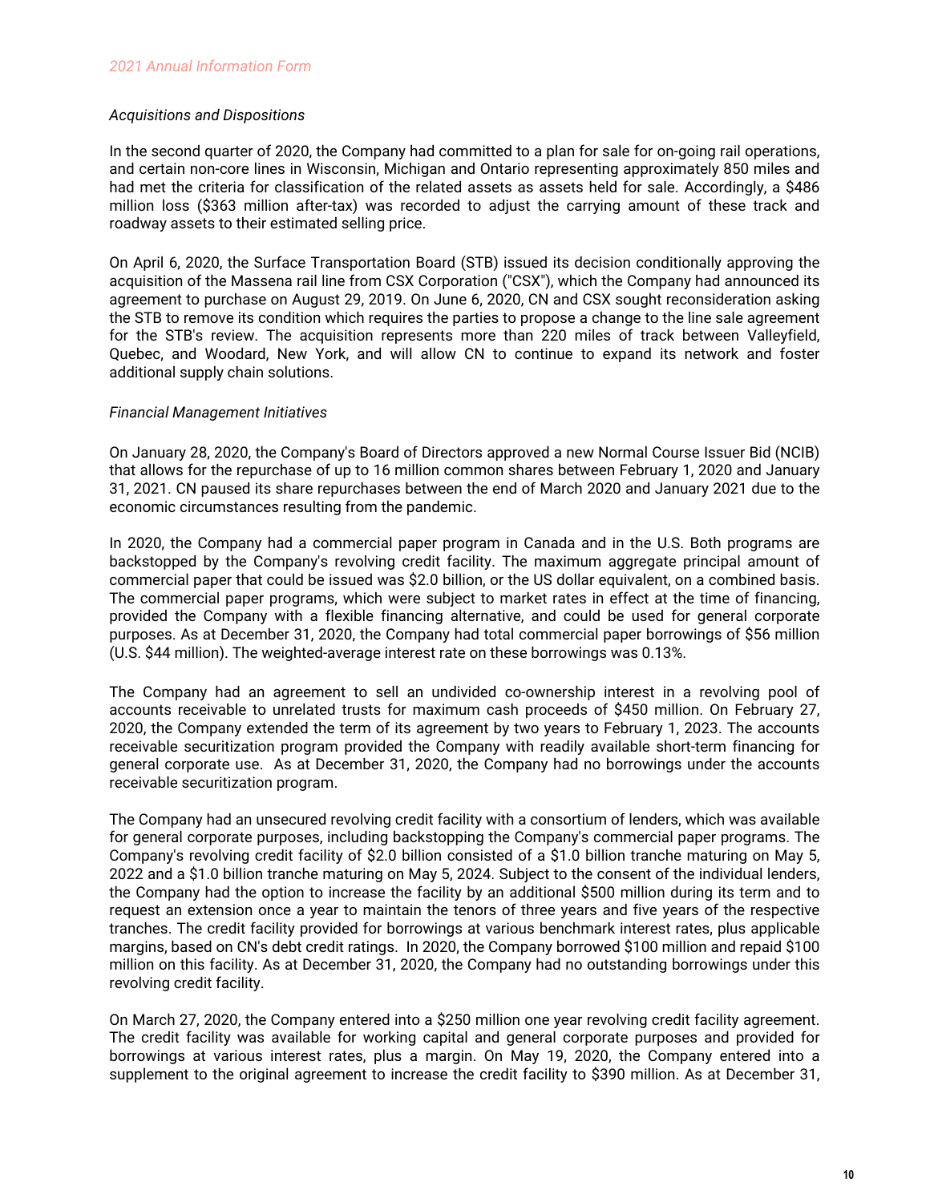*Acquisitions and Dispositions*

In the second quarter of 2020, the Company had committed to a plan for sale for on-going rail operations, and certain non-core lines in Wisconsin, Michigan and Ontario representing approximately 850 miles and had met the criteria for classification of the related assets as assets held for sale. Accordingly, a $486 million loss ($363 million after-tax) was recorded to adjust the carrying amount of these track and roadway assets to their estimated selling price.

On April 6, 2020, the Surface Transportation Board (STB) issued its decision conditionally approving the acquisition of the Massena rail line from CSX Corporation ("CSX"), which the Company had announced its agreement to purchase on August 29, 2019. On June 6, 2020, CN and CSX sought reconsideration asking the STB to remove its condition which requires the parties to propose a change to the line sale agreement for the STB's review. The acquisition represents more than 220 miles of track between Valleyfield, Quebec, and Woodard, New York, and will allow CN to continue to expand its network and foster additional supply chain solutions.

*Financial Management Initiatives*

On January 28, 2020, the Company's Board of Directors approved a new Normal Course Issuer Bid (NCIB) that allows for the repurchase of up to 16 million common shares between February 1, 2020 and January 31, 2021. CN paused its share repurchases between the end of March 2020 and January 2021 due to the economic circumstances resulting from the pandemic.

In 2020, the Company had a commercial paper program in Canada and in the U.S. Both programs are backstopped by the Company's revolving credit facility. The maximum aggregate principal amount of commercial paper that could be issued was $2.0 billion, or the US dollar equivalent, on a combined basis. The commercial paper programs, which were subject to market rates in effect at the time of financing, provided the Company with a flexible financing alternative, and could be used for general corporate purposes. As at December 31, 2020, the Company had total commercial paper borrowings of $56 million (U.S. $44 million). The weighted-average interest rate on these borrowings was 0.13%.

The Company had an agreement to sell an undivided co-ownership interest in a revolving pool of accounts receivable to unrelated trusts for maximum cash proceeds of $450 million. On February 27, 2020, the Company extended the term of its agreement by two years to February 1, 2023. The accounts receivable securitization program provided the Company with readily available short-term financing for general corporate use. As at December 31, 2020, the Company had no borrowings under the accounts receivable securitization program.

The Company had an unsecured revolving credit facility with a consortium of lenders, which was available for general corporate purposes, including backstopping the Company's commercial paper programs. The Company's revolving credit facility of $2.0 billion consisted of a $1.0 billion tranche maturing on May 5, 2022 and a $1.0 billion tranche maturing on May 5, 2024. Subject to the consent of the individual lenders, the Company had the option to increase the facility by an additional $500 million during its term and to request an extension once a year to maintain the tenors of three years and five years of the respective tranches. The credit facility provided for borrowings at various benchmark interest rates, plus applicable margins, based on CN's debt credit ratings. In 2020, the Company borrowed $100 million and repaid $100 million on this facility. As at December 31, 2020, the Company had no outstanding borrowings under this revolving credit facility.

On March 27, 2020, the Company entered into a $250 million one year revolving credit facility agreement. The credit facility was available for working capital and general corporate purposes and provided for borrowings at various interest rates, plus a margin. On May 19, 2020, the Company entered into a supplement to the original agreement to increase the credit facility to $390 million. As at December 31,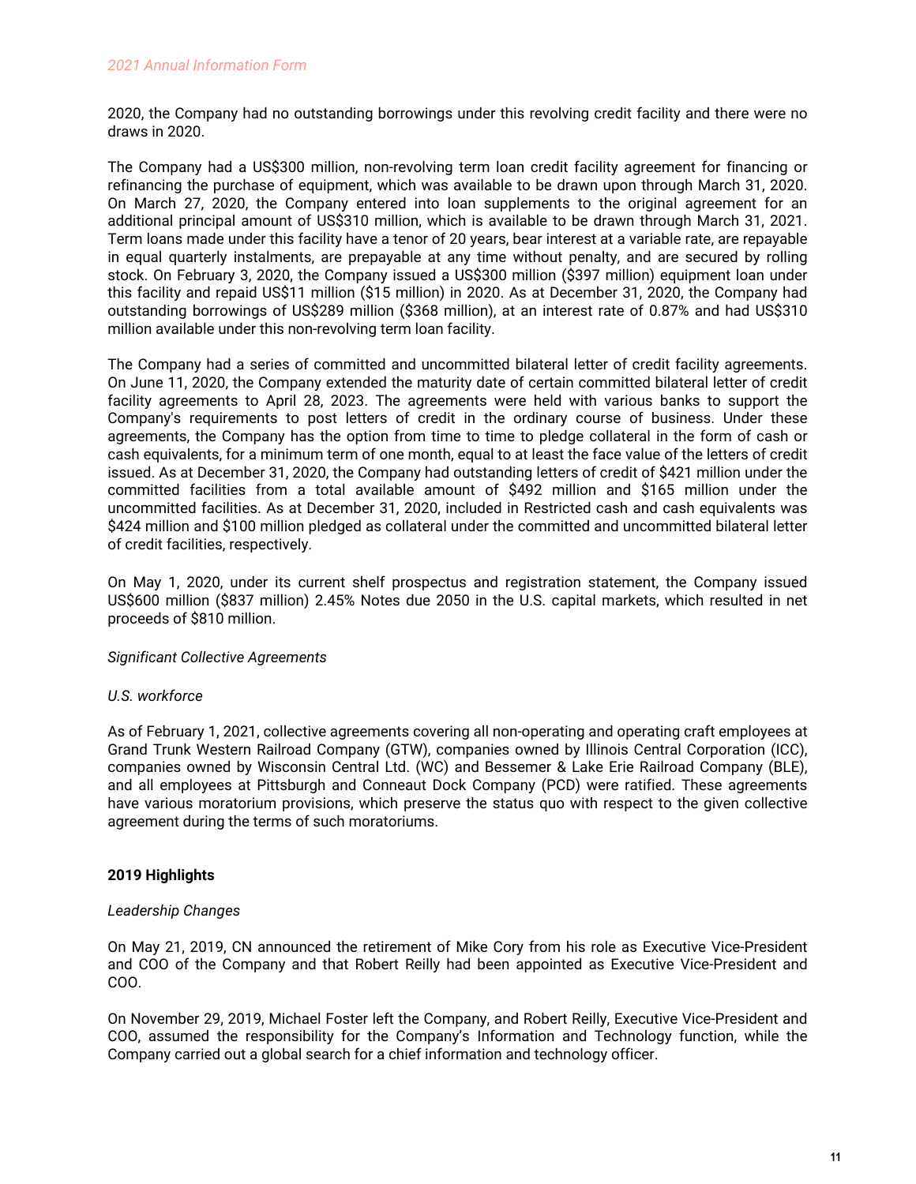2020, the Company had no outstanding borrowings under this revolving credit facility and there were no draws in 2020.

The Company had a US$300 million, non-revolving term loan credit facility agreement for financing or refinancing the purchase of equipment, which was available to be drawn upon through March 31, 2020. On March 27, 2020, the Company entered into loan supplements to the original agreement for an additional principal amount of US$310 million, which is available to be drawn through March 31, 2021. Term loans made under this facility have a tenor of 20 years, bear interest at a variable rate, are repayable in equal quarterly instalments, are prepayable at any time without penalty, and are secured by rolling stock. On February 3, 2020, the Company issued a US$300 million ($397 million) equipment loan under this facility and repaid US$11 million ($15 million) in 2020. As at December 31, 2020, the Company had outstanding borrowings of US$289 million ($368 million), at an interest rate of 0.87% and had US$310 million available under this non-revolving term loan facility.

The Company had a series of committed and uncommitted bilateral letter of credit facility agreements. On June 11, 2020, the Company extended the maturity date of certain committed bilateral letter of credit facility agreements to April 28, 2023. The agreements were held with various banks to support the Company's requirements to post letters of credit in the ordinary course of business. Under these agreements, the Company has the option from time to time to pledge collateral in the form of cash or cash equivalents, for a minimum term of one month, equal to at least the face value of the letters of credit issued. As at December 31, 2020, the Company had outstanding letters of credit of $421 million under the committed facilities from a total available amount of $492 million and $165 million under the uncommitted facilities. As at December 31, 2020, included in Restricted cash and cash equivalents was $424 million and $100 million pledged as collateral under the committed and uncommitted bilateral letter of credit facilities, respectively.

On May 1, 2020, under its current shelf prospectus and registration statement, the Company issued US$600 million ($837 million) 2.45% Notes due 2050 in the U.S. capital markets, which resulted in net proceeds of $810 million.

*Significant Collective Agreements*

*U.S. workforce*

As of February 1, 2021, collective agreements covering all non-operating and operating craft employees at Grand Trunk Western Railroad Company (GTW), companies owned by Illinois Central Corporation (ICC), companies owned by Wisconsin Central Ltd. (WC) and Bessemer & Lake Erie Railroad Company (BLE), and all employees at Pittsburgh and Conneaut Dock Company (PCD) were ratified. These agreements have various moratorium provisions, which preserve the status quo with respect to the given collective agreement during the terms of such moratoriums.

**2019 Highlights**

*Leadership Changes*

On May 21, 2019, CN announced the retirement of Mike Cory from his role as Executive Vice-President and COO of the Company and that Robert Reilly had been appointed as Executive Vice-President and COO.

On November 29, 2019, Michael Foster left the Company, and Robert Reilly, Executive Vice-President and COO, assumed the responsibility for the Company's Information and Technology function, while the Company carried out a global search for a chief information and technology officer.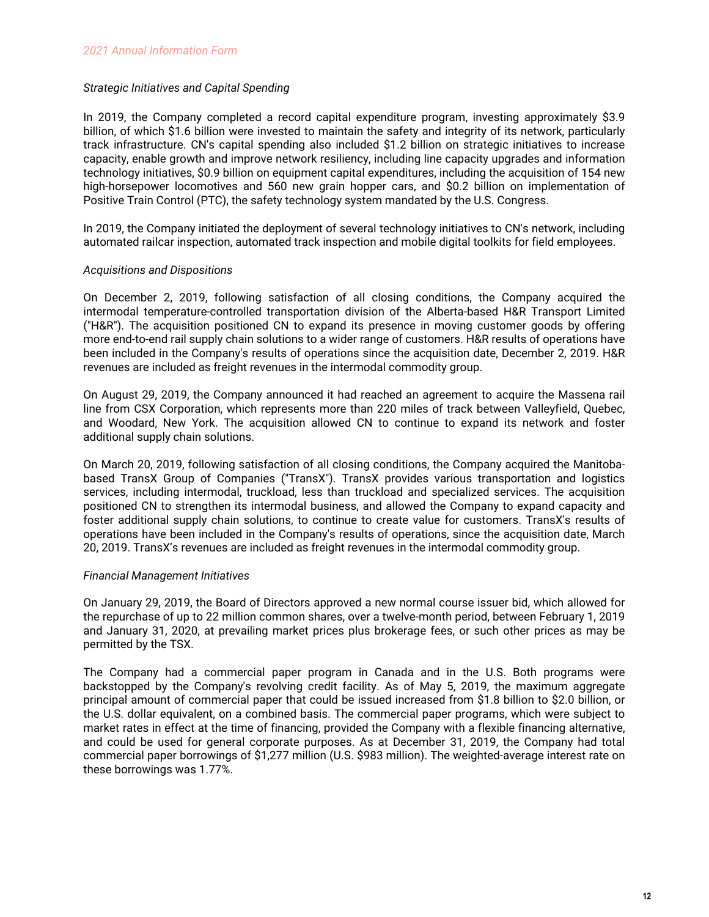*Strategic Initiatives and Capital Spending*

In 2019, the Company completed a record capital expenditure program, investing approximately $3.9 billion, of which $1.6 billion were invested to maintain the safety and integrity of its network, particularly track infrastructure. CN's capital spending also included $1.2 billion on strategic initiatives to increase capacity, enable growth and improve network resiliency, including line capacity upgrades and information technology initiatives, $0.9 billion on equipment capital expenditures, including the acquisition of 154 new high-horsepower locomotives and 560 new grain hopper cars, and $0.2 billion on implementation of Positive Train Control (PTC), the safety technology system mandated by the U.S. Congress.

In 2019, the Company initiated the deployment of several technology initiatives to CN's network, including automated railcar inspection, automated track inspection and mobile digital toolkits for field employees.

*Acquisitions and Dispositions*

On December 2, 2019, following satisfaction of all closing conditions, the Company acquired the intermodal temperature-controlled transportation division of the Alberta-based H&R Transport Limited ("H&R"). The acquisition positioned CN to expand its presence in moving customer goods by offering more end-to-end rail supply chain solutions to a wider range of customers. H&R results of operations have been included in the Company's results of operations since the acquisition date, December 2, 2019. H&R revenues are included as freight revenues in the intermodal commodity group.

On August 29, 2019, the Company announced it had reached an agreement to acquire the Massena rail line from CSX Corporation, which represents more than 220 miles of track between Valleyfield, Quebec, and Woodard, New York. The acquisition allowed CN to continue to expand its network and foster additional supply chain solutions.

On March 20, 2019, following satisfaction of all closing conditions, the Company acquired the Manitoba-based TransX Group of Companies ("TransX"). TransX provides various transportation and logistics services, including intermodal, truckload, less than truckload and specialized services. The acquisition positioned CN to strengthen its intermodal business, and allowed the Company to expand capacity and foster additional supply chain solutions, to continue to create value for customers. TransX's results of operations have been included in the Company's results of operations, since the acquisition date, March 20, 2019. TransX's revenues are included as freight revenues in the intermodal commodity group.

*Financial Management Initiatives*

On January 29, 2019, the Board of Directors approved a new normal course issuer bid, which allowed for the repurchase of up to 22 million common shares, over a twelve-month period, between February 1, 2019 and January 31, 2020, at prevailing market prices plus brokerage fees, or such other prices as may be permitted by the TSX.

The Company had a commercial paper program in Canada and in the U.S. Both programs were backstopped by the Company's revolving credit facility. As of May 5, 2019, the maximum aggregate principal amount of commercial paper that could be issued increased from $1.8 billion to $2.0 billion, or the U.S. dollar equivalent, on a combined basis. The commercial paper programs, which were subject to market rates in effect at the time of financing, provided the Company with a flexible financing alternative, and could be used for general corporate purposes. As at December 31, 2019, the Company had total commercial paper borrowings of $1,277 million (U.S. $983 million). The weighted-average interest rate on these borrowings was 1.77%.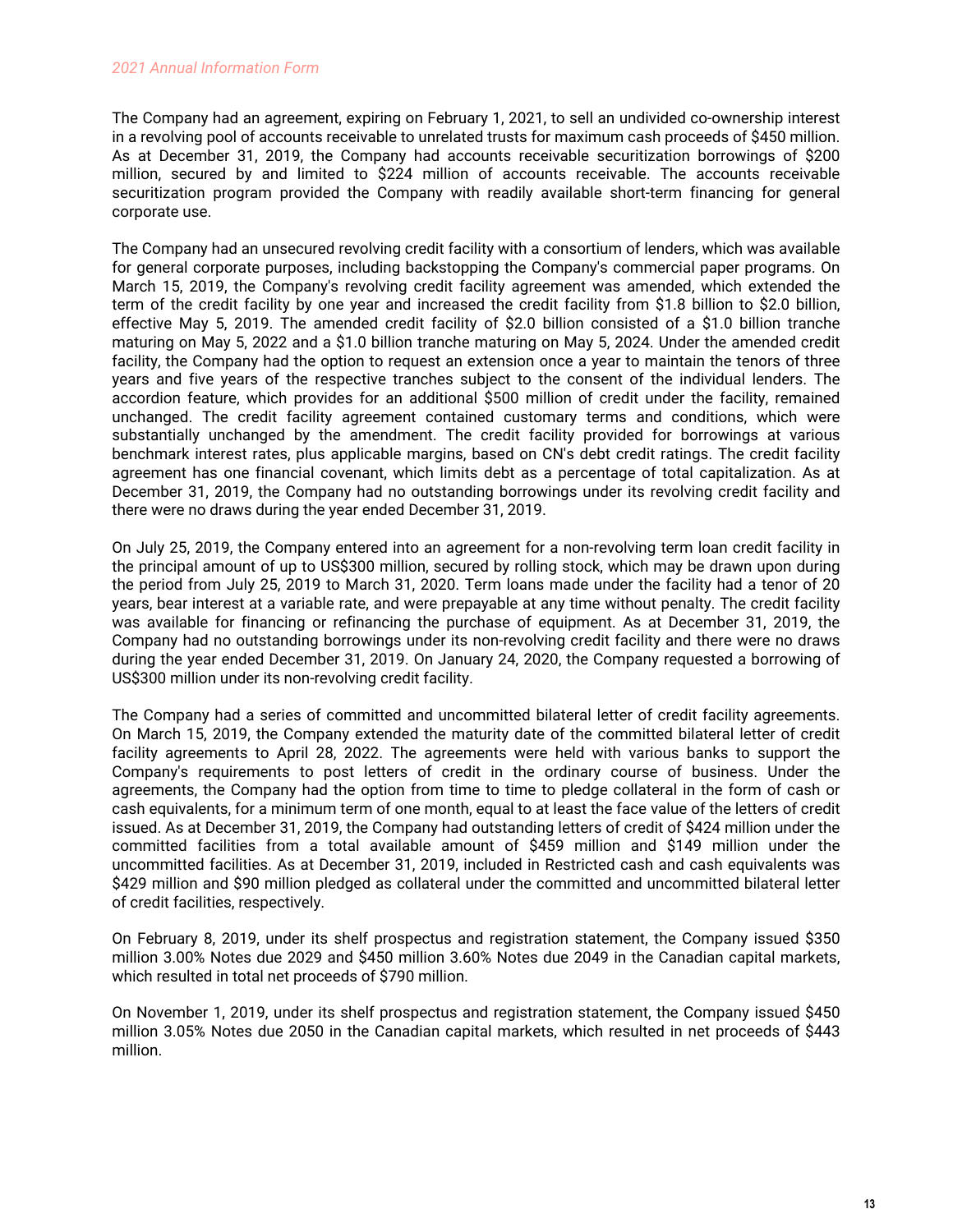The Company had an agreement, expiring on February 1, 2021, to sell an undivided co-ownership interest in a revolving pool of accounts receivable to unrelated trusts for maximum cash proceeds of $450 million. As at December 31, 2019, the Company had accounts receivable securitization borrowings of $200 million, secured by and limited to $224 million of accounts receivable. The accounts receivable securitization program provided the Company with readily available short-term financing for general corporate use.

The Company had an unsecured revolving credit facility with a consortium of lenders, which was available for general corporate purposes, including backstopping the Company's commercial paper programs. On March 15, 2019, the Company's revolving credit facility agreement was amended, which extended the term of the credit facility by one year and increased the credit facility from $1.8 billion to $2.0 billion, effective May 5, 2019. The amended credit facility of $2.0 billion consisted of a $1.0 billion tranche maturing on May 5, 2022 and a $1.0 billion tranche maturing on May 5, 2024. Under the amended credit facility, the Company had the option to request an extension once a year to maintain the tenors of three years and five years of the respective tranches subject to the consent of the individual lenders. The accordion feature, which provides for an additional $500 million of credit under the facility, remained unchanged. The credit facility agreement contained customary terms and conditions, which were substantially unchanged by the amendment. The credit facility provided for borrowings at various benchmark interest rates, plus applicable margins, based on CN's debt credit ratings. The credit facility agreement has one financial covenant, which limits debt as a percentage of total capitalization. As at December 31, 2019, the Company had no outstanding borrowings under its revolving credit facility and there were no draws during the year ended December 31, 2019.

On July 25, 2019, the Company entered into an agreement for a non-revolving term loan credit facility in the principal amount of up to US$300 million, secured by rolling stock, which may be drawn upon during the period from July 25, 2019 to March 31, 2020. Term loans made under the facility had a tenor of 20 years, bear interest at a variable rate, and were prepayable at any time without penalty. The credit facility was available for financing or refinancing the purchase of equipment. As at December 31, 2019, the Company had no outstanding borrowings under its non-revolving credit facility and there were no draws during the year ended December 31, 2019. On January 24, 2020, the Company requested a borrowing of US$300 million under its non-revolving credit facility.

The Company had a series of committed and uncommitted bilateral letter of credit facility agreements. On March 15, 2019, the Company extended the maturity date of the committed bilateral letter of credit facility agreements to April 28, 2022. The agreements were held with various banks to support the Company's requirements to post letters of credit in the ordinary course of business. Under the agreements, the Company had the option from time to time to pledge collateral in the form of cash or cash equivalents, for a minimum term of one month, equal to at least the face value of the letters of credit issued. As at December 31, 2019, the Company had outstanding letters of credit of $424 million under the committed facilities from a total available amount of $459 million and $149 million under the uncommitted facilities. As at December 31, 2019, included in Restricted cash and cash equivalents was $429 million and $90 million pledged as collateral under the committed and uncommitted bilateral letter of credit facilities, respectively.

On February 8, 2019, under its shelf prospectus and registration statement, the Company issued $350 million 3.00% Notes due 2029 and $450 million 3.60% Notes due 2049 in the Canadian capital markets, which resulted in total net proceeds of $790 million.

On November 1, 2019, under its shelf prospectus and registration statement, the Company issued $450 million 3.05% Notes due 2050 in the Canadian capital markets, which resulted in net proceeds of $443 million.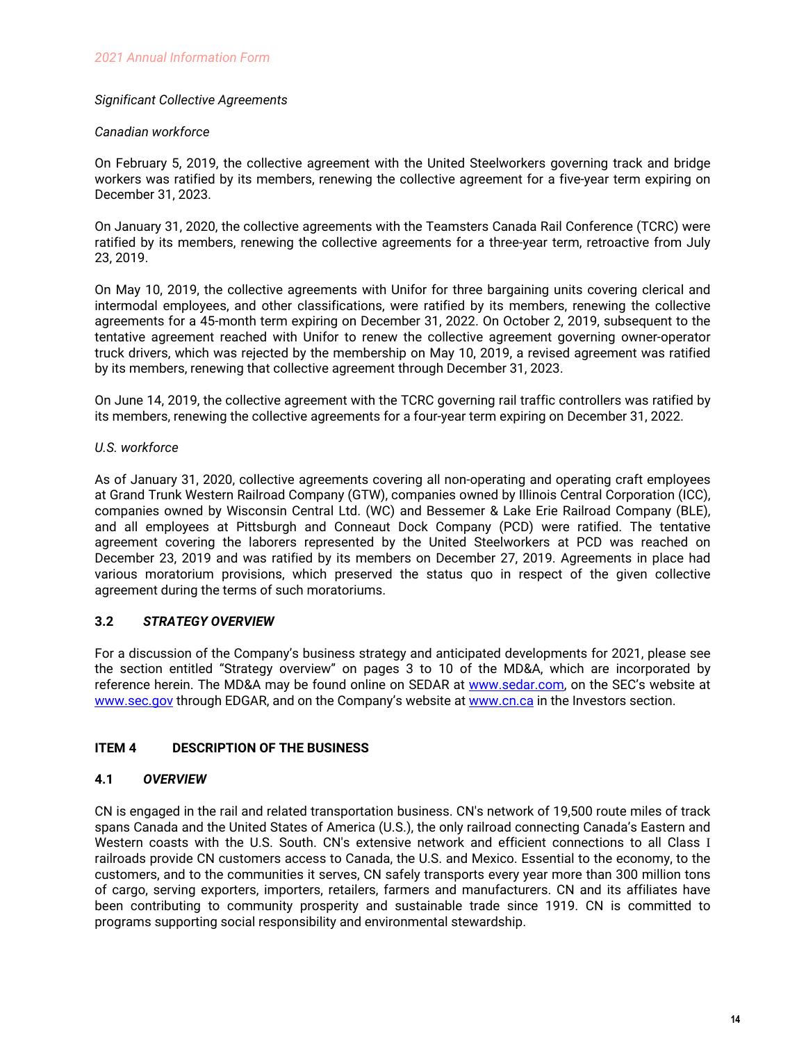*Significant Collective Agreements*

*Canadian workforce*

On February 5, 2019, the collective agreement with the United Steelworkers governing track and bridge workers was ratified by its members, renewing the collective agreement for a five-year term expiring on December 31, 2023.

On January 31, 2020, the collective agreements with the Teamsters Canada Rail Conference (TCRC) were ratified by its members, renewing the collective agreements for a three-year term, retroactive from July 23, 2019.

On May 10, 2019, the collective agreements with Unifor for three bargaining units covering clerical and intermodal employees, and other classifications, were ratified by its members, renewing the collective agreements for a 45-month term expiring on December 31, 2022. On October 2, 2019, subsequent to the tentative agreement reached with Unifor to renew the collective agreement governing owner-operator truck drivers, which was rejected by the membership on May 10, 2019, a revised agreement was ratified by its members, renewing that collective agreement through December 31, 2023.

On June 14, 2019, the collective agreement with the TCRC governing rail traffic controllers was ratified by its members, renewing the collective agreements for a four-year term expiring on December 31, 2022.

*U.S. workforce*

As of January 31, 2020, collective agreements covering all non-operating and operating craft employees at Grand Trunk Western Railroad Company (GTW), companies owned by Illinois Central Corporation (ICC), companies owned by Wisconsin Central Ltd. (WC) and Bessemer & Lake Erie Railroad Company (BLE), and all employees at Pittsburgh and Conneaut Dock Company (PCD) were ratified. The tentative agreement covering the laborers represented by the United Steelworkers at PCD was reached on December 23, 2019 and was ratified by its members on December 27, 2019. Agreements in place had various moratorium provisions, which preserved the status quo in respect of the given collective agreement during the terms of such moratoriums.

### 3.2 *STRATEGY OVERVIEW*

For a discussion of the Company's business strategy and anticipated developments for 2021, please see the section entitled "Strategy overview" on pages 3 to 10 of the MD&A, which are incorporated by reference herein. The MD&A may be found online on SEDAR at www.sedar.com, on the SEC's website at www.sec.gov through EDGAR, and on the Company's website at www.cn.ca in the Investors section.

## ITEM 4 DESCRIPTION OF THE BUSINESS

### 4.1 *OVERVIEW*

CN is engaged in the rail and related transportation business. CN's network of 19,500 route miles of track spans Canada and the United States of America (U.S.), the only railroad connecting Canada's Eastern and Western coasts with the U.S. South. CN's extensive network and efficient connections to all Class I railroads provide CN customers access to Canada, the U.S. and Mexico. Essential to the economy, to the customers, and to the communities it serves, CN safely transports every year more than 300 million tons of cargo, serving exporters, importers, retailers, farmers and manufacturers. CN and its affiliates have been contributing to community prosperity and sustainable trade since 1919. CN is committed to programs supporting social responsibility and environmental stewardship.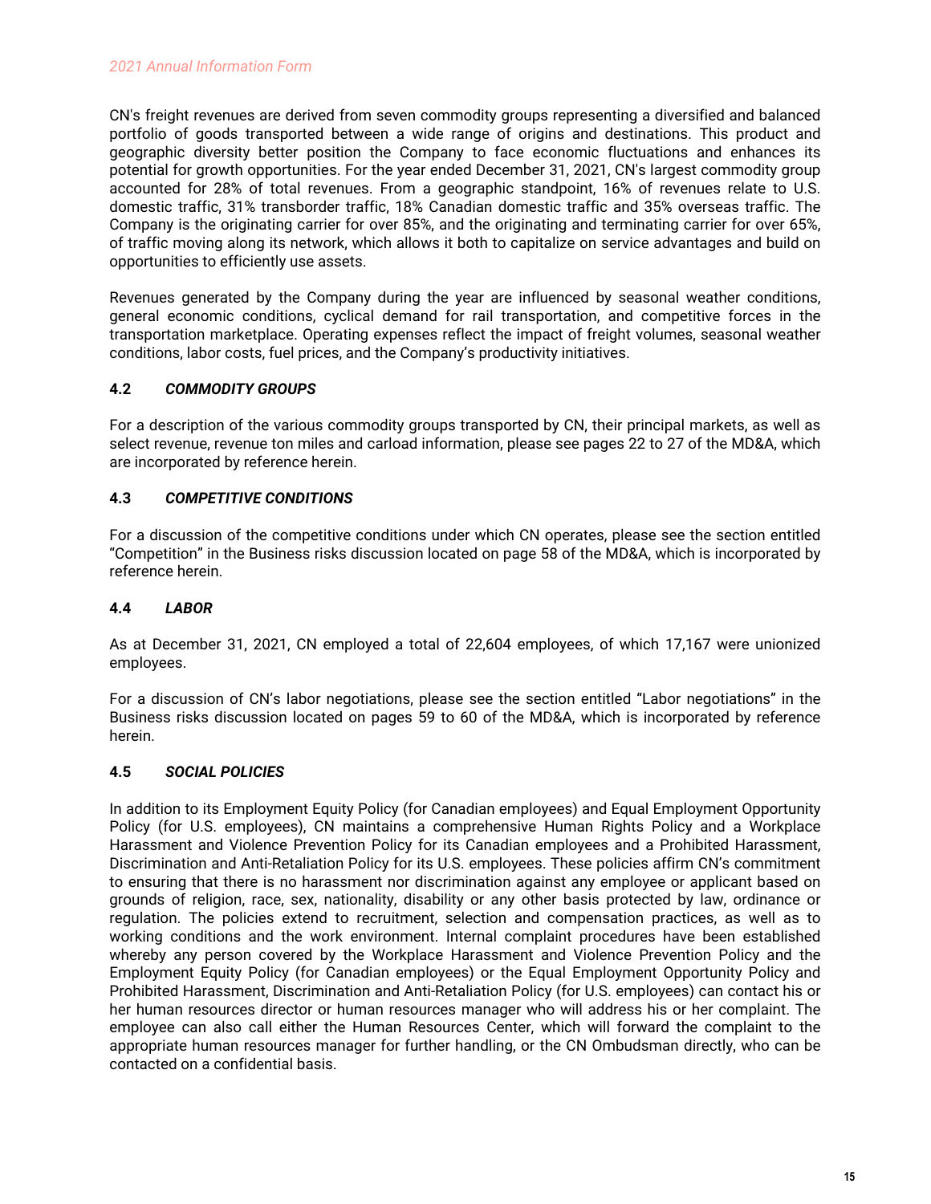CN's freight revenues are derived from seven commodity groups representing a diversified and balanced portfolio of goods transported between a wide range of origins and destinations. This product and geographic diversity better position the Company to face economic fluctuations and enhances its potential for growth opportunities. For the year ended December 31, 2021, CN's largest commodity group accounted for 28% of total revenues. From a geographic standpoint, 16% of revenues relate to U.S. domestic traffic, 31% transborder traffic, 18% Canadian domestic traffic and 35% overseas traffic. The Company is the originating carrier for over 85%, and the originating and terminating carrier for over 65%, of traffic moving along its network, which allows it both to capitalize on service advantages and build on opportunities to efficiently use assets.

Revenues generated by the Company during the year are influenced by seasonal weather conditions, general economic conditions, cyclical demand for rail transportation, and competitive forces in the transportation marketplace. Operating expenses reflect the impact of freight volumes, seasonal weather conditions, labor costs, fuel prices, and the Company's productivity initiatives.

### 4.2 *COMMODITY GROUPS*

For a description of the various commodity groups transported by CN, their principal markets, as well as select revenue, revenue ton miles and carload information, please see pages 22 to 27 of the MD&A, which are incorporated by reference herein.

### 4.3 *COMPETITIVE CONDITIONS*

For a discussion of the competitive conditions under which CN operates, please see the section entitled "Competition" in the Business risks discussion located on page 58 of the MD&A, which is incorporated by reference herein.

### 4.4 *LABOR*

As at December 31, 2021, CN employed a total of 22,604 employees, of which 17,167 were unionized employees.

For a discussion of CN's labor negotiations, please see the section entitled "Labor negotiations" in the Business risks discussion located on pages 59 to 60 of the MD&A, which is incorporated by reference herein.

### 4.5 *SOCIAL POLICIES*

In addition to its Employment Equity Policy (for Canadian employees) and Equal Employment Opportunity Policy (for U.S. employees), CN maintains a comprehensive Human Rights Policy and a Workplace Harassment and Violence Prevention Policy for its Canadian employees and a Prohibited Harassment, Discrimination and Anti-Retaliation Policy for its U.S. employees. These policies affirm CN's commitment to ensuring that there is no harassment nor discrimination against any employee or applicant based on grounds of religion, race, sex, nationality, disability or any other basis protected by law, ordinance or regulation. The policies extend to recruitment, selection and compensation practices, as well as to working conditions and the work environment. Internal complaint procedures have been established whereby any person covered by the Workplace Harassment and Violence Prevention Policy and the Employment Equity Policy (for Canadian employees) or the Equal Employment Opportunity Policy and Prohibited Harassment, Discrimination and Anti-Retaliation Policy (for U.S. employees) can contact his or her human resources director or human resources manager who will address his or her complaint. The employee can also call either the Human Resources Center, which will forward the complaint to the appropriate human resources manager for further handling, or the CN Ombudsman directly, who can be contacted on a confidential basis.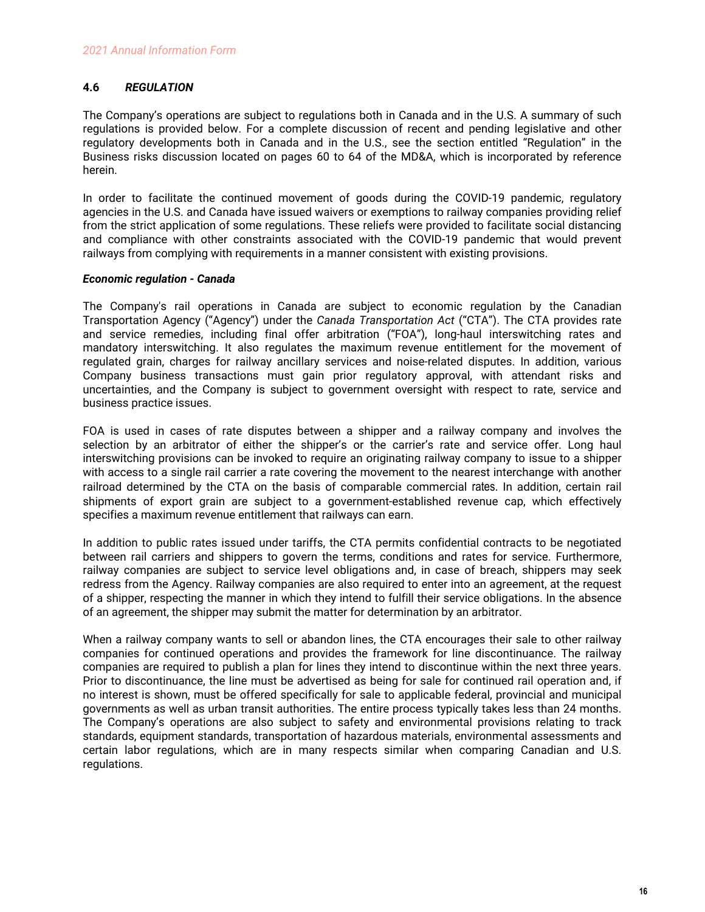## 4.6 *REGULATION*

The Company's operations are subject to regulations both in Canada and in the U.S. A summary of such regulations is provided below. For a complete discussion of recent and pending legislative and other regulatory developments both in Canada and in the U.S., see the section entitled "Regulation" in the Business risks discussion located on pages 60 to 64 of the MD&A, which is incorporated by reference herein.

In order to facilitate the continued movement of goods during the COVID-19 pandemic, regulatory agencies in the U.S. and Canada have issued waivers or exemptions to railway companies providing relief from the strict application of some regulations. These reliefs were provided to facilitate social distancing and compliance with other constraints associated with the COVID-19 pandemic that would prevent railways from complying with requirements in a manner consistent with existing provisions.

***Economic regulation - Canada***

The Company's rail operations in Canada are subject to economic regulation by the Canadian Transportation Agency ("Agency") under the *Canada Transportation Act* ("CTA"). The CTA provides rate and service remedies, including final offer arbitration ("FOA"), long-haul interswitching rates and mandatory interswitching. It also regulates the maximum revenue entitlement for the movement of regulated grain, charges for railway ancillary services and noise-related disputes. In addition, various Company business transactions must gain prior regulatory approval, with attendant risks and uncertainties, and the Company is subject to government oversight with respect to rate, service and business practice issues.

FOA is used in cases of rate disputes between a shipper and a railway company and involves the selection by an arbitrator of either the shipper's or the carrier's rate and service offer. Long haul interswitching provisions can be invoked to require an originating railway company to issue to a shipper with access to a single rail carrier a rate covering the movement to the nearest interchange with another railroad determined by the CTA on the basis of comparable commercial rates. In addition, certain rail shipments of export grain are subject to a government-established revenue cap, which effectively specifies a maximum revenue entitlement that railways can earn.

In addition to public rates issued under tariffs, the CTA permits confidential contracts to be negotiated between rail carriers and shippers to govern the terms, conditions and rates for service. Furthermore, railway companies are subject to service level obligations and, in case of breach, shippers may seek redress from the Agency. Railway companies are also required to enter into an agreement, at the request of a shipper, respecting the manner in which they intend to fulfill their service obligations. In the absence of an agreement, the shipper may submit the matter for determination by an arbitrator.

When a railway company wants to sell or abandon lines, the CTA encourages their sale to other railway companies for continued operations and provides the framework for line discontinuance. The railway companies are required to publish a plan for lines they intend to discontinue within the next three years. Prior to discontinuance, the line must be advertised as being for sale for continued rail operation and, if no interest is shown, must be offered specifically for sale to applicable federal, provincial and municipal governments as well as urban transit authorities. The entire process typically takes less than 24 months. The Company's operations are also subject to safety and environmental provisions relating to track standards, equipment standards, transportation of hazardous materials, environmental assessments and certain labor regulations, which are in many respects similar when comparing Canadian and U.S. regulations.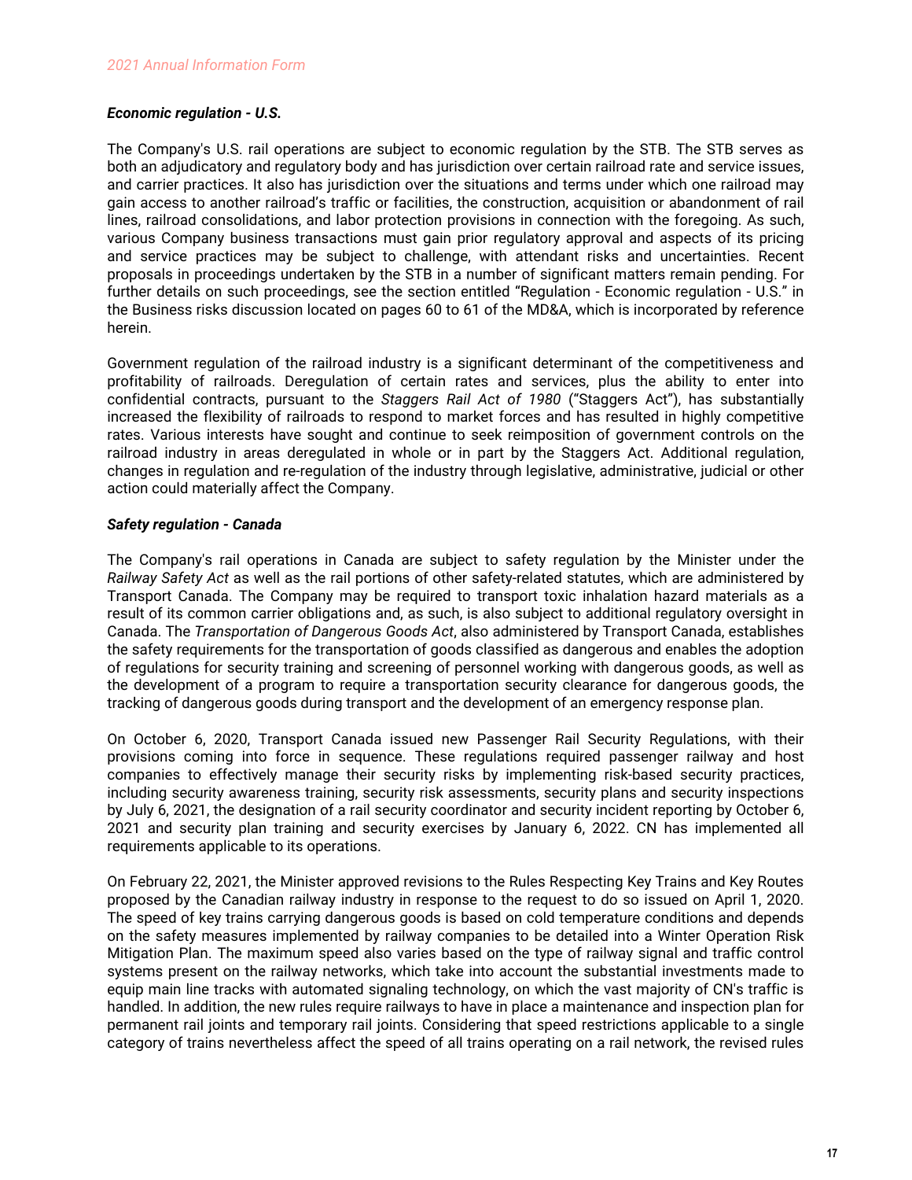***Economic regulation - U.S.***

The Company's U.S. rail operations are subject to economic regulation by the STB. The STB serves as both an adjudicatory and regulatory body and has jurisdiction over certain railroad rate and service issues, and carrier practices. It also has jurisdiction over the situations and terms under which one railroad may gain access to another railroad's traffic or facilities, the construction, acquisition or abandonment of rail lines, railroad consolidations, and labor protection provisions in connection with the foregoing. As such, various Company business transactions must gain prior regulatory approval and aspects of its pricing and service practices may be subject to challenge, with attendant risks and uncertainties. Recent proposals in proceedings undertaken by the STB in a number of significant matters remain pending. For further details on such proceedings, see the section entitled "Regulation - Economic regulation - U.S." in the Business risks discussion located on pages 60 to 61 of the MD&A, which is incorporated by reference herein.

Government regulation of the railroad industry is a significant determinant of the competitiveness and profitability of railroads. Deregulation of certain rates and services, plus the ability to enter into confidential contracts, pursuant to the *Staggers Rail Act of 1980* ("Staggers Act"), has substantially increased the flexibility of railroads to respond to market forces and has resulted in highly competitive rates. Various interests have sought and continue to seek reimposition of government controls on the railroad industry in areas deregulated in whole or in part by the Staggers Act. Additional regulation, changes in regulation and re-regulation of the industry through legislative, administrative, judicial or other action could materially affect the Company.

***Safety regulation - Canada***

The Company's rail operations in Canada are subject to safety regulation by the Minister under the *Railway Safety Act* as well as the rail portions of other safety-related statutes, which are administered by Transport Canada. The Company may be required to transport toxic inhalation hazard materials as a result of its common carrier obligations and, as such, is also subject to additional regulatory oversight in Canada. The *Transportation of Dangerous Goods Act*, also administered by Transport Canada, establishes the safety requirements for the transportation of goods classified as dangerous and enables the adoption of regulations for security training and screening of personnel working with dangerous goods, as well as the development of a program to require a transportation security clearance for dangerous goods, the tracking of dangerous goods during transport and the development of an emergency response plan.

On October 6, 2020, Transport Canada issued new Passenger Rail Security Regulations, with their provisions coming into force in sequence. These regulations required passenger railway and host companies to effectively manage their security risks by implementing risk-based security practices, including security awareness training, security risk assessments, security plans and security inspections by July 6, 2021, the designation of a rail security coordinator and security incident reporting by October 6, 2021 and security plan training and security exercises by January 6, 2022. CN has implemented all requirements applicable to its operations.

On February 22, 2021, the Minister approved revisions to the Rules Respecting Key Trains and Key Routes proposed by the Canadian railway industry in response to the request to do so issued on April 1, 2020. The speed of key trains carrying dangerous goods is based on cold temperature conditions and depends on the safety measures implemented by railway companies to be detailed into a Winter Operation Risk Mitigation Plan. The maximum speed also varies based on the type of railway signal and traffic control systems present on the railway networks, which take into account the substantial investments made to equip main line tracks with automated signaling technology, on which the vast majority of CN's traffic is handled. In addition, the new rules require railways to have in place a maintenance and inspection plan for permanent rail joints and temporary rail joints. Considering that speed restrictions applicable to a single category of trains nevertheless affect the speed of all trains operating on a rail network, the revised rules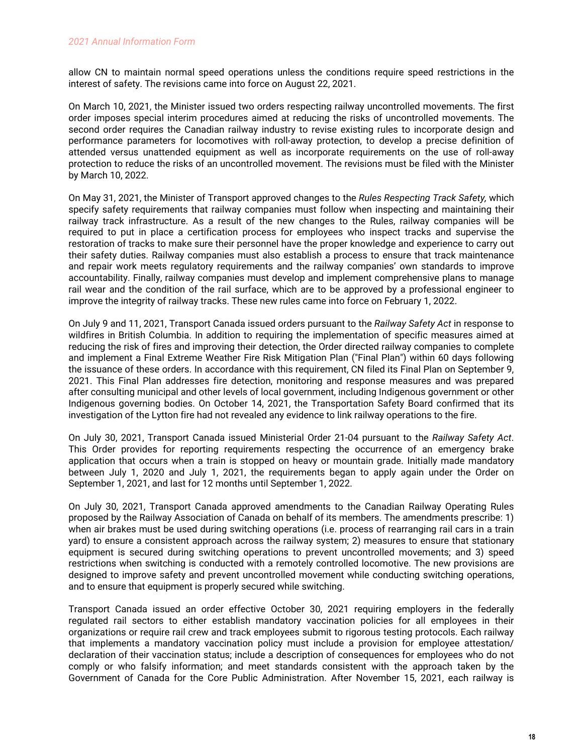allow CN to maintain normal speed operations unless the conditions require speed restrictions in the interest of safety. The revisions came into force on August 22, 2021.

On March 10, 2021, the Minister issued two orders respecting railway uncontrolled movements. The first order imposes special interim procedures aimed at reducing the risks of uncontrolled movements. The second order requires the Canadian railway industry to revise existing rules to incorporate design and performance parameters for locomotives with roll-away protection, to develop a precise definition of attended versus unattended equipment as well as incorporate requirements on the use of roll-away protection to reduce the risks of an uncontrolled movement. The revisions must be filed with the Minister by March 10, 2022.

On May 31, 2021, the Minister of Transport approved changes to the *Rules Respecting Track Safety,* which specify safety requirements that railway companies must follow when inspecting and maintaining their railway track infrastructure. As a result of the new changes to the Rules, railway companies will be required to put in place a certification process for employees who inspect tracks and supervise the restoration of tracks to make sure their personnel have the proper knowledge and experience to carry out their safety duties. Railway companies must also establish a process to ensure that track maintenance and repair work meets regulatory requirements and the railway companies' own standards to improve accountability. Finally, railway companies must develop and implement comprehensive plans to manage rail wear and the condition of the rail surface, which are to be approved by a professional engineer to improve the integrity of railway tracks. These new rules came into force on February 1, 2022.

On July 9 and 11, 2021, Transport Canada issued orders pursuant to the *Railway Safety Act* in response to wildfires in British Columbia. In addition to requiring the implementation of specific measures aimed at reducing the risk of fires and improving their detection, the Order directed railway companies to complete and implement a Final Extreme Weather Fire Risk Mitigation Plan ("Final Plan") within 60 days following the issuance of these orders. In accordance with this requirement, CN filed its Final Plan on September 9, 2021. This Final Plan addresses fire detection, monitoring and response measures and was prepared after consulting municipal and other levels of local government, including Indigenous government or other Indigenous governing bodies. On October 14, 2021, the Transportation Safety Board confirmed that its investigation of the Lytton fire had not revealed any evidence to link railway operations to the fire.

On July 30, 2021, Transport Canada issued Ministerial Order 21-04 pursuant to the *Railway Safety Act*. This Order provides for reporting requirements respecting the occurrence of an emergency brake application that occurs when a train is stopped on heavy or mountain grade. Initially made mandatory between July 1, 2020 and July 1, 2021, the requirements began to apply again under the Order on September 1, 2021, and last for 12 months until September 1, 2022.

On July 30, 2021, Transport Canada approved amendments to the Canadian Railway Operating Rules proposed by the Railway Association of Canada on behalf of its members. The amendments prescribe: 1) when air brakes must be used during switching operations (i.e. process of rearranging rail cars in a train yard) to ensure a consistent approach across the railway system; 2) measures to ensure that stationary equipment is secured during switching operations to prevent uncontrolled movements; and 3) speed restrictions when switching is conducted with a remotely controlled locomotive. The new provisions are designed to improve safety and prevent uncontrolled movement while conducting switching operations, and to ensure that equipment is properly secured while switching.

Transport Canada issued an order effective October 30, 2021 requiring employers in the federally regulated rail sectors to either establish mandatory vaccination policies for all employees in their organizations or require rail crew and track employees submit to rigorous testing protocols. Each railway that implements a mandatory vaccination policy must include a provision for employee attestation/declaration of their vaccination status; include a description of consequences for employees who do not comply or who falsify information; and meet standards consistent with the approach taken by the Government of Canada for the Core Public Administration. After November 15, 2021, each railway is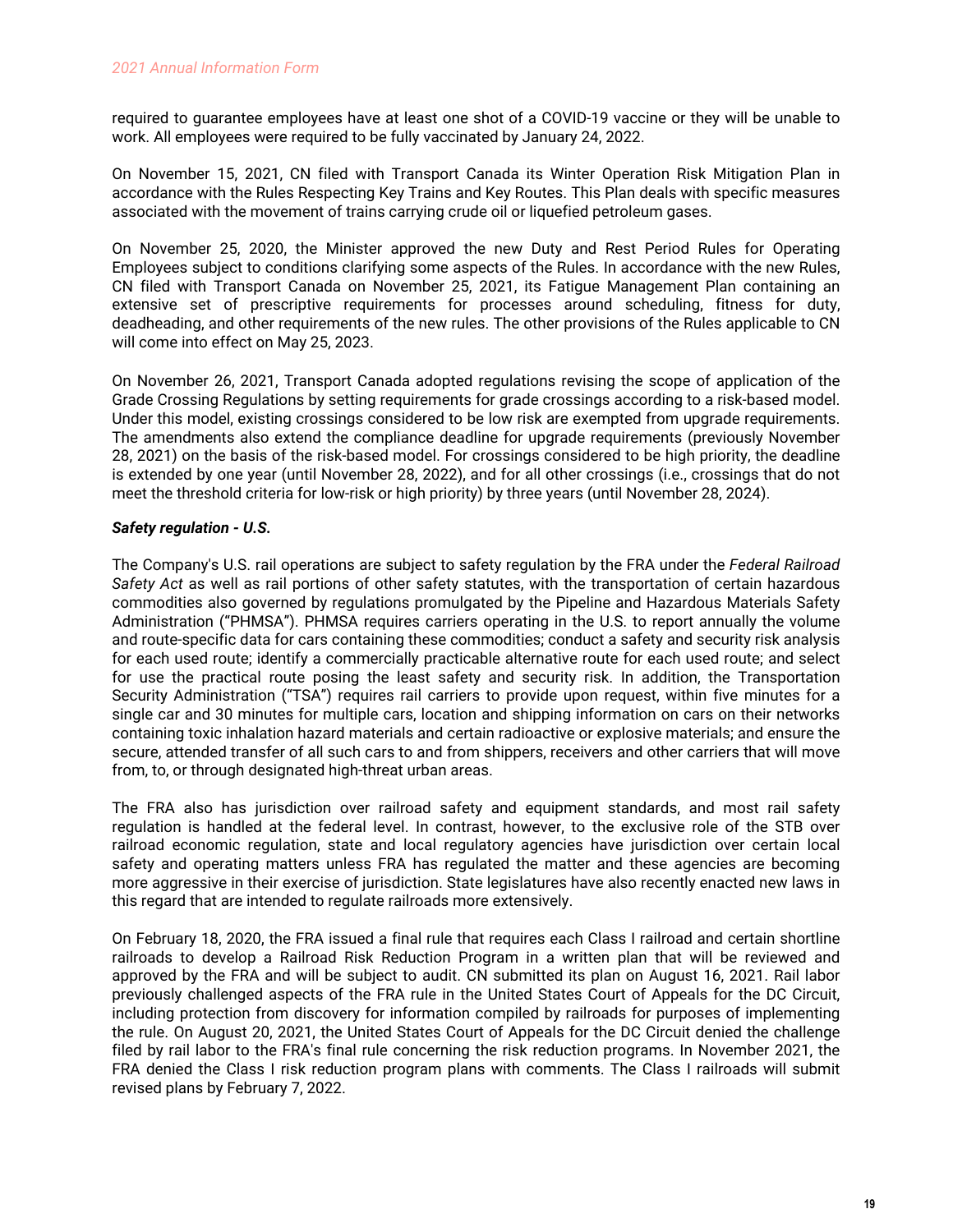required to guarantee employees have at least one shot of a COVID-19 vaccine or they will be unable to work. All employees were required to be fully vaccinated by January 24, 2022.

On November 15, 2021, CN filed with Transport Canada its Winter Operation Risk Mitigation Plan in accordance with the Rules Respecting Key Trains and Key Routes. This Plan deals with specific measures associated with the movement of trains carrying crude oil or liquefied petroleum gases.

On November 25, 2020, the Minister approved the new Duty and Rest Period Rules for Operating Employees subject to conditions clarifying some aspects of the Rules. In accordance with the new Rules, CN filed with Transport Canada on November 25, 2021, its Fatigue Management Plan containing an extensive set of prescriptive requirements for processes around scheduling, fitness for duty, deadheading, and other requirements of the new rules. The other provisions of the Rules applicable to CN will come into effect on May 25, 2023.

On November 26, 2021, Transport Canada adopted regulations revising the scope of application of the Grade Crossing Regulations by setting requirements for grade crossings according to a risk-based model. Under this model, existing crossings considered to be low risk are exempted from upgrade requirements. The amendments also extend the compliance deadline for upgrade requirements (previously November 28, 2021) on the basis of the risk-based model. For crossings considered to be high priority, the deadline is extended by one year (until November 28, 2022), and for all other crossings (i.e., crossings that do not meet the threshold criteria for low-risk or high priority) by three years (until November 28, 2024).

***Safety regulation - U.S.***

The Company's U.S. rail operations are subject to safety regulation by the FRA under the *Federal Railroad Safety Act* as well as rail portions of other safety statutes, with the transportation of certain hazardous commodities also governed by regulations promulgated by the Pipeline and Hazardous Materials Safety Administration ("PHMSA"). PHMSA requires carriers operating in the U.S. to report annually the volume and route-specific data for cars containing these commodities; conduct a safety and security risk analysis for each used route; identify a commercially practicable alternative route for each used route; and select for use the practical route posing the least safety and security risk. In addition, the Transportation Security Administration ("TSA") requires rail carriers to provide upon request, within five minutes for a single car and 30 minutes for multiple cars, location and shipping information on cars on their networks containing toxic inhalation hazard materials and certain radioactive or explosive materials; and ensure the secure, attended transfer of all such cars to and from shippers, receivers and other carriers that will move from, to, or through designated high-threat urban areas.

The FRA also has jurisdiction over railroad safety and equipment standards, and most rail safety regulation is handled at the federal level. In contrast, however, to the exclusive role of the STB over railroad economic regulation, state and local regulatory agencies have jurisdiction over certain local safety and operating matters unless FRA has regulated the matter and these agencies are becoming more aggressive in their exercise of jurisdiction. State legislatures have also recently enacted new laws in this regard that are intended to regulate railroads more extensively.

On February 18, 2020, the FRA issued a final rule that requires each Class I railroad and certain shortline railroads to develop a Railroad Risk Reduction Program in a written plan that will be reviewed and approved by the FRA and will be subject to audit. CN submitted its plan on August 16, 2021. Rail labor previously challenged aspects of the FRA rule in the United States Court of Appeals for the DC Circuit, including protection from discovery for information compiled by railroads for purposes of implementing the rule. On August 20, 2021, the United States Court of Appeals for the DC Circuit denied the challenge filed by rail labor to the FRA's final rule concerning the risk reduction programs. In November 2021, the FRA denied the Class I risk reduction program plans with comments. The Class I railroads will submit revised plans by February 7, 2022.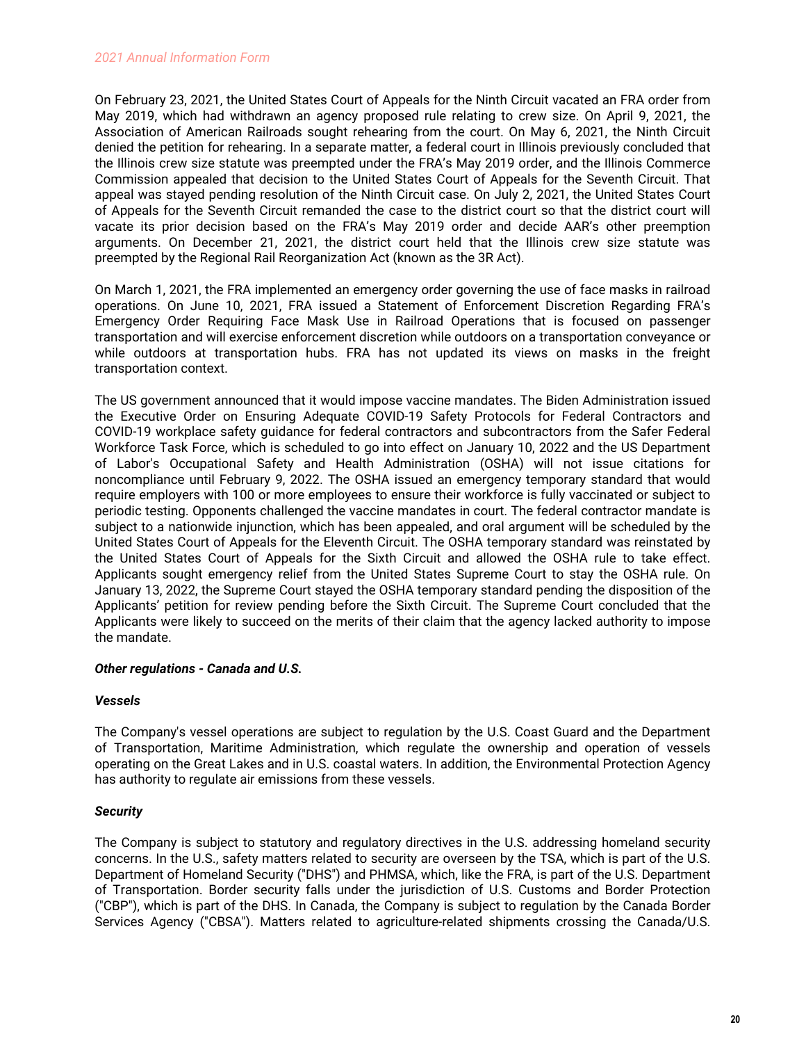On February 23, 2021, the United States Court of Appeals for the Ninth Circuit vacated an FRA order from May 2019, which had withdrawn an agency proposed rule relating to crew size. On April 9, 2021, the Association of American Railroads sought rehearing from the court. On May 6, 2021, the Ninth Circuit denied the petition for rehearing. In a separate matter, a federal court in Illinois previously concluded that the Illinois crew size statute was preempted under the FRA's May 2019 order, and the Illinois Commerce Commission appealed that decision to the United States Court of Appeals for the Seventh Circuit. That appeal was stayed pending resolution of the Ninth Circuit case. On July 2, 2021, the United States Court of Appeals for the Seventh Circuit remanded the case to the district court so that the district court will vacate its prior decision based on the FRA's May 2019 order and decide AAR's other preemption arguments. On December 21, 2021, the district court held that the Illinois crew size statute was preempted by the Regional Rail Reorganization Act (known as the 3R Act).

On March 1, 2021, the FRA implemented an emergency order governing the use of face masks in railroad operations. On June 10, 2021, FRA issued a Statement of Enforcement Discretion Regarding FRA's Emergency Order Requiring Face Mask Use in Railroad Operations that is focused on passenger transportation and will exercise enforcement discretion while outdoors on a transportation conveyance or while outdoors at transportation hubs. FRA has not updated its views on masks in the freight transportation context.

The US government announced that it would impose vaccine mandates. The Biden Administration issued the Executive Order on Ensuring Adequate COVID-19 Safety Protocols for Federal Contractors and COVID-19 workplace safety guidance for federal contractors and subcontractors from the Safer Federal Workforce Task Force, which is scheduled to go into effect on January 10, 2022 and the US Department of Labor's Occupational Safety and Health Administration (OSHA) will not issue citations for noncompliance until February 9, 2022. The OSHA issued an emergency temporary standard that would require employers with 100 or more employees to ensure their workforce is fully vaccinated or subject to periodic testing. Opponents challenged the vaccine mandates in court. The federal contractor mandate is subject to a nationwide injunction, which has been appealed, and oral argument will be scheduled by the United States Court of Appeals for the Eleventh Circuit. The OSHA temporary standard was reinstated by the United States Court of Appeals for the Sixth Circuit and allowed the OSHA rule to take effect. Applicants sought emergency relief from the United States Supreme Court to stay the OSHA rule. On January 13, 2022, the Supreme Court stayed the OSHA temporary standard pending the disposition of the Applicants' petition for review pending before the Sixth Circuit. The Supreme Court concluded that the Applicants were likely to succeed on the merits of their claim that the agency lacked authority to impose the mandate.

***Other regulations - Canada and U.S.***

***Vessels***

The Company's vessel operations are subject to regulation by the U.S. Coast Guard and the Department of Transportation, Maritime Administration, which regulate the ownership and operation of vessels operating on the Great Lakes and in U.S. coastal waters. In addition, the Environmental Protection Agency has authority to regulate air emissions from these vessels.

***Security***

The Company is subject to statutory and regulatory directives in the U.S. addressing homeland security concerns. In the U.S., safety matters related to security are overseen by the TSA, which is part of the U.S. Department of Homeland Security ("DHS") and PHMSA, which, like the FRA, is part of the U.S. Department of Transportation. Border security falls under the jurisdiction of U.S. Customs and Border Protection ("CBP"), which is part of the DHS. In Canada, the Company is subject to regulation by the Canada Border Services Agency ("CBSA"). Matters related to agriculture-related shipments crossing the Canada/U.S.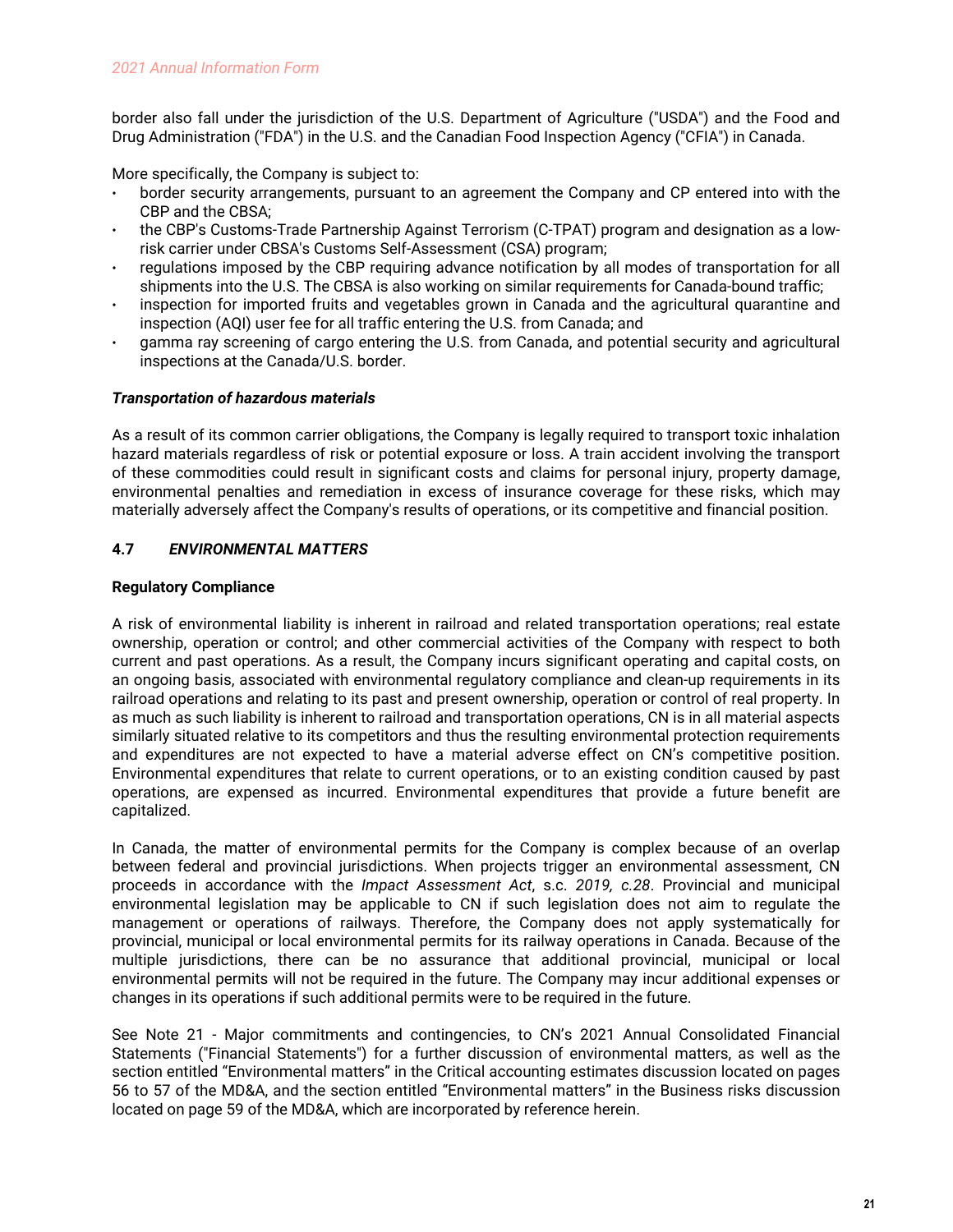border also fall under the jurisdiction of the U.S. Department of Agriculture ("USDA") and the Food and Drug Administration ("FDA") in the U.S. and the Canadian Food Inspection Agency ("CFIA") in Canada.

More specifically, the Company is subject to:

- border security arrangements, pursuant to an agreement the Company and CP entered into with the CBP and the CBSA;
- the CBP's Customs-Trade Partnership Against Terrorism (C-TPAT) program and designation as a low-risk carrier under CBSA's Customs Self-Assessment (CSA) program;
- regulations imposed by the CBP requiring advance notification by all modes of transportation for all shipments into the U.S. The CBSA is also working on similar requirements for Canada-bound traffic;
- inspection for imported fruits and vegetables grown in Canada and the agricultural quarantine and inspection (AQI) user fee for all traffic entering the U.S. from Canada; and
- gamma ray screening of cargo entering the U.S. from Canada, and potential security and agricultural inspections at the Canada/U.S. border.

***Transportation of hazardous materials***

As a result of its common carrier obligations, the Company is legally required to transport toxic inhalation hazard materials regardless of risk or potential exposure or loss. A train accident involving the transport of these commodities could result in significant costs and claims for personal injury, property damage, environmental penalties and remediation in excess of insurance coverage for these risks, which may materially adversely affect the Company's results of operations, or its competitive and financial position.

## 4.7 *ENVIRONMENTAL MATTERS*

**Regulatory Compliance**

A risk of environmental liability is inherent in railroad and related transportation operations; real estate ownership, operation or control; and other commercial activities of the Company with respect to both current and past operations. As a result, the Company incurs significant operating and capital costs, on an ongoing basis, associated with environmental regulatory compliance and clean-up requirements in its railroad operations and relating to its past and present ownership, operation or control of real property. In as much as such liability is inherent to railroad and transportation operations, CN is in all material aspects similarly situated relative to its competitors and thus the resulting environmental protection requirements and expenditures are not expected to have a material adverse effect on CN's competitive position. Environmental expenditures that relate to current operations, or to an existing condition caused by past operations, are expensed as incurred. Environmental expenditures that provide a future benefit are capitalized.

In Canada, the matter of environmental permits for the Company is complex because of an overlap between federal and provincial jurisdictions. When projects trigger an environmental assessment, CN proceeds in accordance with the *Impact Assessment Act*, s.c. *2019, c.28*. Provincial and municipal environmental legislation may be applicable to CN if such legislation does not aim to regulate the management or operations of railways. Therefore, the Company does not apply systematically for provincial, municipal or local environmental permits for its railway operations in Canada. Because of the multiple jurisdictions, there can be no assurance that additional provincial, municipal or local environmental permits will not be required in the future. The Company may incur additional expenses or changes in its operations if such additional permits were to be required in the future.

See Note 21 - Major commitments and contingencies, to CN's 2021 Annual Consolidated Financial Statements ("Financial Statements") for a further discussion of environmental matters, as well as the section entitled "Environmental matters" in the Critical accounting estimates discussion located on pages 56 to 57 of the MD&A, and the section entitled "Environmental matters" in the Business risks discussion located on page 59 of the MD&A, which are incorporated by reference herein.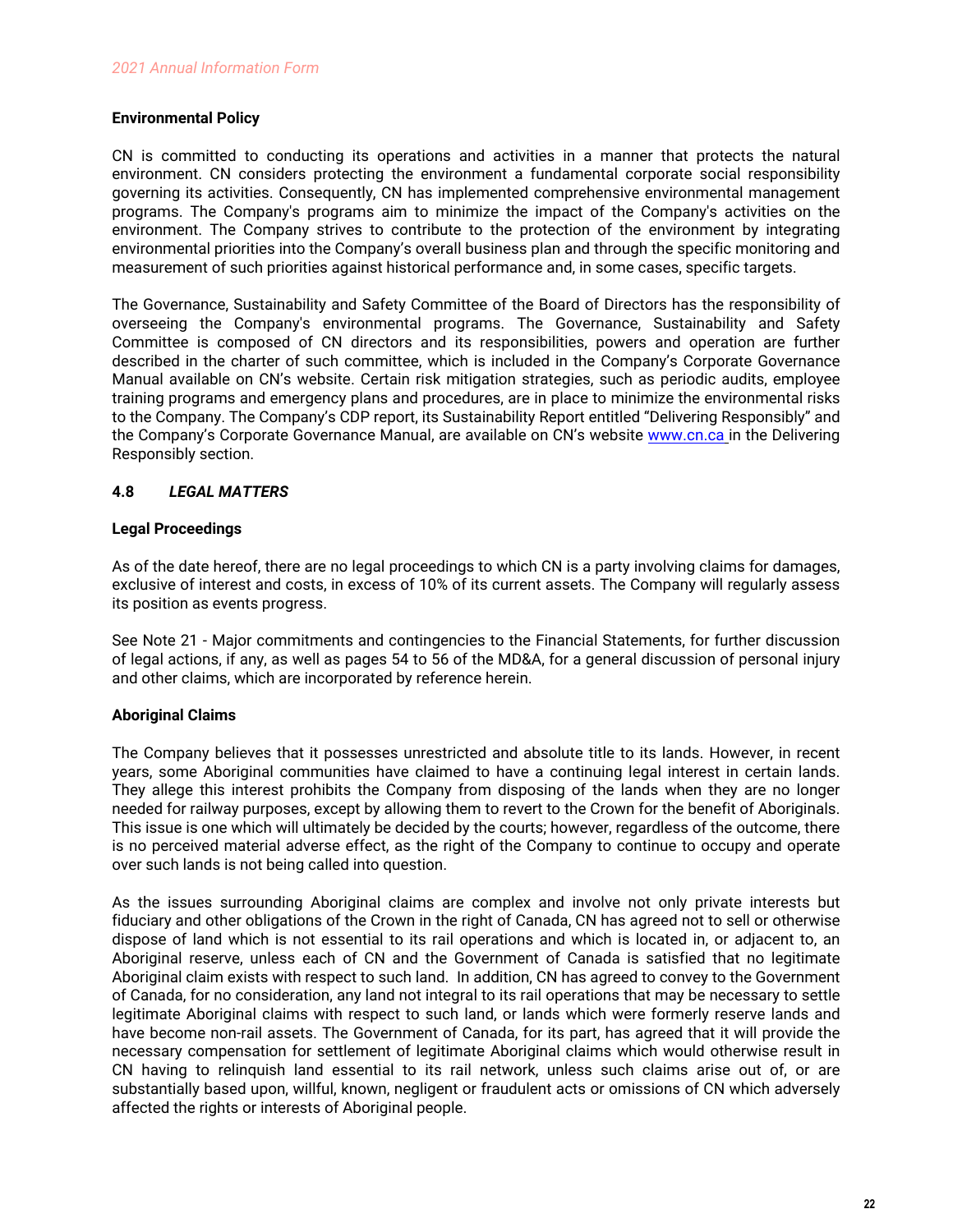**Environmental Policy**

CN is committed to conducting its operations and activities in a manner that protects the natural environment. CN considers protecting the environment a fundamental corporate social responsibility governing its activities. Consequently, CN has implemented comprehensive environmental management programs. The Company's programs aim to minimize the impact of the Company's activities on the environment. The Company strives to contribute to the protection of the environment by integrating environmental priorities into the Company's overall business plan and through the specific monitoring and measurement of such priorities against historical performance and, in some cases, specific targets.

The Governance, Sustainability and Safety Committee of the Board of Directors has the responsibility of overseeing the Company's environmental programs. The Governance, Sustainability and Safety Committee is composed of CN directors and its responsibilities, powers and operation are further described in the charter of such committee, which is included in the Company's Corporate Governance Manual available on CN's website. Certain risk mitigation strategies, such as periodic audits, employee training programs and emergency plans and procedures, are in place to minimize the environmental risks to the Company. The Company's CDP report, its Sustainability Report entitled "Delivering Responsibly" and the Company's Corporate Governance Manual, are available on CN's website www.cn.ca in the Delivering Responsibly section.

## 4.8 *LEGAL MATTERS*

**Legal Proceedings**

As of the date hereof, there are no legal proceedings to which CN is a party involving claims for damages, exclusive of interest and costs, in excess of 10% of its current assets. The Company will regularly assess its position as events progress.

See Note 21 - Major commitments and contingencies to the Financial Statements, for further discussion of legal actions, if any, as well as pages 54 to 56 of the MD&A, for a general discussion of personal injury and other claims, which are incorporated by reference herein.

**Aboriginal Claims**

The Company believes that it possesses unrestricted and absolute title to its lands. However, in recent years, some Aboriginal communities have claimed to have a continuing legal interest in certain lands. They allege this interest prohibits the Company from disposing of the lands when they are no longer needed for railway purposes, except by allowing them to revert to the Crown for the benefit of Aboriginals. This issue is one which will ultimately be decided by the courts; however, regardless of the outcome, there is no perceived material adverse effect, as the right of the Company to continue to occupy and operate over such lands is not being called into question.

As the issues surrounding Aboriginal claims are complex and involve not only private interests but fiduciary and other obligations of the Crown in the right of Canada, CN has agreed not to sell or otherwise dispose of land which is not essential to its rail operations and which is located in, or adjacent to, an Aboriginal reserve, unless each of CN and the Government of Canada is satisfied that no legitimate Aboriginal claim exists with respect to such land. In addition, CN has agreed to convey to the Government of Canada, for no consideration, any land not integral to its rail operations that may be necessary to settle legitimate Aboriginal claims with respect to such land, or lands which were formerly reserve lands and have become non-rail assets. The Government of Canada, for its part, has agreed that it will provide the necessary compensation for settlement of legitimate Aboriginal claims which would otherwise result in CN having to relinquish land essential to its rail network, unless such claims arise out of, or are substantially based upon, willful, known, negligent or fraudulent acts or omissions of CN which adversely affected the rights or interests of Aboriginal people.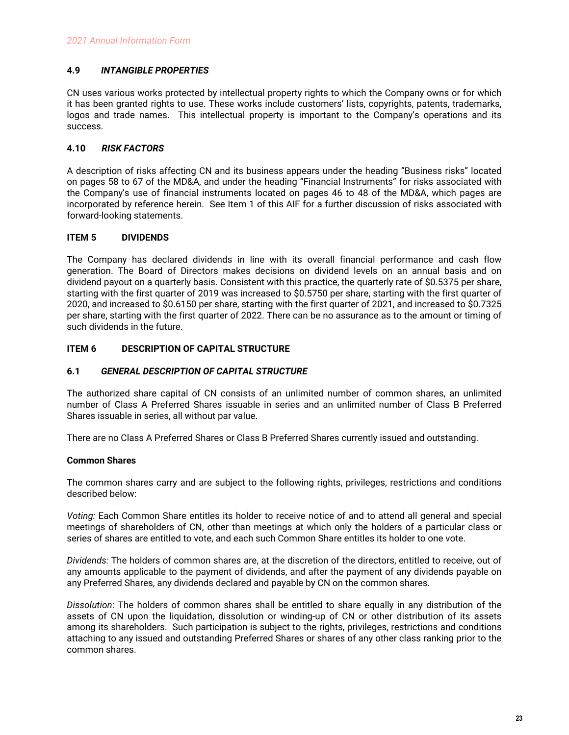### 4.9 *INTANGIBLE PROPERTIES*

CN uses various works protected by intellectual property rights to which the Company owns or for which it has been granted rights to use. These works include customers' lists, copyrights, patents, trademarks, logos and trade names. This intellectual property is important to the Company's operations and its success.

### 4.10 *RISK FACTORS*

A description of risks affecting CN and its business appears under the heading "Business risks" located on pages 58 to 67 of the MD&A, and under the heading "Financial Instruments" for risks associated with the Company's use of financial instruments located on pages 46 to 48 of the MD&A, which pages are incorporated by reference herein. See Item 1 of this AIF for a further discussion of risks associated with forward-looking statements.

## ITEM 5 DIVIDENDS

The Company has declared dividends in line with its overall financial performance and cash flow generation. The Board of Directors makes decisions on dividend levels on an annual basis and on dividend payout on a quarterly basis. Consistent with this practice, the quarterly rate of $0.5375 per share, starting with the first quarter of 2019 was increased to $0.5750 per share, starting with the first quarter of 2020, and increased to $0.6150 per share, starting with the first quarter of 2021, and increased to $0.7325 per share, starting with the first quarter of 2022. There can be no assurance as to the amount or timing of such dividends in the future.

## ITEM 6 DESCRIPTION OF CAPITAL STRUCTURE

### 6.1 *GENERAL DESCRIPTION OF CAPITAL STRUCTURE*

The authorized share capital of CN consists of an unlimited number of common shares, an unlimited number of Class A Preferred Shares issuable in series and an unlimited number of Class B Preferred Shares issuable in series, all without par value.

There are no Class A Preferred Shares or Class B Preferred Shares currently issued and outstanding.

**Common Shares**

The common shares carry and are subject to the following rights, privileges, restrictions and conditions described below:

*Voting:* Each Common Share entitles its holder to receive notice of and to attend all general and special meetings of shareholders of CN, other than meetings at which only the holders of a particular class or series of shares are entitled to vote, and each such Common Share entitles its holder to one vote.

*Dividends:* The holders of common shares are, at the discretion of the directors, entitled to receive, out of any amounts applicable to the payment of dividends, and after the payment of any dividends payable on any Preferred Shares, any dividends declared and payable by CN on the common shares.

*Dissolution*: The holders of common shares shall be entitled to share equally in any distribution of the assets of CN upon the liquidation, dissolution or winding-up of CN or other distribution of its assets among its shareholders. Such participation is subject to the rights, privileges, restrictions and conditions attaching to any issued and outstanding Preferred Shares or shares of any other class ranking prior to the common shares.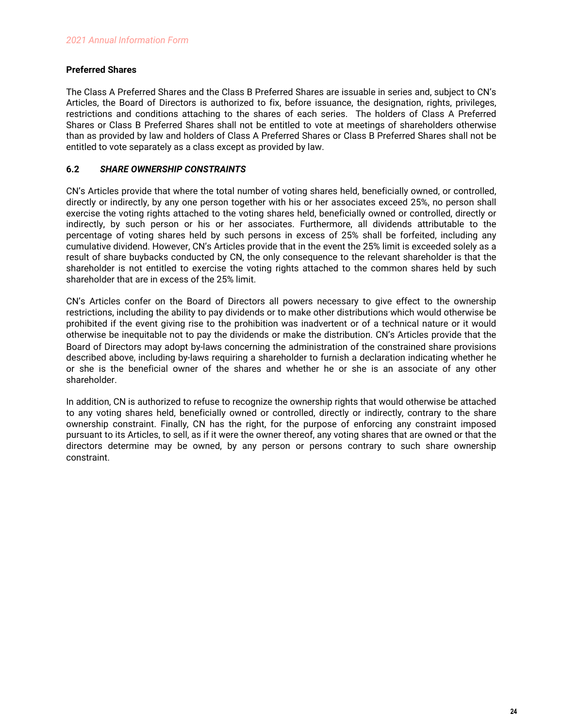### Preferred Shares

The Class A Preferred Shares and the Class B Preferred Shares are issuable in series and, subject to CN's Articles, the Board of Directors is authorized to fix, before issuance, the designation, rights, privileges, restrictions and conditions attaching to the shares of each series. The holders of Class A Preferred Shares or Class B Preferred Shares shall not be entitled to vote at meetings of shareholders otherwise than as provided by law and holders of Class A Preferred Shares or Class B Preferred Shares shall not be entitled to vote separately as a class except as provided by law.

## 6.2 *SHARE OWNERSHIP CONSTRAINTS*

CN's Articles provide that where the total number of voting shares held, beneficially owned, or controlled, directly or indirectly, by any one person together with his or her associates exceed 25%, no person shall exercise the voting rights attached to the voting shares held, beneficially owned or controlled, directly or indirectly, by such person or his or her associates. Furthermore, all dividends attributable to the percentage of voting shares held by such persons in excess of 25% shall be forfeited, including any cumulative dividend. However, CN's Articles provide that in the event the 25% limit is exceeded solely as a result of share buybacks conducted by CN, the only consequence to the relevant shareholder is that the shareholder is not entitled to exercise the voting rights attached to the common shares held by such shareholder that are in excess of the 25% limit.

CN's Articles confer on the Board of Directors all powers necessary to give effect to the ownership restrictions, including the ability to pay dividends or to make other distributions which would otherwise be prohibited if the event giving rise to the prohibition was inadvertent or of a technical nature or it would otherwise be inequitable not to pay the dividends or make the distribution. CN's Articles provide that the Board of Directors may adopt by-laws concerning the administration of the constrained share provisions described above, including by-laws requiring a shareholder to furnish a declaration indicating whether he or she is the beneficial owner of the shares and whether he or she is an associate of any other shareholder.

In addition, CN is authorized to refuse to recognize the ownership rights that would otherwise be attached to any voting shares held, beneficially owned or controlled, directly or indirectly, contrary to the share ownership constraint. Finally, CN has the right, for the purpose of enforcing any constraint imposed pursuant to its Articles, to sell, as if it were the owner thereof, any voting shares that are owned or that the directors determine may be owned, by any person or persons contrary to such share ownership constraint.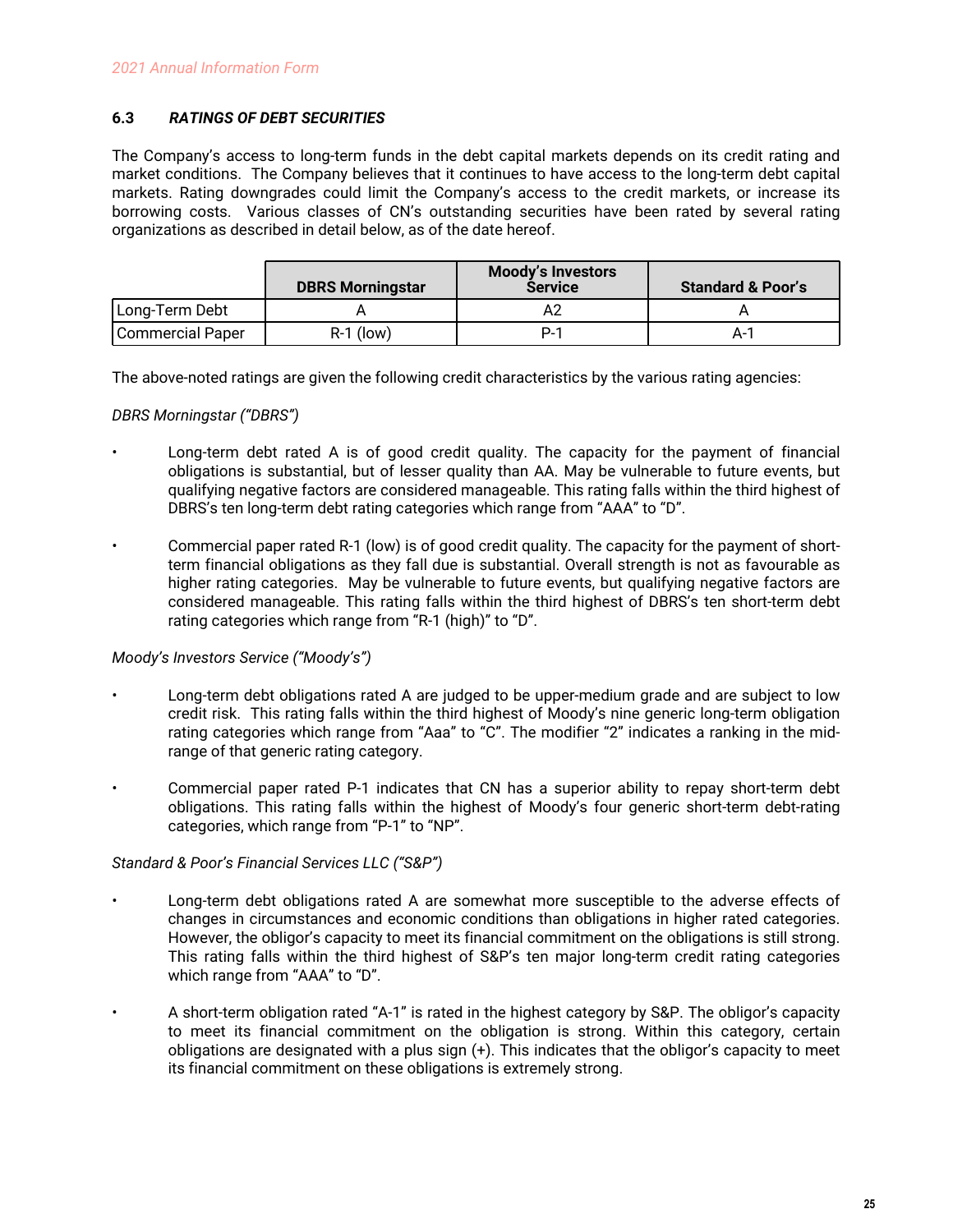### 6.3 *RATINGS OF DEBT SECURITIES*

The Company's access to long-term funds in the debt capital markets depends on its credit rating and market conditions. The Company believes that it continues to have access to the long-term debt capital markets. Rating downgrades could limit the Company's access to the credit markets, or increase its borrowing costs. Various classes of CN's outstanding securities have been rated by several rating organizations as described in detail below, as of the date hereof.

| | DBRS Morningstar | Moody's Investors Service | Standard & Poor's |
|---|---|---|---|
| Long-Term Debt | A | A2 | A |
| Commercial Paper | R-1 (low) | P-1 | A-1 |

The above-noted ratings are given the following credit characteristics by the various rating agencies:

*DBRS Morningstar ("DBRS")*

- Long-term debt rated A is of good credit quality. The capacity for the payment of financial obligations is substantial, but of lesser quality than AA. May be vulnerable to future events, but qualifying negative factors are considered manageable. This rating falls within the third highest of DBRS's ten long-term debt rating categories which range from "AAA" to "D".

- Commercial paper rated R-1 (low) is of good credit quality. The capacity for the payment of short-term financial obligations as they fall due is substantial. Overall strength is not as favourable as higher rating categories. May be vulnerable to future events, but qualifying negative factors are considered manageable. This rating falls within the third highest of DBRS's ten short-term debt rating categories which range from "R-1 (high)" to "D".

*Moody's Investors Service ("Moody's")*

- Long-term debt obligations rated A are judged to be upper-medium grade and are subject to low credit risk. This rating falls within the third highest of Moody's nine generic long-term obligation rating categories which range from "Aaa" to "C". The modifier "2" indicates a ranking in the mid-range of that generic rating category.

- Commercial paper rated P-1 indicates that CN has a superior ability to repay short-term debt obligations. This rating falls within the highest of Moody's four generic short-term debt-rating categories, which range from "P-1" to "NP".

*Standard & Poor's Financial Services LLC ("S&P")*

- Long-term debt obligations rated A are somewhat more susceptible to the adverse effects of changes in circumstances and economic conditions than obligations in higher rated categories. However, the obligor's capacity to meet its financial commitment on the obligations is still strong. This rating falls within the third highest of S&P's ten major long-term credit rating categories which range from "AAA" to "D".

- A short-term obligation rated "A-1" is rated in the highest category by S&P. The obligor's capacity to meet its financial commitment on the obligation is strong. Within this category, certain obligations are designated with a plus sign (+). This indicates that the obligor's capacity to meet its financial commitment on these obligations is extremely strong.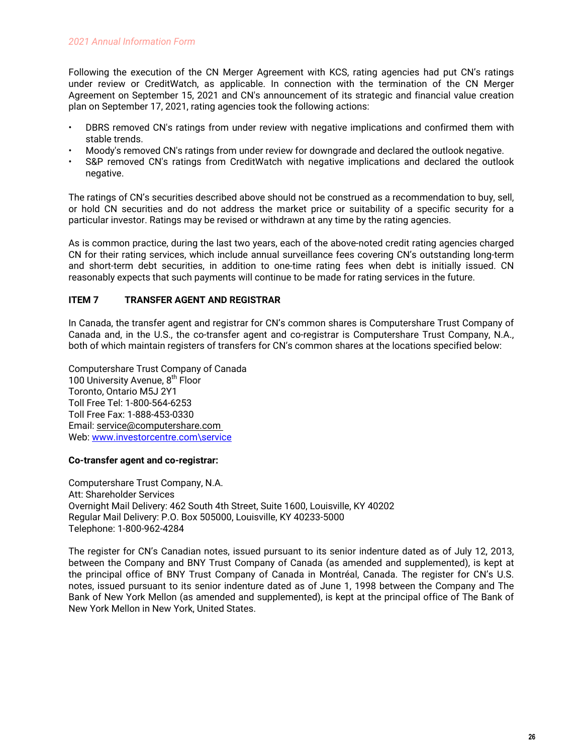Following the execution of the CN Merger Agreement with KCS, rating agencies had put CN's ratings under review or CreditWatch, as applicable. In connection with the termination of the CN Merger Agreement on September 15, 2021 and CN's announcement of its strategic and financial value creation plan on September 17, 2021, rating agencies took the following actions:

- DBRS removed CN's ratings from under review with negative implications and confirmed them with stable trends.
- Moody's removed CN's ratings from under review for downgrade and declared the outlook negative.
- S&P removed CN's ratings from CreditWatch with negative implications and declared the outlook negative.

The ratings of CN's securities described above should not be construed as a recommendation to buy, sell, or hold CN securities and do not address the market price or suitability of a specific security for a particular investor. Ratings may be revised or withdrawn at any time by the rating agencies.

As is common practice, during the last two years, each of the above-noted credit rating agencies charged CN for their rating services, which include annual surveillance fees covering CN's outstanding long-term and short-term debt securities, in addition to one-time rating fees when debt is initially issued. CN reasonably expects that such payments will continue to be made for rating services in the future.

## ITEM 7 TRANSFER AGENT AND REGISTRAR

In Canada, the transfer agent and registrar for CN's common shares is Computershare Trust Company of Canada and, in the U.S., the co-transfer agent and co-registrar is Computershare Trust Company, N.A., both of which maintain registers of transfers for CN's common shares at the locations specified below:

Computershare Trust Company of Canada
100 University Avenue, 8th Floor
Toronto, Ontario M5J 2Y1
Toll Free Tel: 1-800-564-6253
Toll Free Fax: 1-888-453-0330
Email: service@computershare.com
Web: www.investorcentre.com\service

**Co-transfer agent and co-registrar:**

Computershare Trust Company, N.A.
Att: Shareholder Services
Overnight Mail Delivery: 462 South 4th Street, Suite 1600, Louisville, KY 40202
Regular Mail Delivery: P.O. Box 505000, Louisville, KY 40233-5000
Telephone: 1-800-962-4284

The register for CN's Canadian notes, issued pursuant to its senior indenture dated as of July 12, 2013, between the Company and BNY Trust Company of Canada (as amended and supplemented), is kept at the principal office of BNY Trust Company of Canada in Montréal, Canada. The register for CN's U.S. notes, issued pursuant to its senior indenture dated as of June 1, 1998 between the Company and The Bank of New York Mellon (as amended and supplemented), is kept at the principal office of The Bank of New York Mellon in New York, United States.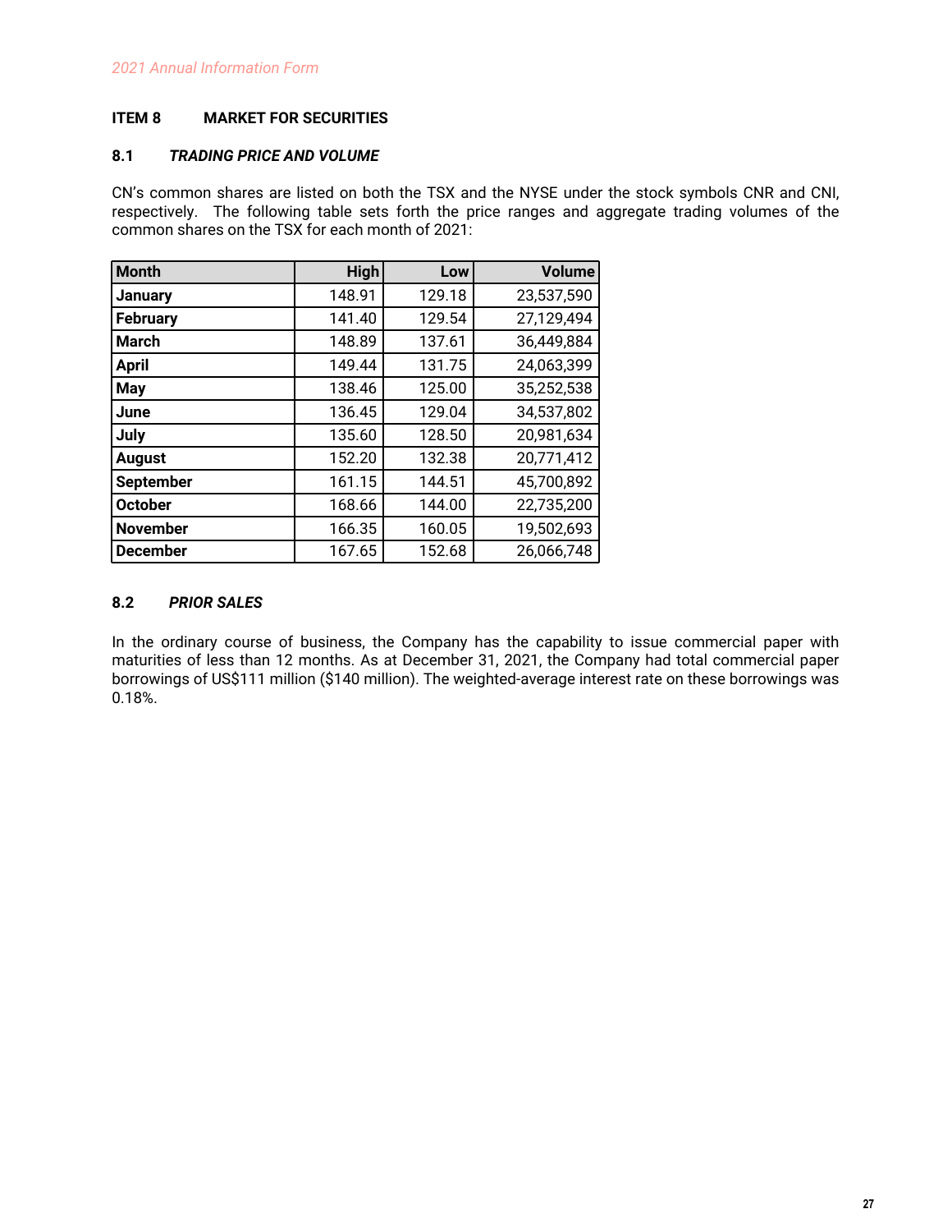## ITEM 8 MARKET FOR SECURITIES

### 8.1 *TRADING PRICE AND VOLUME*

CN's common shares are listed on both the TSX and the NYSE under the stock symbols CNR and CNI, respectively. The following table sets forth the price ranges and aggregate trading volumes of the common shares on the TSX for each month of 2021:

| Month | High | Low | Volume |
|---|---|---|---|
| **January** | 148.91 | 129.18 | 23,537,590 |
| **February** | 141.40 | 129.54 | 27,129,494 |
| **March** | 148.89 | 137.61 | 36,449,884 |
| **April** | 149.44 | 131.75 | 24,063,399 |
| **May** | 138.46 | 125.00 | 35,252,538 |
| **June** | 136.45 | 129.04 | 34,537,802 |
| **July** | 135.60 | 128.50 | 20,981,634 |
| **August** | 152.20 | 132.38 | 20,771,412 |
| **September** | 161.15 | 144.51 | 45,700,892 |
| **October** | 168.66 | 144.00 | 22,735,200 |
| **November** | 166.35 | 160.05 | 19,502,693 |
| **December** | 167.65 | 152.68 | 26,066,748 |

### 8.2 *PRIOR SALES*

In the ordinary course of business, the Company has the capability to issue commercial paper with maturities of less than 12 months. As at December 31, 2021, the Company had total commercial paper borrowings of US$111 million ($140 million). The weighted-average interest rate on these borrowings was 0.18%.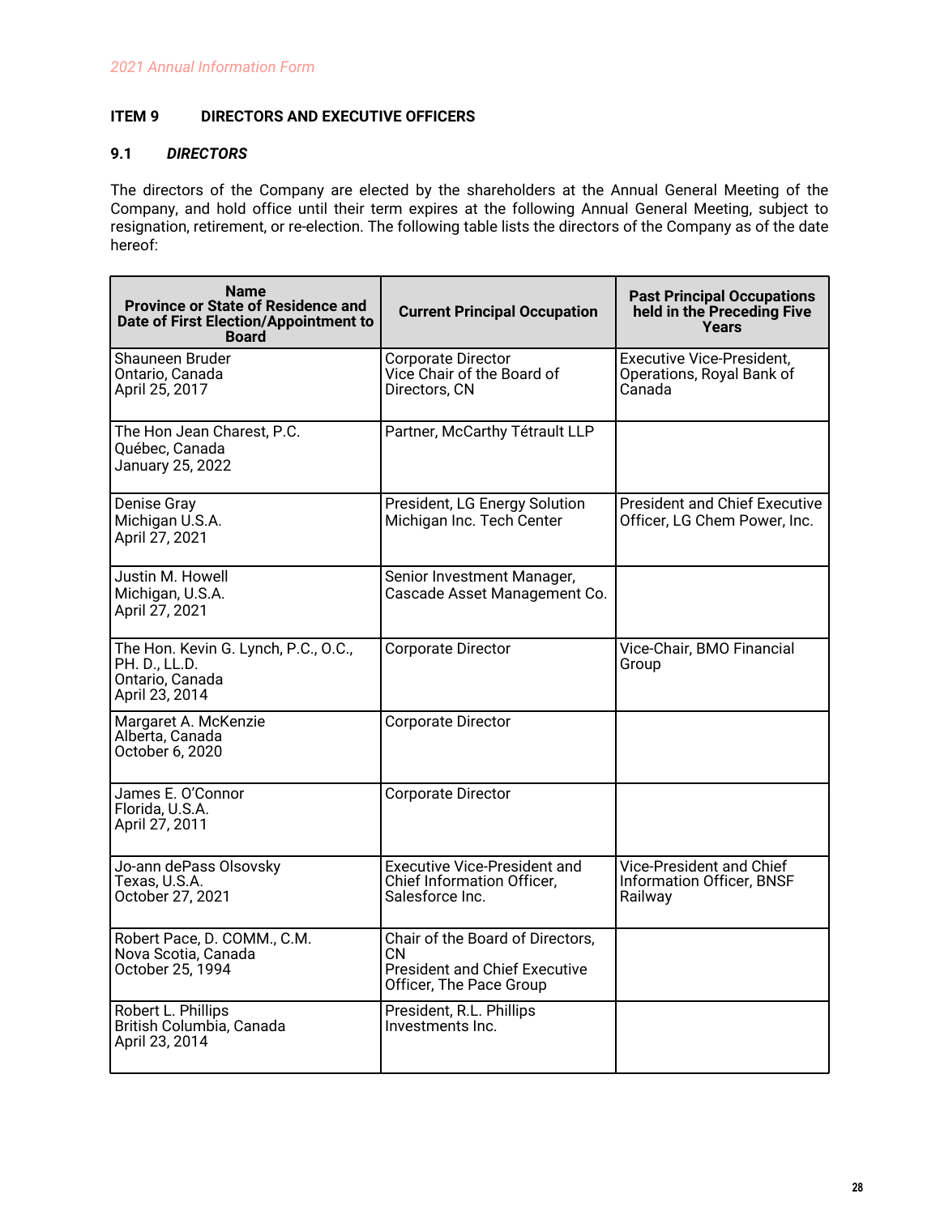## ITEM 9 DIRECTORS AND EXECUTIVE OFFICERS

### 9.1 *DIRECTORS*

The directors of the Company are elected by the shareholders at the Annual General Meeting of the Company, and hold office until their term expires at the following Annual General Meeting, subject to resignation, retirement, or re-election. The following table lists the directors of the Company as of the date hereof:

| Name<br>Province or State of Residence and Date of First Election/Appointment to Board | Current Principal Occupation | Past Principal Occupations held in the Preceding Five Years |
|---|---|---|
| Shauneen Bruder<br>Ontario, Canada<br>April 25, 2017 | Corporate Director<br>Vice Chair of the Board of Directors, CN | Executive Vice-President, Operations, Royal Bank of Canada |
| The Hon Jean Charest, P.C.<br>Québec, Canada<br>January 25, 2022 | Partner, McCarthy Tétrault LLP | |
| Denise Gray<br>Michigan U.S.A.<br>April 27, 2021 | President, LG Energy Solution Michigan Inc. Tech Center | President and Chief Executive Officer, LG Chem Power, Inc. |
| Justin M. Howell<br>Michigan, U.S.A.<br>April 27, 2021 | Senior Investment Manager, Cascade Asset Management Co. | |
| The Hon. Kevin G. Lynch, P.C., O.C., PH. D., LL.D.<br>Ontario, Canada<br>April 23, 2014 | Corporate Director | Vice-Chair, BMO Financial Group |
| Margaret A. McKenzie<br>Alberta, Canada<br>October 6, 2020 | Corporate Director | |
| James E. O'Connor<br>Florida, U.S.A.<br>April 27, 2011 | Corporate Director | |
| Jo-ann dePass Olsovsky<br>Texas, U.S.A.<br>October 27, 2021 | Executive Vice-President and Chief Information Officer, Salesforce Inc. | Vice-President and Chief Information Officer, BNSF Railway |
| Robert Pace, D. COMM., C.M.<br>Nova Scotia, Canada<br>October 25, 1994 | Chair of the Board of Directors, CN<br>President and Chief Executive Officer, The Pace Group | |
| Robert L. Phillips<br>British Columbia, Canada<br>April 23, 2014 | President, R.L. Phillips Investments Inc. | |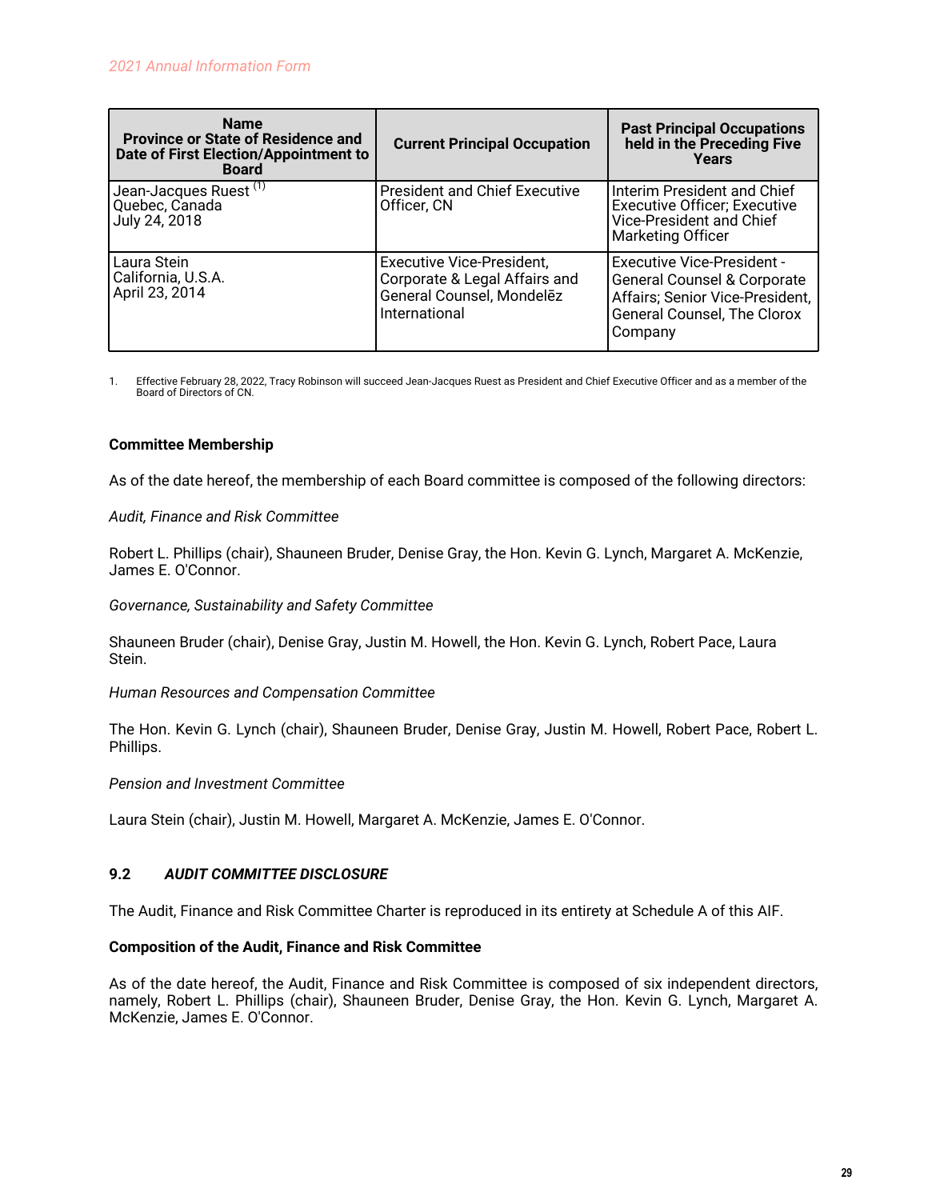| Name<br>Province or State of Residence and Date of First Election/Appointment to Board | Current Principal Occupation | Past Principal Occupations held in the Preceding Five Years |
|---|---|---|
| Jean-Jacques Ruest [1]<br>Quebec, Canada<br>July 24, 2018 | President and Chief Executive Officer, CN | Interim President and Chief Executive Officer; Executive Vice-President and Chief Marketing Officer |
| Laura Stein<br>California, U.S.A.<br>April 23, 2014 | Executive Vice-President, Corporate & Legal Affairs and General Counsel, Mondelēz International | Executive Vice-President - General Counsel & Corporate Affairs; Senior Vice-President, General Counsel, The Clorox Company |

1. Effective February 28, 2022, Tracy Robinson will succeed Jean-Jacques Ruest as President and Chief Executive Officer and as a member of the Board of Directors of CN.

**Committee Membership**

As of the date hereof, the membership of each Board committee is composed of the following directors:

*Audit, Finance and Risk Committee*

Robert L. Phillips (chair), Shauneen Bruder, Denise Gray, the Hon. Kevin G. Lynch, Margaret A. McKenzie, James E. O'Connor.

*Governance, Sustainability and Safety Committee*

Shauneen Bruder (chair), Denise Gray, Justin M. Howell, the Hon. Kevin G. Lynch, Robert Pace, Laura Stein.

*Human Resources and Compensation Committee*

The Hon. Kevin G. Lynch (chair), Shauneen Bruder, Denise Gray, Justin M. Howell, Robert Pace, Robert L. Phillips.

*Pension and Investment Committee*

Laura Stein (chair), Justin M. Howell, Margaret A. McKenzie, James E. O'Connor.

## 9.2 *AUDIT COMMITTEE DISCLOSURE*

The Audit, Finance and Risk Committee Charter is reproduced in its entirety at Schedule A of this AIF.

**Composition of the Audit, Finance and Risk Committee**

As of the date hereof, the Audit, Finance and Risk Committee is composed of six independent directors, namely, Robert L. Phillips (chair), Shauneen Bruder, Denise Gray, the Hon. Kevin G. Lynch, Margaret A. McKenzie, James E. O'Connor.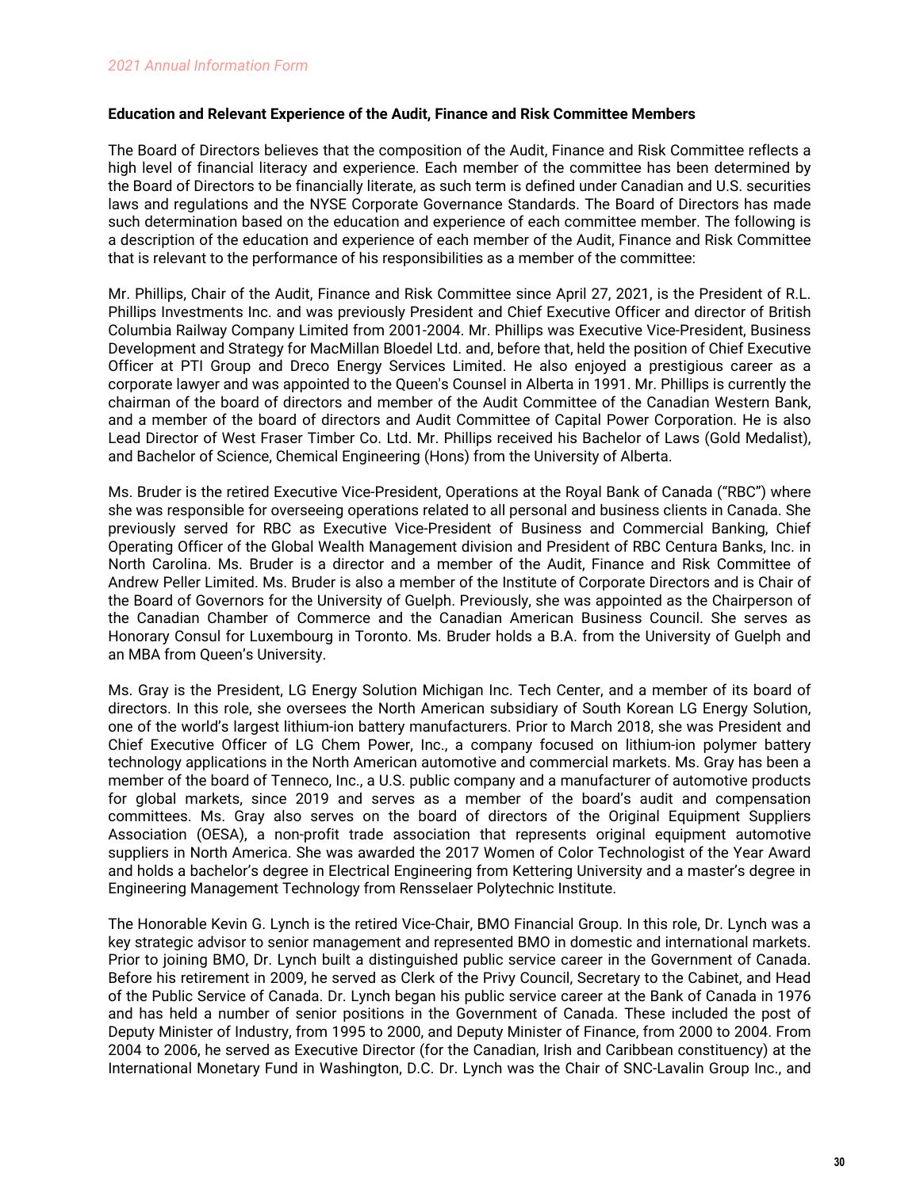**Education and Relevant Experience of the Audit, Finance and Risk Committee Members**

The Board of Directors believes that the composition of the Audit, Finance and Risk Committee reflects a high level of financial literacy and experience. Each member of the committee has been determined by the Board of Directors to be financially literate, as such term is defined under Canadian and U.S. securities laws and regulations and the NYSE Corporate Governance Standards. The Board of Directors has made such determination based on the education and experience of each committee member. The following is a description of the education and experience of each member of the Audit, Finance and Risk Committee that is relevant to the performance of his responsibilities as a member of the committee:

Mr. Phillips, Chair of the Audit, Finance and Risk Committee since April 27, 2021, is the President of R.L. Phillips Investments Inc. and was previously President and Chief Executive Officer and director of British Columbia Railway Company Limited from 2001-2004. Mr. Phillips was Executive Vice-President, Business Development and Strategy for MacMillan Bloedel Ltd. and, before that, held the position of Chief Executive Officer at PTI Group and Dreco Energy Services Limited. He also enjoyed a prestigious career as a corporate lawyer and was appointed to the Queen's Counsel in Alberta in 1991. Mr. Phillips is currently the chairman of the board of directors and member of the Audit Committee of the Canadian Western Bank, and a member of the board of directors and Audit Committee of Capital Power Corporation. He is also Lead Director of West Fraser Timber Co. Ltd. Mr. Phillips received his Bachelor of Laws (Gold Medalist), and Bachelor of Science, Chemical Engineering (Hons) from the University of Alberta.

Ms. Bruder is the retired Executive Vice-President, Operations at the Royal Bank of Canada ("RBC") where she was responsible for overseeing operations related to all personal and business clients in Canada. She previously served for RBC as Executive Vice-President of Business and Commercial Banking, Chief Operating Officer of the Global Wealth Management division and President of RBC Centura Banks, Inc. in North Carolina. Ms. Bruder is a director and a member of the Audit, Finance and Risk Committee of Andrew Peller Limited. Ms. Bruder is also a member of the Institute of Corporate Directors and is Chair of the Board of Governors for the University of Guelph. Previously, she was appointed as the Chairperson of the Canadian Chamber of Commerce and the Canadian American Business Council. She serves as Honorary Consul for Luxembourg in Toronto. Ms. Bruder holds a B.A. from the University of Guelph and an MBA from Queen's University.

Ms. Gray is the President, LG Energy Solution Michigan Inc. Tech Center, and a member of its board of directors. In this role, she oversees the North American subsidiary of South Korean LG Energy Solution, one of the world's largest lithium-ion battery manufacturers. Prior to March 2018, she was President and Chief Executive Officer of LG Chem Power, Inc., a company focused on lithium-ion polymer battery technology applications in the North American automotive and commercial markets. Ms. Gray has been a member of the board of Tenneco, Inc., a U.S. public company and a manufacturer of automotive products for global markets, since 2019 and serves as a member of the board's audit and compensation committees. Ms. Gray also serves on the board of directors of the Original Equipment Suppliers Association (OESA), a non-profit trade association that represents original equipment automotive suppliers in North America. She was awarded the 2017 Women of Color Technologist of the Year Award and holds a bachelor's degree in Electrical Engineering from Kettering University and a master's degree in Engineering Management Technology from Rensselaer Polytechnic Institute.

The Honorable Kevin G. Lynch is the retired Vice-Chair, BMO Financial Group. In this role, Dr. Lynch was a key strategic advisor to senior management and represented BMO in domestic and international markets. Prior to joining BMO, Dr. Lynch built a distinguished public service career in the Government of Canada. Before his retirement in 2009, he served as Clerk of the Privy Council, Secretary to the Cabinet, and Head of the Public Service of Canada. Dr. Lynch began his public service career at the Bank of Canada in 1976 and has held a number of senior positions in the Government of Canada. These included the post of Deputy Minister of Industry, from 1995 to 2000, and Deputy Minister of Finance, from 2000 to 2004. From 2004 to 2006, he served as Executive Director (for the Canadian, Irish and Caribbean constituency) at the International Monetary Fund in Washington, D.C. Dr. Lynch was the Chair of SNC-Lavalin Group Inc., and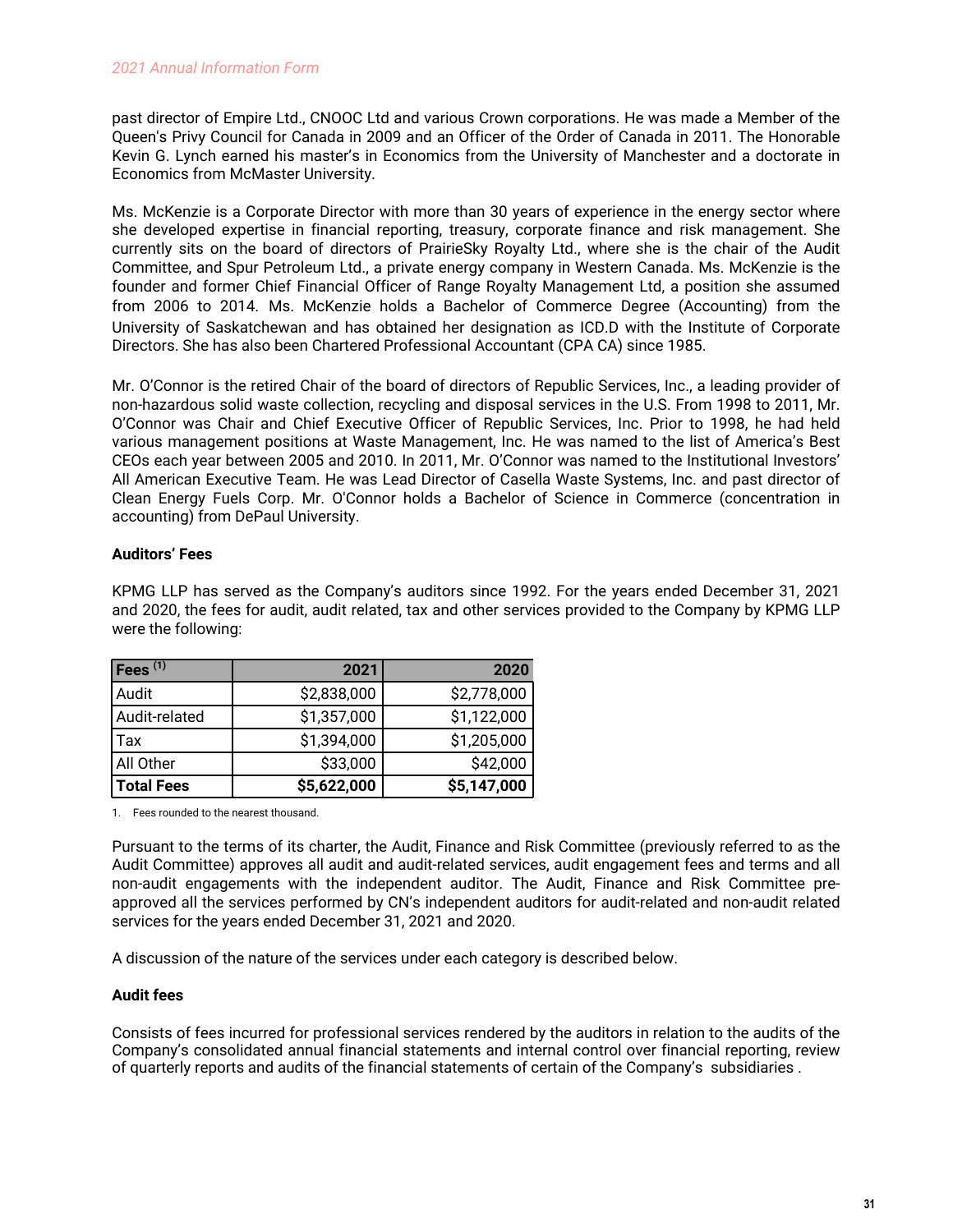past director of Empire Ltd., CNOOC Ltd and various Crown corporations. He was made a Member of the Queen's Privy Council for Canada in 2009 and an Officer of the Order of Canada in 2011. The Honorable Kevin G. Lynch earned his master's in Economics from the University of Manchester and a doctorate in Economics from McMaster University.

Ms. McKenzie is a Corporate Director with more than 30 years of experience in the energy sector where she developed expertise in financial reporting, treasury, corporate finance and risk management. She currently sits on the board of directors of PrairieSky Royalty Ltd., where she is the chair of the Audit Committee, and Spur Petroleum Ltd., a private energy company in Western Canada. Ms. McKenzie is the founder and former Chief Financial Officer of Range Royalty Management Ltd, a position she assumed from 2006 to 2014. Ms. McKenzie holds a Bachelor of Commerce Degree (Accounting) from the University of Saskatchewan and has obtained her designation as ICD.D with the Institute of Corporate Directors. She has also been Chartered Professional Accountant (CPA CA) since 1985.

Mr. O'Connor is the retired Chair of the board of directors of Republic Services, Inc., a leading provider of non-hazardous solid waste collection, recycling and disposal services in the U.S. From 1998 to 2011, Mr. O'Connor was Chair and Chief Executive Officer of Republic Services, Inc. Prior to 1998, he had held various management positions at Waste Management, Inc. He was named to the list of America's Best CEOs each year between 2005 and 2010. In 2011, Mr. O'Connor was named to the Institutional Investors' All American Executive Team. He was Lead Director of Casella Waste Systems, Inc. and past director of Clean Energy Fuels Corp. Mr. O'Connor holds a Bachelor of Science in Commerce (concentration in accounting) from DePaul University.

**Auditors' Fees**

KPMG LLP has served as the Company's auditors since 1992. For the years ended December 31, 2021 and 2020, the fees for audit, audit related, tax and other services provided to the Company by KPMG LLP were the following:

| Fees [1] | 2021 | 2020 |
|---|---|---|
| Audit | $2,838,000 | $2,778,000 |
| Audit-related | $1,357,000 | $1,122,000 |
| Tax | $1,394,000 | $1,205,000 |
| All Other | $33,000 | $42,000 |
| **Total Fees** | **$5,622,000** | **$5,147,000** |

1. Fees rounded to the nearest thousand.

Pursuant to the terms of its charter, the Audit, Finance and Risk Committee (previously referred to as the Audit Committee) approves all audit and audit-related services, audit engagement fees and terms and all non-audit engagements with the independent auditor. The Audit, Finance and Risk Committee pre-approved all the services performed by CN's independent auditors for audit-related and non-audit related services for the years ended December 31, 2021 and 2020.

A discussion of the nature of the services under each category is described below.

**Audit fees**

Consists of fees incurred for professional services rendered by the auditors in relation to the audits of the Company's consolidated annual financial statements and internal control over financial reporting, review of quarterly reports and audits of the financial statements of certain of the Company's subsidiaries .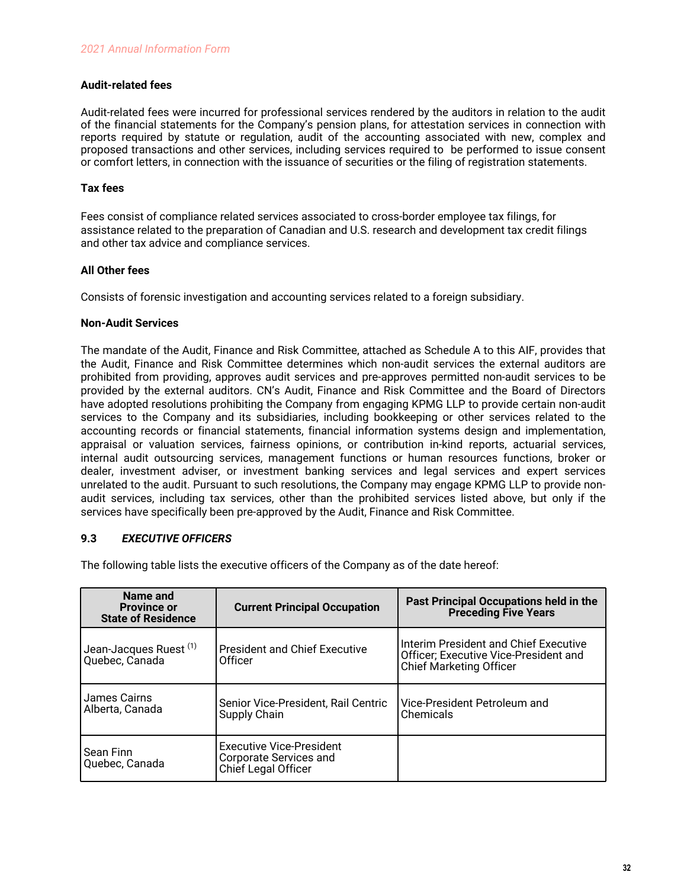### Audit-related fees

Audit-related fees were incurred for professional services rendered by the auditors in relation to the audit of the financial statements for the Company's pension plans, for attestation services in connection with reports required by statute or regulation, audit of the accounting associated with new, complex and proposed transactions and other services, including services required to be performed to issue consent or comfort letters, in connection with the issuance of securities or the filing of registration statements.

### Tax fees

Fees consist of compliance related services associated to cross-border employee tax filings, for assistance related to the preparation of Canadian and U.S. research and development tax credit filings and other tax advice and compliance services.

### All Other fees

Consists of forensic investigation and accounting services related to a foreign subsidiary.

### Non-Audit Services

The mandate of the Audit, Finance and Risk Committee, attached as Schedule A to this AIF, provides that the Audit, Finance and Risk Committee determines which non-audit services the external auditors are prohibited from providing, approves audit services and pre-approves permitted non-audit services to be provided by the external auditors. CN's Audit, Finance and Risk Committee and the Board of Directors have adopted resolutions prohibiting the Company from engaging KPMG LLP to provide certain non-audit services to the Company and its subsidiaries, including bookkeeping or other services related to the accounting records or financial statements, financial information systems design and implementation, appraisal or valuation services, fairness opinions, or contribution in-kind reports, actuarial services, internal audit outsourcing services, management functions or human resources functions, broker or dealer, investment adviser, or investment banking services and legal services and expert services unrelated to the audit. Pursuant to such resolutions, the Company may engage KPMG LLP to provide non-audit services, including tax services, other than the prohibited services listed above, but only if the services have specifically been pre-approved by the Audit, Finance and Risk Committee.

## 9.3 *EXECUTIVE OFFICERS*

The following table lists the executive officers of the Company as of the date hereof:

| Name and Province or State of Residence | Current Principal Occupation | Past Principal Occupations held in the Preceding Five Years |
|---|---|---|
| Jean-Jacques Ruest [(1)] Quebec, Canada | President and Chief Executive Officer | Interim President and Chief Executive Officer; Executive Vice-President and Chief Marketing Officer |
| James Cairns Alberta, Canada | Senior Vice-President, Rail Centric Supply Chain | Vice-President Petroleum and Chemicals |
| Sean Finn Quebec, Canada | Executive Vice-President Corporate Services and Chief Legal Officer | |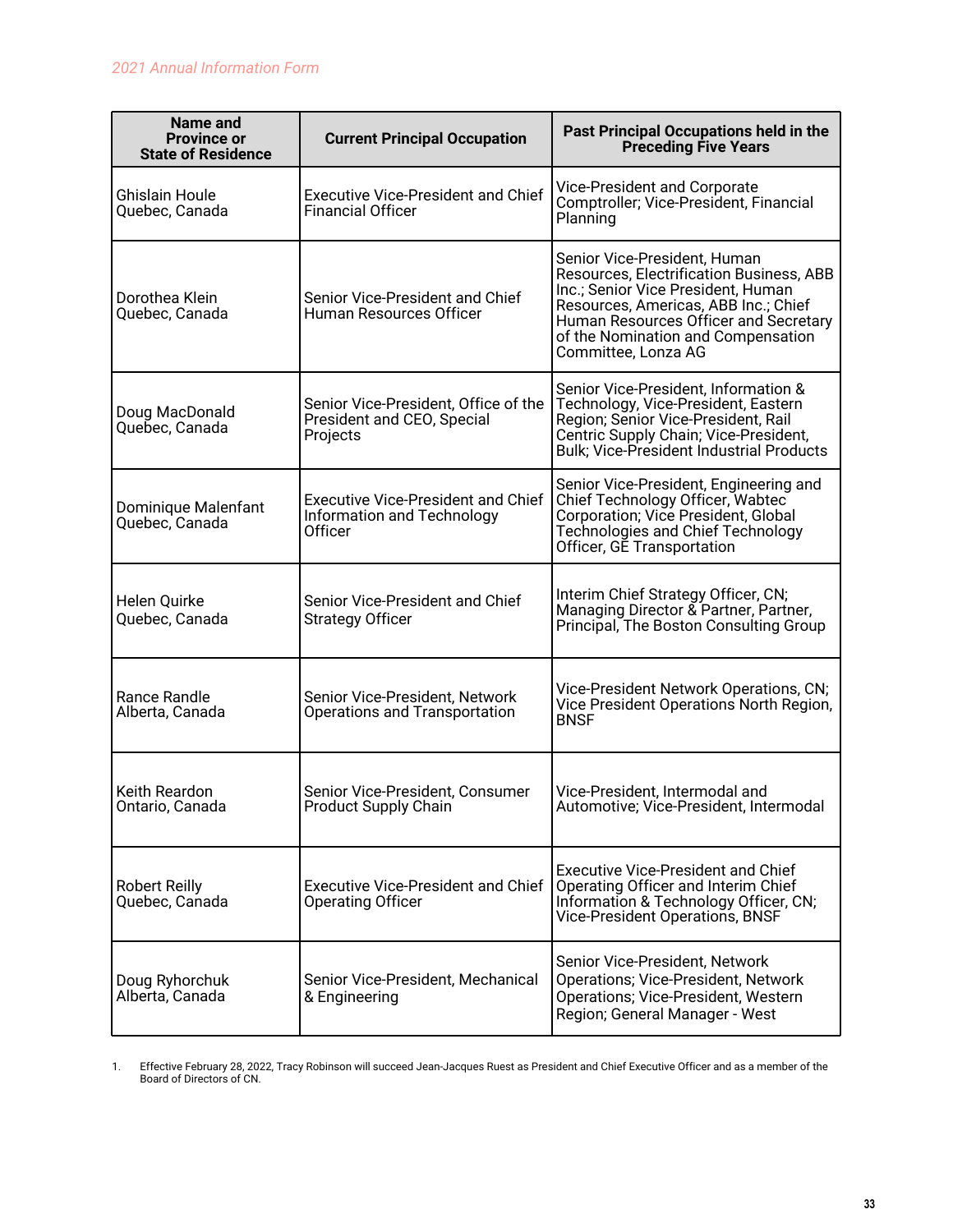| Name and Province or State of Residence | Current Principal Occupation | Past Principal Occupations held in the Preceding Five Years |
|---|---|---|
| Ghislain Houle<br>Quebec, Canada | Executive Vice-President and Chief Financial Officer | Vice-President and Corporate Comptroller; Vice-President, Financial Planning |
| Dorothea Klein<br>Quebec, Canada | Senior Vice-President and Chief Human Resources Officer | Senior Vice-President, Human Resources, Electrification Business, ABB Inc.; Senior Vice President, Human Resources, Americas, ABB Inc.; Chief Human Resources Officer and Secretary of the Nomination and Compensation Committee, Lonza AG |
| Doug MacDonald<br>Quebec, Canada | Senior Vice-President, Office of the President and CEO, Special Projects | Senior Vice-President, Information & Technology, Vice-President, Eastern Region; Senior Vice-President, Rail Centric Supply Chain; Vice-President, Bulk; Vice-President Industrial Products |
| Dominique Malenfant<br>Quebec, Canada | Executive Vice-President and Chief Information and Technology Officer | Senior Vice-President, Engineering and Chief Technology Officer, Wabtec Corporation; Vice President, Global Technologies and Chief Technology Officer, GE Transportation |
| Helen Quirke<br>Quebec, Canada | Senior Vice-President and Chief Strategy Officer | Interim Chief Strategy Officer, CN; Managing Director & Partner, Partner, Principal, The Boston Consulting Group |
| Rance Randle<br>Alberta, Canada | Senior Vice-President, Network Operations and Transportation | Vice-President Network Operations, CN; Vice President Operations North Region, BNSF |
| Keith Reardon<br>Ontario, Canada | Senior Vice-President, Consumer Product Supply Chain | Vice-President, Intermodal and Automotive; Vice-President, Intermodal |
| Robert Reilly<br>Quebec, Canada | Executive Vice-President and Chief Operating Officer | Executive Vice-President and Chief Operating Officer and Interim Chief Information & Technology Officer, CN; Vice-President Operations, BNSF |
| Doug Ryhorchuk<br>Alberta, Canada | Senior Vice-President, Mechanical & Engineering | Senior Vice-President, Network Operations; Vice-President, Network Operations; Vice-President, Western Region; General Manager - West |

1. Effective February 28, 2022, Tracy Robinson will succeed Jean-Jacques Ruest as President and Chief Executive Officer and as a member of the Board of Directors of CN.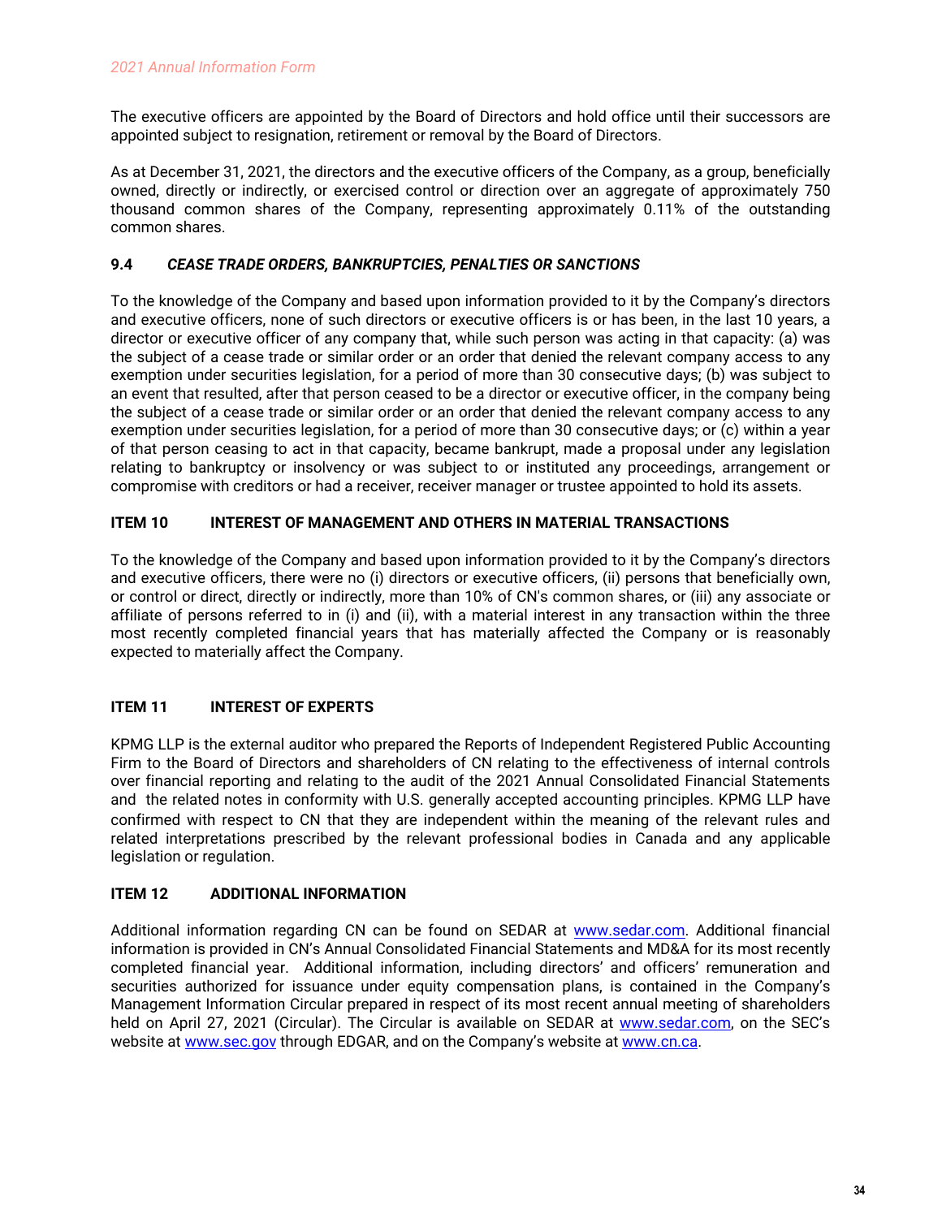The executive officers are appointed by the Board of Directors and hold office until their successors are appointed subject to resignation, retirement or removal by the Board of Directors.

As at December 31, 2021, the directors and the executive officers of the Company, as a group, beneficially owned, directly or indirectly, or exercised control or direction over an aggregate of approximately 750 thousand common shares of the Company, representing approximately 0.11% of the outstanding common shares.

### 9.4 *CEASE TRADE ORDERS, BANKRUPTCIES, PENALTIES OR SANCTIONS*

To the knowledge of the Company and based upon information provided to it by the Company's directors and executive officers, none of such directors or executive officers is or has been, in the last 10 years, a director or executive officer of any company that, while such person was acting in that capacity: (a) was the subject of a cease trade or similar order or an order that denied the relevant company access to any exemption under securities legislation, for a period of more than 30 consecutive days; (b) was subject to an event that resulted, after that person ceased to be a director or executive officer, in the company being the subject of a cease trade or similar order or an order that denied the relevant company access to any exemption under securities legislation, for a period of more than 30 consecutive days; or (c) within a year of that person ceasing to act in that capacity, became bankrupt, made a proposal under any legislation relating to bankruptcy or insolvency or was subject to or instituted any proceedings, arrangement or compromise with creditors or had a receiver, receiver manager or trustee appointed to hold its assets.

## ITEM 10 INTEREST OF MANAGEMENT AND OTHERS IN MATERIAL TRANSACTIONS

To the knowledge of the Company and based upon information provided to it by the Company's directors and executive officers, there were no (i) directors or executive officers, (ii) persons that beneficially own, or control or direct, directly or indirectly, more than 10% of CN's common shares, or (iii) any associate or affiliate of persons referred to in (i) and (ii), with a material interest in any transaction within the three most recently completed financial years that has materially affected the Company or is reasonably expected to materially affect the Company.

## ITEM 11 INTEREST OF EXPERTS

KPMG LLP is the external auditor who prepared the Reports of Independent Registered Public Accounting Firm to the Board of Directors and shareholders of CN relating to the effectiveness of internal controls over financial reporting and relating to the audit of the 2021 Annual Consolidated Financial Statements and the related notes in conformity with U.S. generally accepted accounting principles. KPMG LLP have confirmed with respect to CN that they are independent within the meaning of the relevant rules and related interpretations prescribed by the relevant professional bodies in Canada and any applicable legislation or regulation.

## ITEM 12 ADDITIONAL INFORMATION

Additional information regarding CN can be found on SEDAR at www.sedar.com. Additional financial information is provided in CN's Annual Consolidated Financial Statements and MD&A for its most recently completed financial year. Additional information, including directors' and officers' remuneration and securities authorized for issuance under equity compensation plans, is contained in the Company's Management Information Circular prepared in respect of its most recent annual meeting of shareholders held on April 27, 2021 (Circular). The Circular is available on SEDAR at www.sedar.com, on the SEC's website at www.sec.gov through EDGAR, and on the Company's website at www.cn.ca.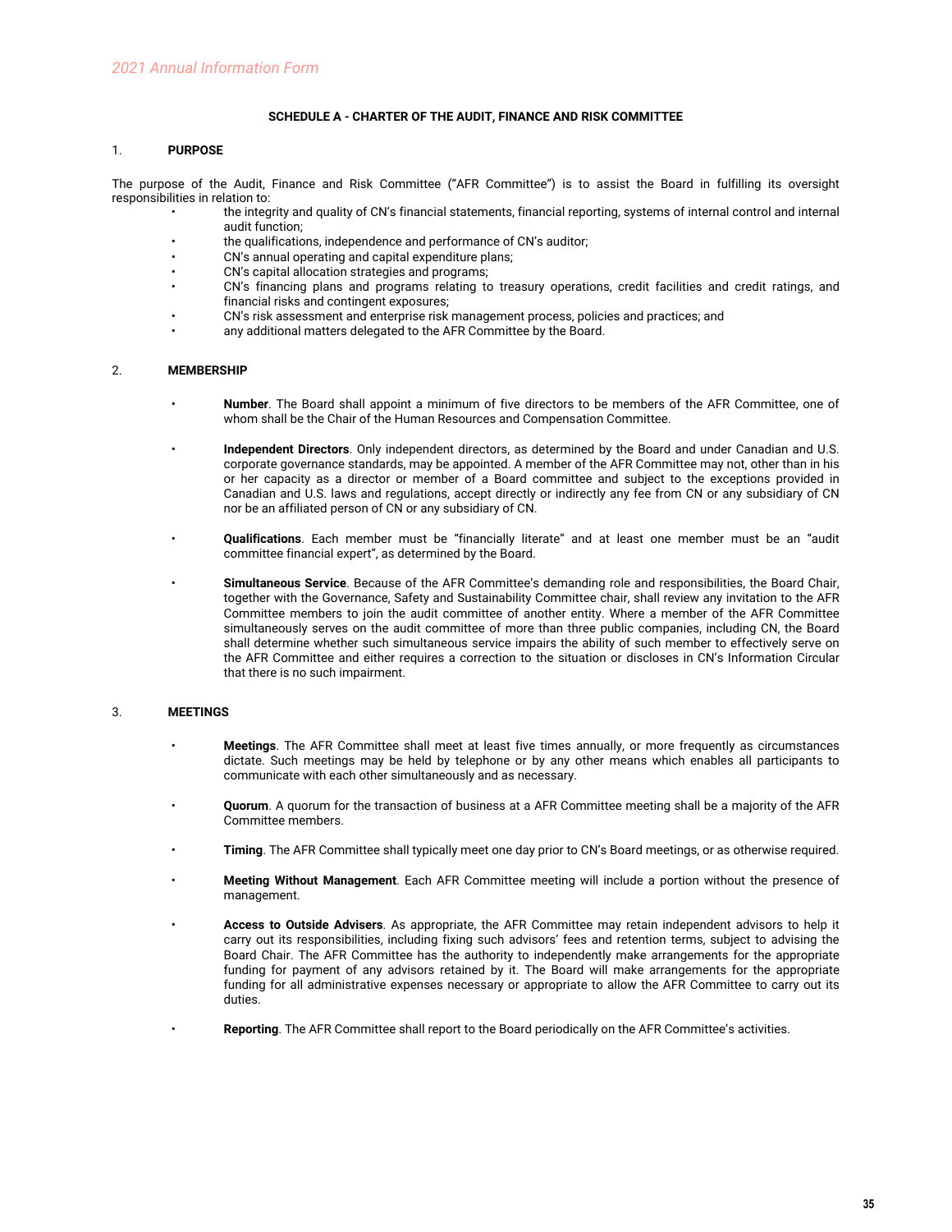## SCHEDULE A - CHARTER OF THE AUDIT, FINANCE AND RISK COMMITTEE

### 1. PURPOSE

The purpose of the Audit, Finance and Risk Committee ("AFR Committee") is to assist the Board in fulfilling its oversight responsibilities in relation to:

- the integrity and quality of CN's financial statements, financial reporting, systems of internal control and internal audit function;
- the qualifications, independence and performance of CN's auditor;
- CN's annual operating and capital expenditure plans;
- CN's capital allocation strategies and programs;
- CN's financing plans and programs relating to treasury operations, credit facilities and credit ratings, and financial risks and contingent exposures;
- CN's risk assessment and enterprise risk management process, policies and practices; and
- any additional matters delegated to the AFR Committee by the Board.

### 2. MEMBERSHIP

- **Number**. The Board shall appoint a minimum of five directors to be members of the AFR Committee, one of whom shall be the Chair of the Human Resources and Compensation Committee.
- **Independent Directors**. Only independent directors, as determined by the Board and under Canadian and U.S. corporate governance standards, may be appointed. A member of the AFR Committee may not, other than in his or her capacity as a director or member of a Board committee and subject to the exceptions provided in Canadian and U.S. laws and regulations, accept directly or indirectly any fee from CN or any subsidiary of CN nor be an affiliated person of CN or any subsidiary of CN.
- **Qualifications**. Each member must be "financially literate" and at least one member must be an "audit committee financial expert", as determined by the Board.
- **Simultaneous Service**. Because of the AFR Committee's demanding role and responsibilities, the Board Chair, together with the Governance, Safety and Sustainability Committee chair, shall review any invitation to the AFR Committee members to join the audit committee of another entity. Where a member of the AFR Committee simultaneously serves on the audit committee of more than three public companies, including CN, the Board shall determine whether such simultaneous service impairs the ability of such member to effectively serve on the AFR Committee and either requires a correction to the situation or discloses in CN's Information Circular that there is no such impairment.

### 3. MEETINGS

- **Meetings**. The AFR Committee shall meet at least five times annually, or more frequently as circumstances dictate. Such meetings may be held by telephone or by any other means which enables all participants to communicate with each other simultaneously and as necessary.
- **Quorum**. A quorum for the transaction of business at a AFR Committee meeting shall be a majority of the AFR Committee members.
- **Timing**. The AFR Committee shall typically meet one day prior to CN's Board meetings, or as otherwise required.
- **Meeting Without Management**. Each AFR Committee meeting will include a portion without the presence of management.
- **Access to Outside Advisers**. As appropriate, the AFR Committee may retain independent advisors to help it carry out its responsibilities, including fixing such advisors' fees and retention terms, subject to advising the Board Chair. The AFR Committee has the authority to independently make arrangements for the appropriate funding for payment of any advisors retained by it. The Board will make arrangements for the appropriate funding for all administrative expenses necessary or appropriate to allow the AFR Committee to carry out its duties.
- **Reporting**. The AFR Committee shall report to the Board periodically on the AFR Committee's activities.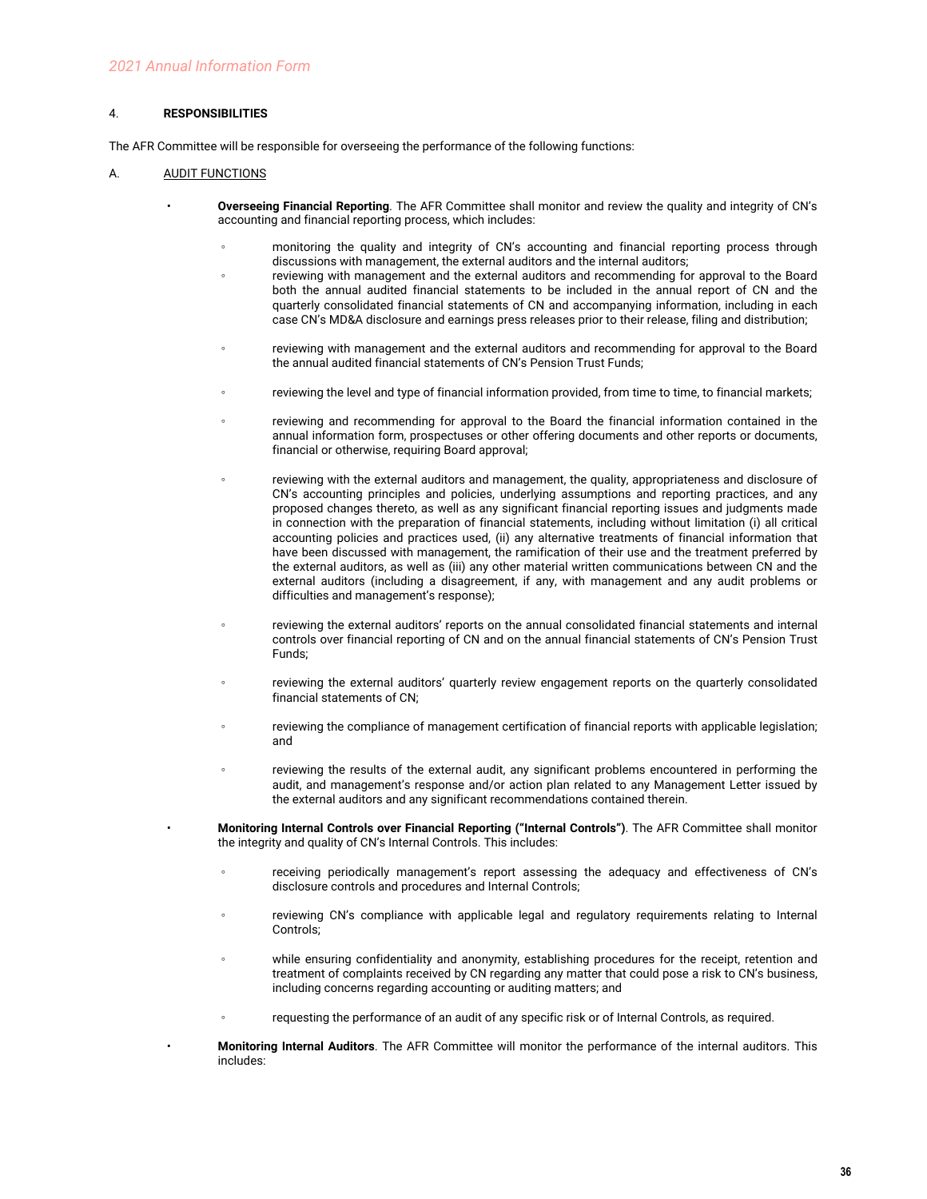## 4. RESPONSIBILITIES

The AFR Committee will be responsible for overseeing the performance of the following functions:

### A. AUDIT FUNCTIONS

- **Overseeing Financial Reporting**. The AFR Committee shall monitor and review the quality and integrity of CN's accounting and financial reporting process, which includes:
    - monitoring the quality and integrity of CN's accounting and financial reporting process through discussions with management, the external auditors and the internal auditors;
    - reviewing with management and the external auditors and recommending for approval to the Board both the annual audited financial statements to be included in the annual report of CN and the quarterly consolidated financial statements of CN and accompanying information, including in each case CN's MD&A disclosure and earnings press releases prior to their release, filing and distribution;
    - reviewing with management and the external auditors and recommending for approval to the Board the annual audited financial statements of CN's Pension Trust Funds;
    - reviewing the level and type of financial information provided, from time to time, to financial markets;
    - reviewing and recommending for approval to the Board the financial information contained in the annual information form, prospectuses or other offering documents and other reports or documents, financial or otherwise, requiring Board approval;
    - reviewing with the external auditors and management, the quality, appropriateness and disclosure of CN's accounting principles and policies, underlying assumptions and reporting practices, and any proposed changes thereto, as well as any significant financial reporting issues and judgments made in connection with the preparation of financial statements, including without limitation (i) all critical accounting policies and practices used, (ii) any alternative treatments of financial information that have been discussed with management, the ramification of their use and the treatment preferred by the external auditors, as well as (iii) any other material written communications between CN and the external auditors (including a disagreement, if any, with management and any audit problems or difficulties and management's response);
    - reviewing the external auditors' reports on the annual consolidated financial statements and internal controls over financial reporting of CN and on the annual financial statements of CN's Pension Trust Funds;
    - reviewing the external auditors' quarterly review engagement reports on the quarterly consolidated financial statements of CN;
    - reviewing the compliance of management certification of financial reports with applicable legislation; and
    - reviewing the results of the external audit, any significant problems encountered in performing the audit, and management's response and/or action plan related to any Management Letter issued by the external auditors and any significant recommendations contained therein.
- **Monitoring Internal Controls over Financial Reporting ("Internal Controls")**. The AFR Committee shall monitor the integrity and quality of CN's Internal Controls. This includes:
    - receiving periodically management's report assessing the adequacy and effectiveness of CN's disclosure controls and procedures and Internal Controls;
    - reviewing CN's compliance with applicable legal and regulatory requirements relating to Internal Controls;
    - while ensuring confidentiality and anonymity, establishing procedures for the receipt, retention and treatment of complaints received by CN regarding any matter that could pose a risk to CN's business, including concerns regarding accounting or auditing matters; and
    - requesting the performance of an audit of any specific risk or of Internal Controls, as required.
- **Monitoring Internal Auditors**. The AFR Committee will monitor the performance of the internal auditors. This includes: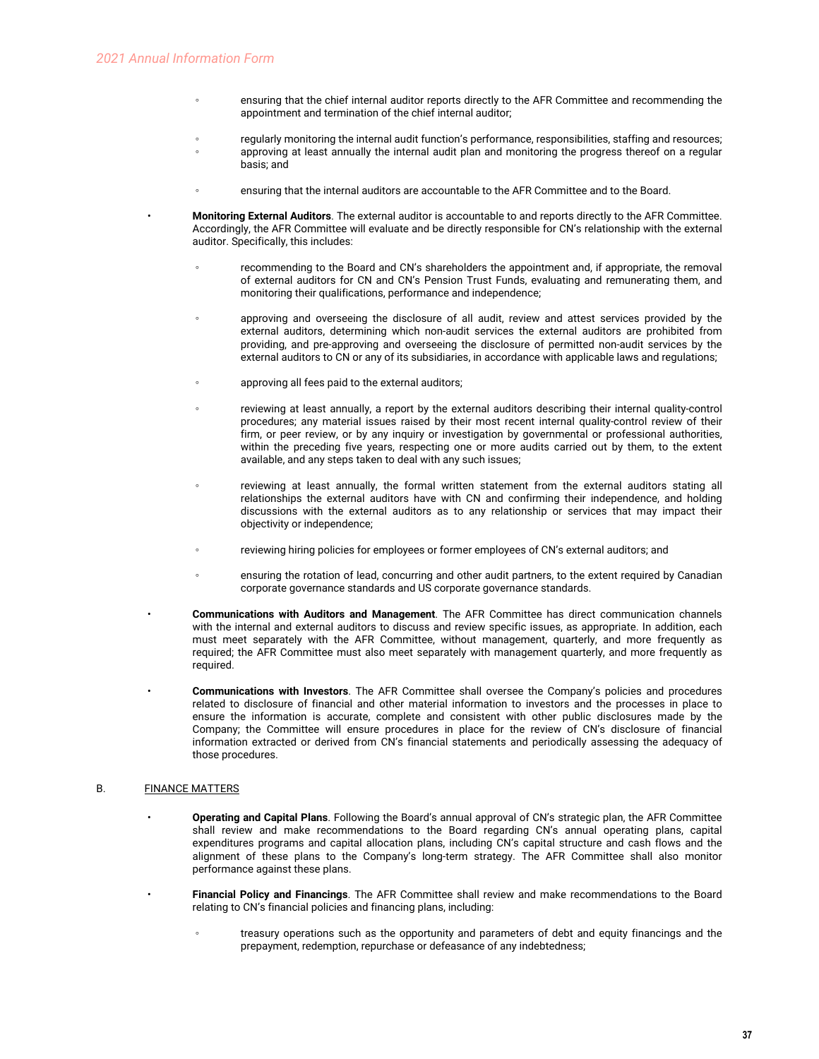- ensuring that the chief internal auditor reports directly to the AFR Committee and recommending the appointment and termination of the chief internal auditor;
- regularly monitoring the internal audit function's performance, responsibilities, staffing and resources;
- approving at least annually the internal audit plan and monitoring the progress thereof on a regular basis; and
- ensuring that the internal auditors are accountable to the AFR Committee and to the Board.

- **Monitoring External Auditors**. The external auditor is accountable to and reports directly to the AFR Committee. Accordingly, the AFR Committee will evaluate and be directly responsible for CN's relationship with the external auditor. Specifically, this includes:
  - recommending to the Board and CN's shareholders the appointment and, if appropriate, the removal of external auditors for CN and CN's Pension Trust Funds, evaluating and remunerating them, and monitoring their qualifications, performance and independence;
  - approving and overseeing the disclosure of all audit, review and attest services provided by the external auditors, determining which non-audit services the external auditors are prohibited from providing, and pre-approving and overseeing the disclosure of permitted non-audit services by the external auditors to CN or any of its subsidiaries, in accordance with applicable laws and regulations;
  - approving all fees paid to the external auditors;
  - reviewing at least annually, a report by the external auditors describing their internal quality-control procedures; any material issues raised by their most recent internal quality-control review of their firm, or peer review, or by any inquiry or investigation by governmental or professional authorities, within the preceding five years, respecting one or more audits carried out by them, to the extent available, and any steps taken to deal with any such issues;
  - reviewing at least annually, the formal written statement from the external auditors stating all relationships the external auditors have with CN and confirming their independence, and holding discussions with the external auditors as to any relationship or services that may impact their objectivity or independence;
  - reviewing hiring policies for employees or former employees of CN's external auditors; and
  - ensuring the rotation of lead, concurring and other audit partners, to the extent required by Canadian corporate governance standards and US corporate governance standards.

- **Communications with Auditors and Management**. The AFR Committee has direct communication channels with the internal and external auditors to discuss and review specific issues, as appropriate. In addition, each must meet separately with the AFR Committee, without management, quarterly, and more frequently as required; the AFR Committee must also meet separately with management quarterly, and more frequently as required.

- **Communications with Investors**. The AFR Committee shall oversee the Company's policies and procedures related to disclosure of financial and other material information to investors and the processes in place to ensure the information is accurate, complete and consistent with other public disclosures made by the Company; the Committee will ensure procedures in place for the review of CN's disclosure of financial information extracted or derived from CN's financial statements and periodically assessing the adequacy of those procedures.

B. FINANCE MATTERS

- **Operating and Capital Plans**. Following the Board's annual approval of CN's strategic plan, the AFR Committee shall review and make recommendations to the Board regarding CN's annual operating plans, capital expenditures programs and capital allocation plans, including CN's capital structure and cash flows and the alignment of these plans to the Company's long-term strategy. The AFR Committee shall also monitor performance against these plans.

- **Financial Policy and Financings**. The AFR Committee shall review and make recommendations to the Board relating to CN's financial policies and financing plans, including:
  - treasury operations such as the opportunity and parameters of debt and equity financings and the prepayment, redemption, repurchase or defeasance of any indebtedness;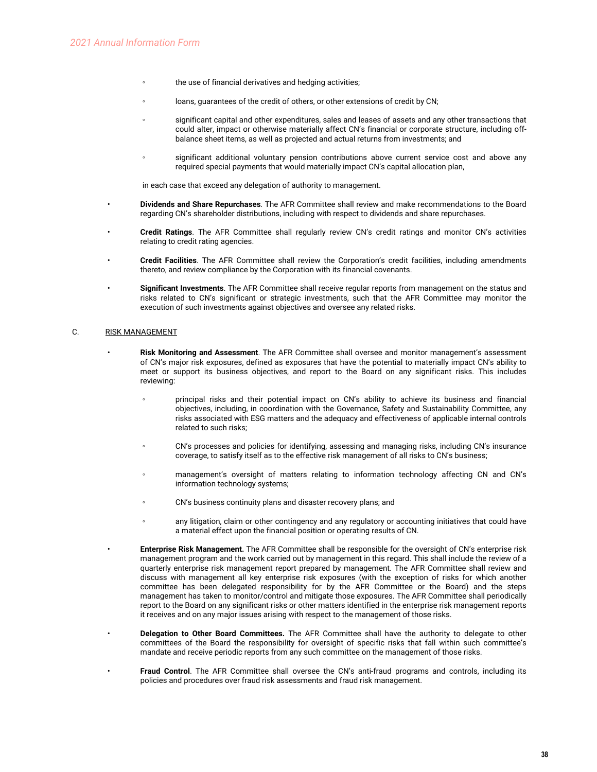- the use of financial derivatives and hedging activities;
- loans, guarantees of the credit of others, or other extensions of credit by CN;
- significant capital and other expenditures, sales and leases of assets and any other transactions that could alter, impact or otherwise materially affect CN's financial or corporate structure, including off-balance sheet items, as well as projected and actual returns from investments; and
- significant additional voluntary pension contributions above current service cost and above any required special payments that would materially impact CN's capital allocation plan,

in each case that exceed any delegation of authority to management.

- **Dividends and Share Repurchases**. The AFR Committee shall review and make recommendations to the Board regarding CN's shareholder distributions, including with respect to dividends and share repurchases.
- **Credit Ratings**. The AFR Committee shall regularly review CN's credit ratings and monitor CN's activities relating to credit rating agencies.
- **Credit Facilities**. The AFR Committee shall review the Corporation's credit facilities, including amendments thereto, and review compliance by the Corporation with its financial covenants.
- **Significant Investments**. The AFR Committee shall receive regular reports from management on the status and risks related to CN's significant or strategic investments, such that the AFR Committee may monitor the execution of such investments against objectives and oversee any related risks.

C. RISK MANAGEMENT

- **Risk Monitoring and Assessment**. The AFR Committee shall oversee and monitor management's assessment of CN's major risk exposures, defined as exposures that have the potential to materially impact CN's ability to meet or support its business objectives, and report to the Board on any significant risks. This includes reviewing:
  - principal risks and their potential impact on CN's ability to achieve its business and financial objectives, including, in coordination with the Governance, Safety and Sustainability Committee, any risks associated with ESG matters and the adequacy and effectiveness of applicable internal controls related to such risks;
  - CN's processes and policies for identifying, assessing and managing risks, including CN's insurance coverage, to satisfy itself as to the effective risk management of all risks to CN's business;
  - management's oversight of matters relating to information technology affecting CN and CN's information technology systems;
  - CN's business continuity plans and disaster recovery plans; and
  - any litigation, claim or other contingency and any regulatory or accounting initiatives that could have a material effect upon the financial position or operating results of CN.
- **Enterprise Risk Management.** The AFR Committee shall be responsible for the oversight of CN's enterprise risk management program and the work carried out by management in this regard. This shall include the review of a quarterly enterprise risk management report prepared by management. The AFR Committee shall review and discuss with management all key enterprise risk exposures (with the exception of risks for which another committee has been delegated responsibility for by the AFR Committee or the Board) and the steps management has taken to monitor/control and mitigate those exposures. The AFR Committee shall periodically report to the Board on any significant risks or other matters identified in the enterprise risk management reports it receives and on any major issues arising with respect to the management of those risks.
- **Delegation to Other Board Committees.** The AFR Committee shall have the authority to delegate to other committees of the Board the responsibility for oversight of specific risks that fall within such committee's mandate and receive periodic reports from any such committee on the management of those risks.
- **Fraud Control**. The AFR Committee shall oversee the CN's anti-fraud programs and controls, including its policies and procedures over fraud risk assessments and fraud risk management.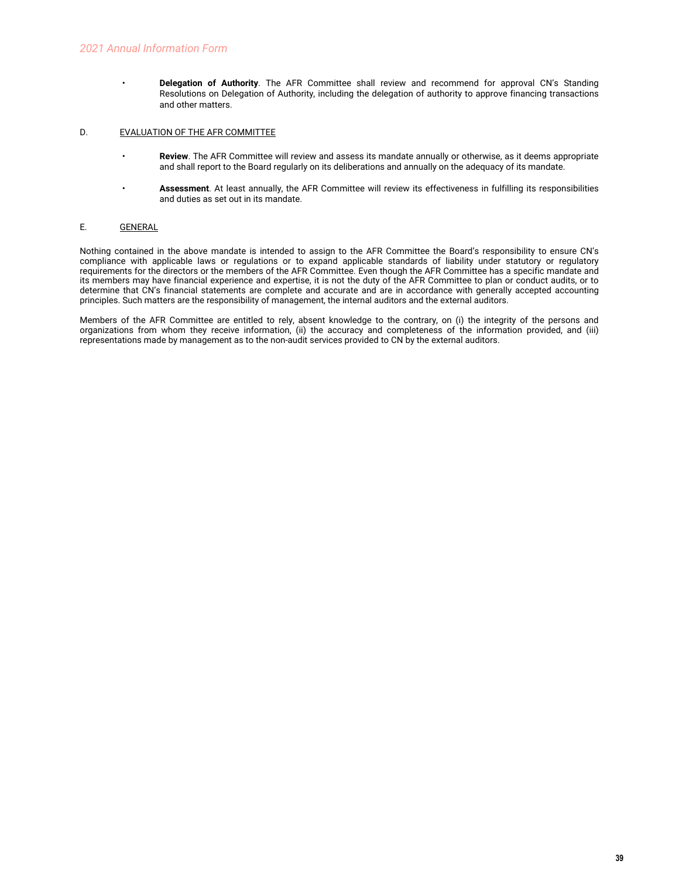- **Delegation of Authority**. The AFR Committee shall review and recommend for approval CN's Standing Resolutions on Delegation of Authority, including the delegation of authority to approve financing transactions and other matters.

D. EVALUATION OF THE AFR COMMITTEE

- **Review**. The AFR Committee will review and assess its mandate annually or otherwise, as it deems appropriate and shall report to the Board regularly on its deliberations and annually on the adequacy of its mandate.

- **Assessment**. At least annually, the AFR Committee will review its effectiveness in fulfilling its responsibilities and duties as set out in its mandate.

E. GENERAL

Nothing contained in the above mandate is intended to assign to the AFR Committee the Board's responsibility to ensure CN's compliance with applicable laws or regulations or to expand applicable standards of liability under statutory or regulatory requirements for the directors or the members of the AFR Committee. Even though the AFR Committee has a specific mandate and its members may have financial experience and expertise, it is not the duty of the AFR Committee to plan or conduct audits, or to determine that CN's financial statements are complete and accurate and are in accordance with generally accepted accounting principles. Such matters are the responsibility of management, the internal auditors and the external auditors.

Members of the AFR Committee are entitled to rely, absent knowledge to the contrary, on (i) the integrity of the persons and organizations from whom they receive information, (ii) the accuracy and completeness of the information provided, and (iii) representations made by management as to the non-audit services provided to CN by the external auditors.